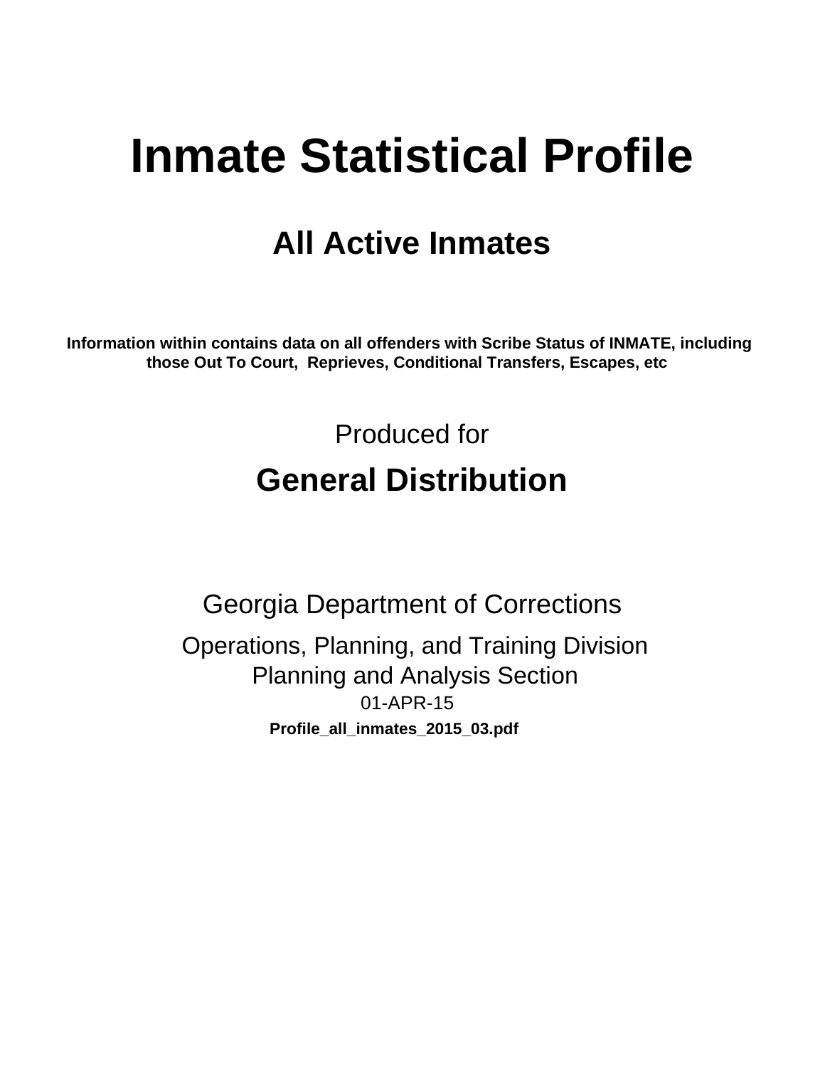# Inmate Statistical Profile

## All Active Inmates

**Information within contains data on all offenders with Scribe Status of INMATE, including those Out To Court, Reprieves, Conditional Transfers, Escapes, etc**

Produced for

## General Distribution

Georgia Department of Corrections

Operations, Planning, and Training Division
Planning and Analysis Section
01-APR-15

**Profile_all_inmates_2015_03.pdf**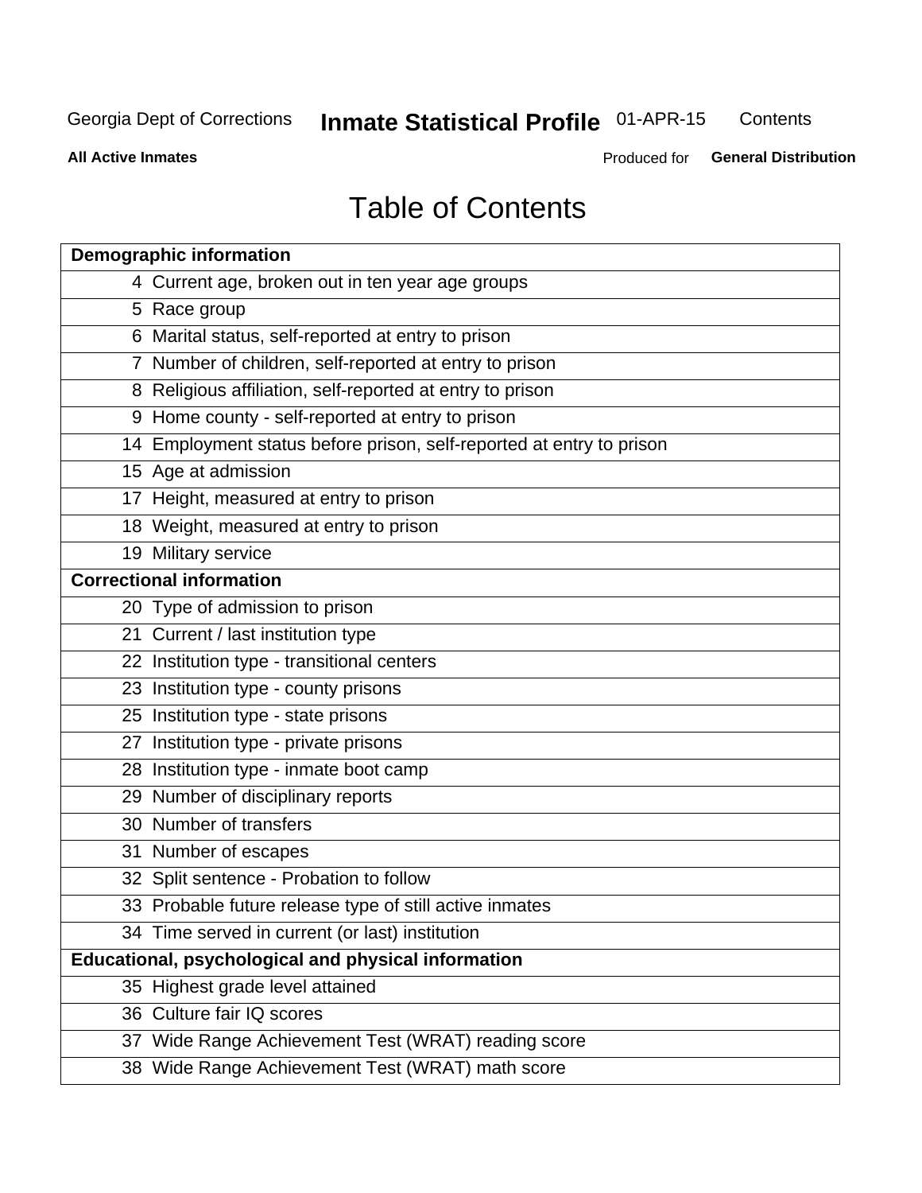# Table of Contents

| Page | Section |
|---|---|
| **Demographic information** | |
| 4 | Current age, broken out in ten year age groups |
| 5 | Race group |
| 6 | Marital status, self-reported at entry to prison |
| 7 | Number of children, self-reported at entry to prison |
| 8 | Religious affiliation, self-reported at entry to prison |
| 9 | Home county - self-reported at entry to prison |
| 14 | Employment status before prison, self-reported at entry to prison |
| 15 | Age at admission |
| 17 | Height, measured at entry to prison |
| 18 | Weight, measured at entry to prison |
| 19 | Military service |
| **Correctional information** | |
| 20 | Type of admission to prison |
| 21 | Current / last institution type |
| 22 | Institution type - transitional centers |
| 23 | Institution type - county prisons |
| 25 | Institution type - state prisons |
| 27 | Institution type - private prisons |
| 28 | Institution type - inmate boot camp |
| 29 | Number of disciplinary reports |
| 30 | Number of transfers |
| 31 | Number of escapes |
| 32 | Split sentence - Probation to follow |
| 33 | Probable future release type of still active inmates |
| 34 | Time served in current (or last) institution |
| **Educational, psychological and physical information** | |
| 35 | Highest grade level attained |
| 36 | Culture fair IQ scores |
| 37 | Wide Range Achievement Test (WRAT) reading score |
| 38 | Wide Range Achievement Test (WRAT) math score |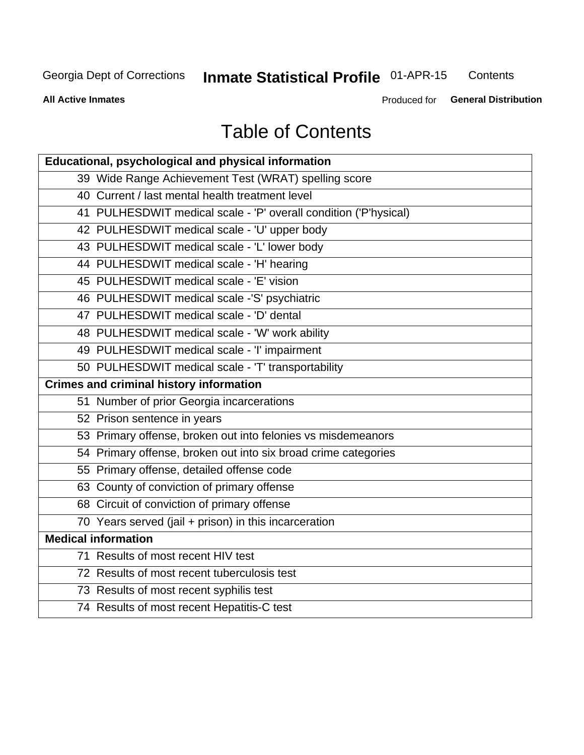# Table of Contents

| Educational, psychological and physical information |
|---|
| 39 Wide Range Achievement Test (WRAT) spelling score |
| 40 Current / last mental health treatment level |
| 41 PULHESDWIT medical scale - 'P' overall condition ('P'hysical) |
| 42 PULHESDWIT medical scale - 'U' upper body |
| 43 PULHESDWIT medical scale - 'L' lower body |
| 44 PULHESDWIT medical scale - 'H' hearing |
| 45 PULHESDWIT medical scale - 'E' vision |
| 46 PULHESDWIT medical scale -'S' psychiatric |
| 47 PULHESDWIT medical scale - 'D' dental |
| 48 PULHESDWIT medical scale - 'W' work ability |
| 49 PULHESDWIT medical scale - 'I' impairment |
| 50 PULHESDWIT medical scale - 'T' transportability |
| **Crimes and criminal history information** |
| 51 Number of prior Georgia incarcerations |
| 52 Prison sentence in years |
| 53 Primary offense, broken out into felonies vs misdemeanors |
| 54 Primary offense, broken out into six broad crime categories |
| 55 Primary offense, detailed offense code |
| 63 County of conviction of primary offense |
| 68 Circuit of conviction of primary offense |
| 70 Years served (jail + prison) in this incarceration |
| **Medical information** |
| 71 Results of most recent HIV test |
| 72 Results of most recent tuberculosis test |
| 73 Results of most recent syphilis test |
| 74 Results of most recent Hepatitis-C test |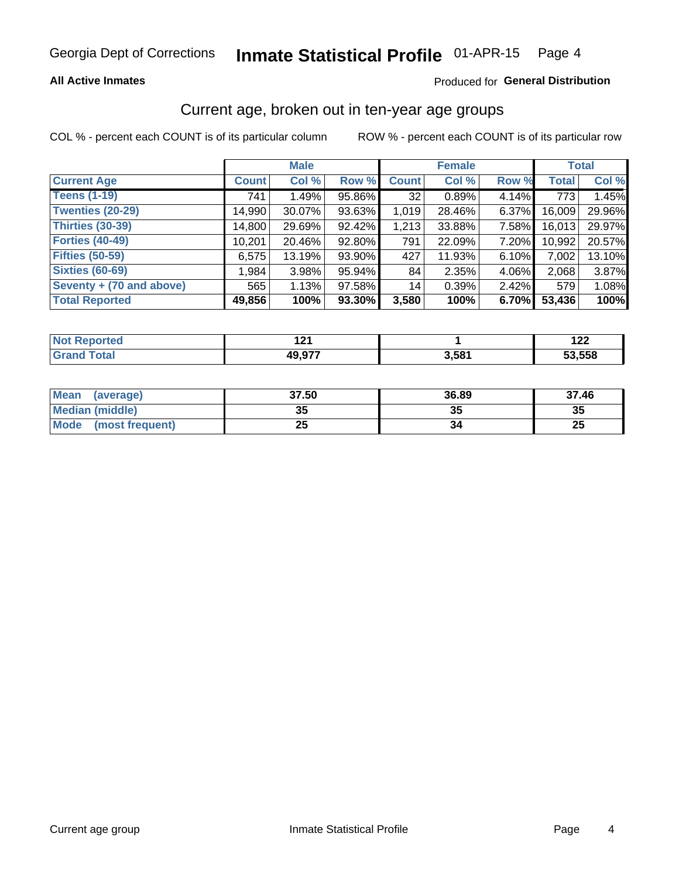Georgia Dept of Corrections **Inmate Statistical Profile** 01-APR-15

**All Active Inmates** Produced for **General Distribution**

## Current age, broken out in ten-year age groups

COL % - percent each COUNT is of its particular column ROW % - percent each COUNT is of its particular row

| | Male | | | Female | | | Total | |
|---|---|---|---|---|---|---|---|---|
| **Current Age** | **Count** | **Col %** | **Row %** | **Count** | **Col %** | **Row %** | **Total** | **Col %** |
| **Teens (1-19)** | 741 | 1.49% | 95.86% | 32 | 0.89% | 4.14% | 773 | 1.45% |
| **Twenties (20-29)** | 14,990 | 30.07% | 93.63% | 1,019 | 28.46% | 6.37% | 16,009 | 29.96% |
| **Thirties (30-39)** | 14,800 | 29.69% | 92.42% | 1,213 | 33.88% | 7.58% | 16,013 | 29.97% |
| **Forties (40-49)** | 10,201 | 20.46% | 92.80% | 791 | 22.09% | 7.20% | 10,992 | 20.57% |
| **Fifties (50-59)** | 6,575 | 13.19% | 93.90% | 427 | 11.93% | 6.10% | 7,002 | 13.10% |
| **Sixties (60-69)** | 1,984 | 3.98% | 95.94% | 84 | 2.35% | 4.06% | 2,068 | 3.87% |
| **Seventy + (70 and above)** | 565 | 1.13% | 97.58% | 14 | 0.39% | 2.42% | 579 | 1.08% |
| **Total Reported** | **49,856** | **100%** | **93.30%** | **3,580** | **100%** | **6.70%** | **53,436** | **100%** |

| | Male | Female | Total |
|---|---|---|---|
| **Not Reported** | **121** | **1** | **122** |
| **Grand Total** | **49,977** | **3,581** | **53,558** |

| | Male | Female | Total |
|---|---|---|---|
| **Mean (average)** | **37.50** | **36.89** | **37.46** |
| **Median (middle)** | **35** | **35** | **35** |
| **Mode (most frequent)** | **25** | **34** | **25** |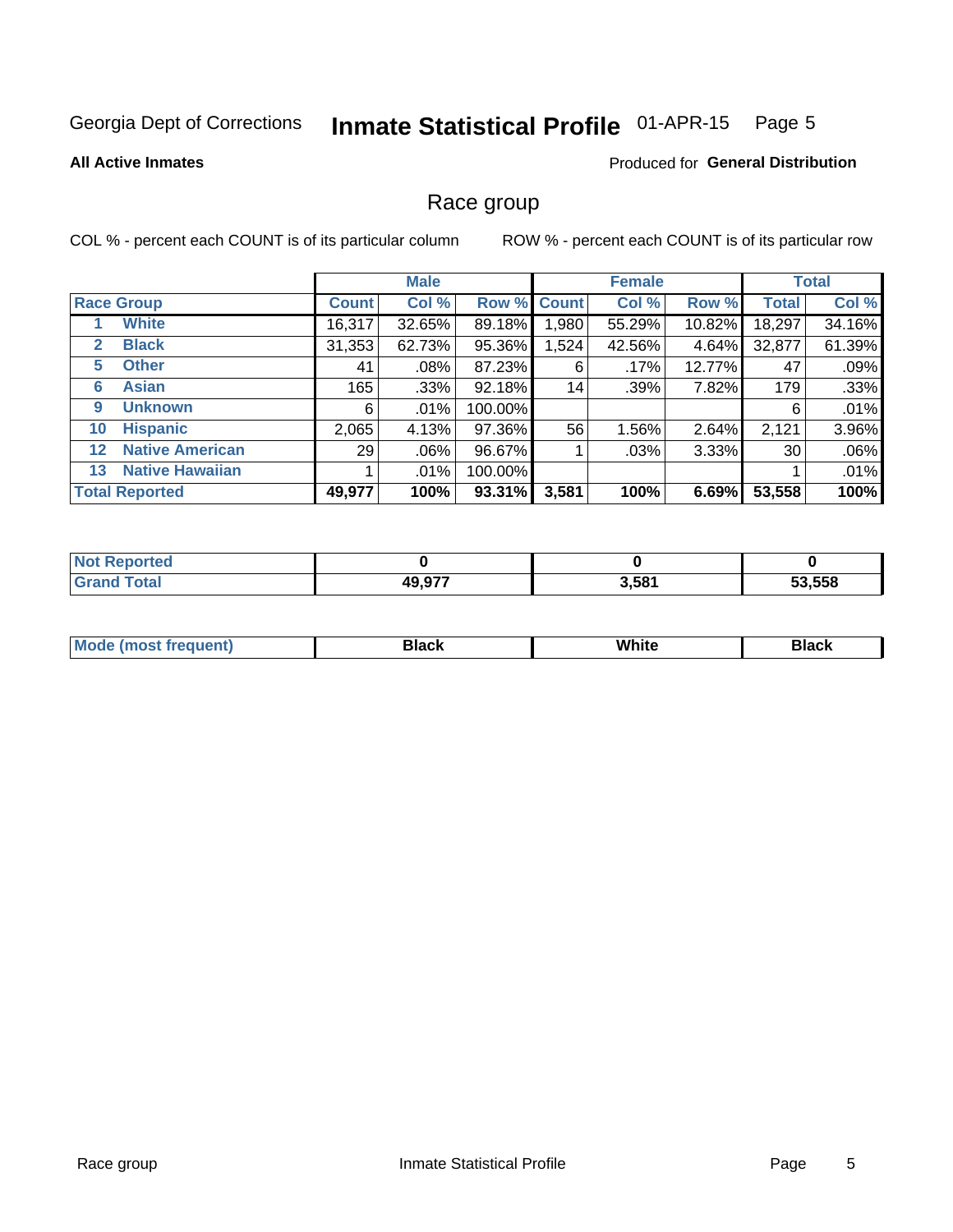Georgia Dept of Corrections **Inmate Statistical Profile** 01-APR-15 Page 5

**All Active Inmates**

Produced for **General Distribution**

## Race group

COL % - percent each COUNT is of its particular column ROW % - percent each COUNT is of its particular row

| | | Male | | | Female | | | Total | |
|---|---|---|---|---|---|---|---|---|---|
| **Race Group** | | **Count** | **Col %** | **Row %** | **Count** | **Col %** | **Row %** | **Total** | **Col %** |
| 1 | White | 16,317 | 32.65% | 89.18% | 1,980 | 55.29% | 10.82% | 18,297 | 34.16% |
| 2 | Black | 31,353 | 62.73% | 95.36% | 1,524 | 42.56% | 4.64% | 32,877 | 61.39% |
| 5 | Other | 41 | .08% | 87.23% | 6 | .17% | 12.77% | 47 | .09% |
| 6 | Asian | 165 | .33% | 92.18% | 14 | .39% | 7.82% | 179 | .33% |
| 9 | Unknown | 6 | .01% | 100.00% | | | | 6 | .01% |
| 10 | Hispanic | 2,065 | 4.13% | 97.36% | 56 | 1.56% | 2.64% | 2,121 | 3.96% |
| 12 | Native American | 29 | .06% | 96.67% | 1 | .03% | 3.33% | 30 | .06% |
| 13 | Native Hawaiian | 1 | .01% | 100.00% | | | | 1 | .01% |
| **Total Reported** | | **49,977** | **100%** | **93.31%** | **3,581** | **100%** | **6.69%** | **53,558** | **100%** |

| | Male | Female | Total |
|---|---|---|---|
| **Not Reported** | **0** | **0** | **0** |
| **Grand Total** | **49,977** | **3,581** | **53,558** |

| | Male | Female | Total |
|---|---|---|---|
| **Mode (most frequent)** | **Black** | **White** | **Black** |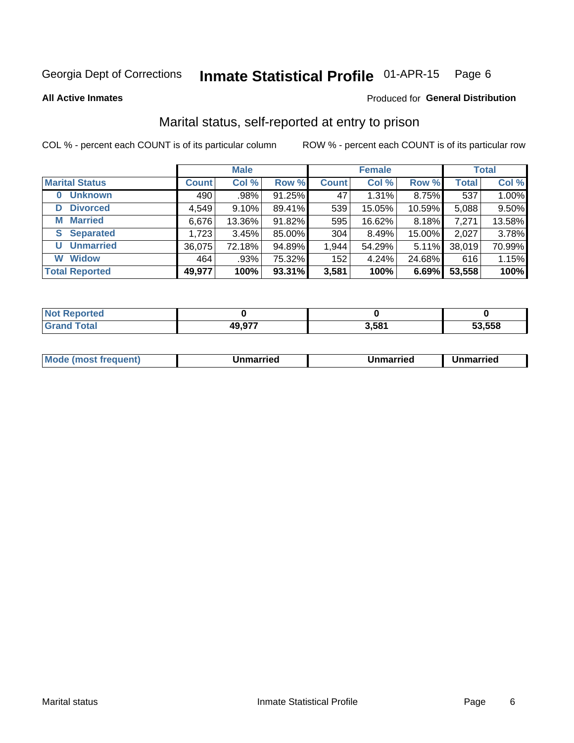Georgia Dept of Corrections **Inmate Statistical Profile** 01-APR-15

**All Active Inmates**

Produced for **General Distribution**

## Marital status, self-reported at entry to prison

COL % - percent each COUNT is of its particular column

ROW % - percent each COUNT is of its particular row

| | Male | | | Female | | | Total | |
|---|---|---|---|---|---|---|---|---|
| **Marital Status** | **Count** | **Col %** | **Row %** | **Count** | **Col %** | **Row %** | **Total** | **Col %** |
| **0 Unknown** | 490 | .98% | 91.25% | 47 | 1.31% | 8.75% | 537 | 1.00% |
| **D Divorced** | 4,549 | 9.10% | 89.41% | 539 | 15.05% | 10.59% | 5,088 | 9.50% |
| **M Married** | 6,676 | 13.36% | 91.82% | 595 | 16.62% | 8.18% | 7,271 | 13.58% |
| **S Separated** | 1,723 | 3.45% | 85.00% | 304 | 8.49% | 15.00% | 2,027 | 3.78% |
| **U Unmarried** | 36,075 | 72.18% | 94.89% | 1,944 | 54.29% | 5.11% | 38,019 | 70.99% |
| **W Widow** | 464 | .93% | 75.32% | 152 | 4.24% | 24.68% | 616 | 1.15% |
| **Total Reported** | **49,977** | **100%** | **93.31%** | **3,581** | **100%** | **6.69%** | **53,558** | **100%** |

| | Male | Female | Total |
|---|---|---|---|
| **Not Reported** | **0** | **0** | **0** |
| **Grand Total** | **49,977** | **3,581** | **53,558** |

| | Male | Female | Total |
|---|---|---|---|
| **Mode (most frequent)** | **Unmarried** | **Unmarried** | **Unmarried** |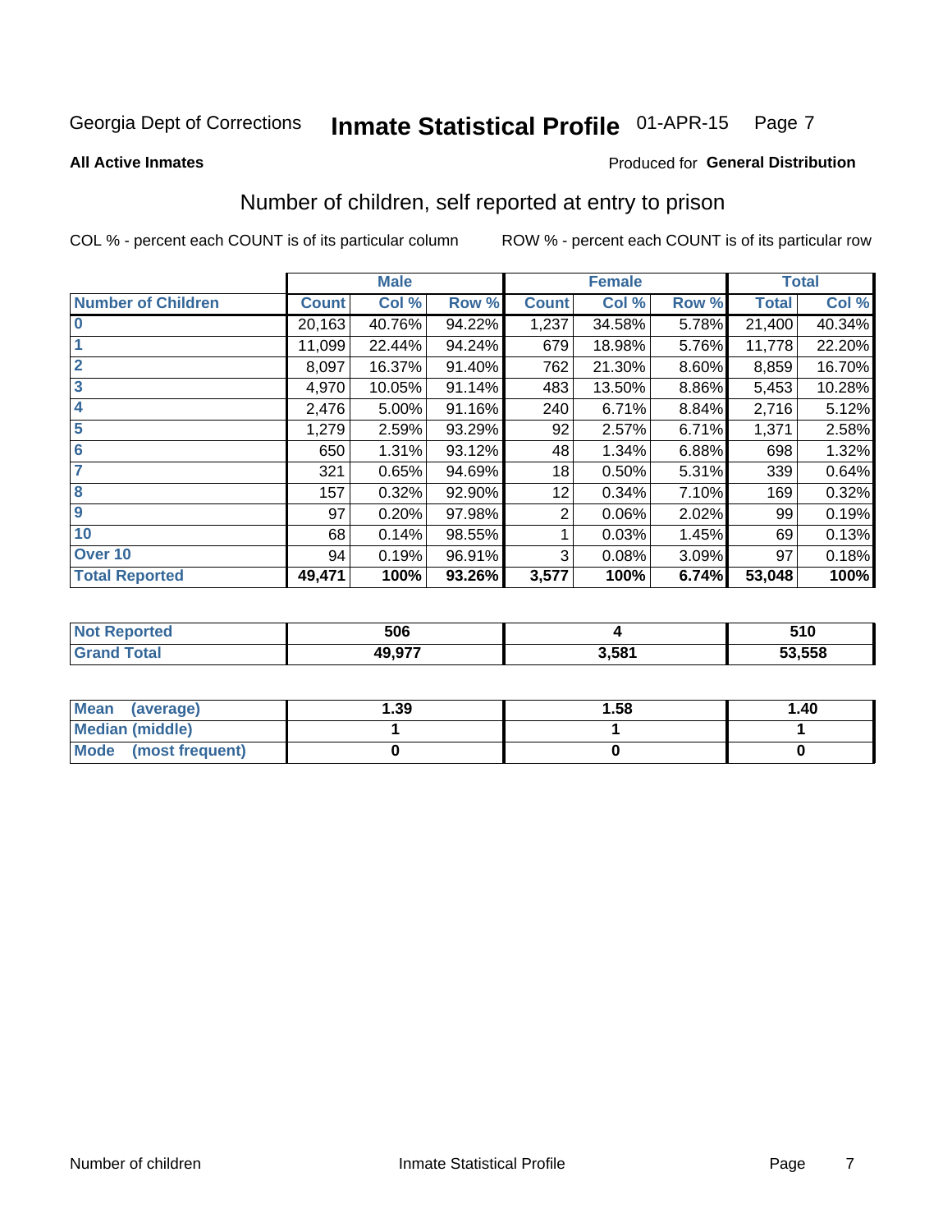Georgia Dept of Corrections **Inmate Statistical Profile** 01-APR-15

**All Active Inmates**

Produced for **General Distribution**

## Number of children, self reported at entry to prison

COL % - percent each COUNT is of its particular column

ROW % - percent each COUNT is of its particular row

| | Male | | | Female | | | Total | |
|---|---|---|---|---|---|---|---|---|
| **Number of Children** | **Count** | **Col %** | **Row %** | **Count** | **Col %** | **Row %** | **Total** | **Col %** |
| **0** | 20,163 | 40.76% | 94.22% | 1,237 | 34.58% | 5.78% | 21,400 | 40.34% |
| **1** | 11,099 | 22.44% | 94.24% | 679 | 18.98% | 5.76% | 11,778 | 22.20% |
| **2** | 8,097 | 16.37% | 91.40% | 762 | 21.30% | 8.60% | 8,859 | 16.70% |
| **3** | 4,970 | 10.05% | 91.14% | 483 | 13.50% | 8.86% | 5,453 | 10.28% |
| **4** | 2,476 | 5.00% | 91.16% | 240 | 6.71% | 8.84% | 2,716 | 5.12% |
| **5** | 1,279 | 2.59% | 93.29% | 92 | 2.57% | 6.71% | 1,371 | 2.58% |
| **6** | 650 | 1.31% | 93.12% | 48 | 1.34% | 6.88% | 698 | 1.32% |
| **7** | 321 | 0.65% | 94.69% | 18 | 0.50% | 5.31% | 339 | 0.64% |
| **8** | 157 | 0.32% | 92.90% | 12 | 0.34% | 7.10% | 169 | 0.32% |
| **9** | 97 | 0.20% | 97.98% | 2 | 0.06% | 2.02% | 99 | 0.19% |
| **10** | 68 | 0.14% | 98.55% | 1 | 0.03% | 1.45% | 69 | 0.13% |
| **Over 10** | 94 | 0.19% | 96.91% | 3 | 0.08% | 3.09% | 97 | 0.18% |
| **Total Reported** | **49,471** | **100%** | **93.26%** | **3,577** | **100%** | **6.74%** | **53,048** | **100%** |

| | Male | Female | Total |
|---|---|---|---|
| **Not Reported** | **506** | **4** | **510** |
| **Grand Total** | **49,977** | **3,581** | **53,558** |

| | Male | Female | Total |
|---|---|---|---|
| **Mean (average)** | **1.39** | **1.58** | **1.40** |
| **Median (middle)** | **1** | **1** | **1** |
| **Mode (most frequent)** | **0** | **0** | **0** |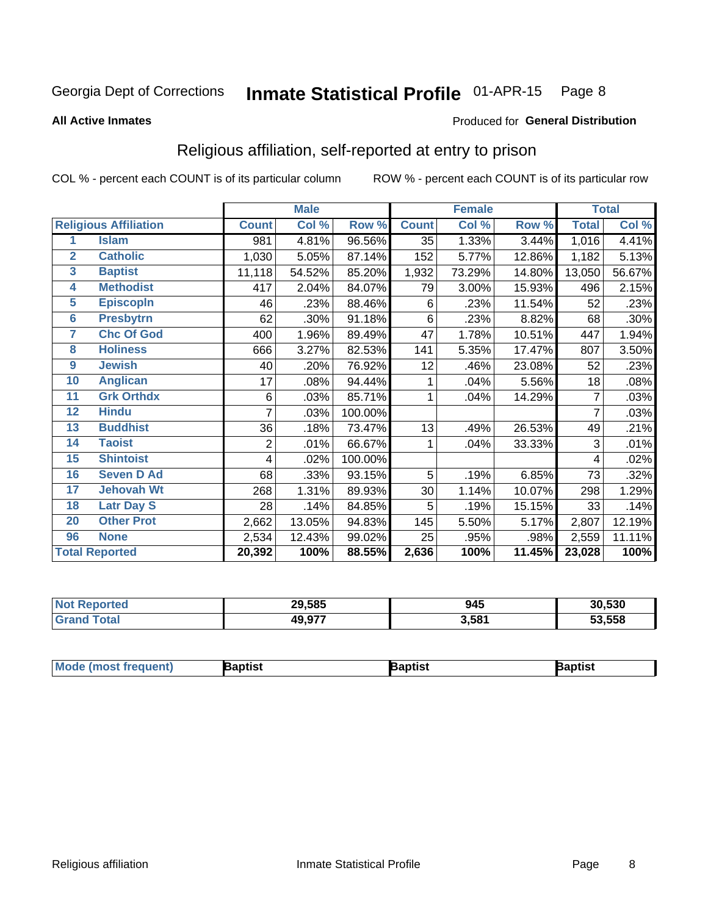Georgia Dept of Corrections **Inmate Statistical Profile** 01-APR-15

**All Active Inmates**

Produced for **General Distribution**

## Religious affiliation, self-reported at entry to prison

COL % - percent each COUNT is of its particular column

ROW % - percent each COUNT is of its particular row

| | | Male | | | Female | | | Total | |
|---|---|---|---|---|---|---|---|---|---|
| **Religious Affiliation** | | **Count** | **Col %** | **Row %** | **Count** | **Col %** | **Row %** | **Total** | **Col %** |
| 1 | Islam | 981 | 4.81% | 96.56% | 35 | 1.33% | 3.44% | 1,016 | 4.41% |
| 2 | Catholic | 1,030 | 5.05% | 87.14% | 152 | 5.77% | 12.86% | 1,182 | 5.13% |
| 3 | Baptist | 11,118 | 54.52% | 85.20% | 1,932 | 73.29% | 14.80% | 13,050 | 56.67% |
| 4 | Methodist | 417 | 2.04% | 84.07% | 79 | 3.00% | 15.93% | 496 | 2.15% |
| 5 | Episcopln | 46 | .23% | 88.46% | 6 | .23% | 11.54% | 52 | .23% |
| 6 | Presbytrn | 62 | .30% | 91.18% | 6 | .23% | 8.82% | 68 | .30% |
| 7 | Chc Of God | 400 | 1.96% | 89.49% | 47 | 1.78% | 10.51% | 447 | 1.94% |
| 8 | Holiness | 666 | 3.27% | 82.53% | 141 | 5.35% | 17.47% | 807 | 3.50% |
| 9 | Jewish | 40 | .20% | 76.92% | 12 | .46% | 23.08% | 52 | .23% |
| 10 | Anglican | 17 | .08% | 94.44% | 1 | .04% | 5.56% | 18 | .08% |
| 11 | Grk Orthdx | 6 | .03% | 85.71% | 1 | .04% | 14.29% | 7 | .03% |
| 12 | Hindu | 7 | .03% | 100.00% | | | | 7 | .03% |
| 13 | Buddhist | 36 | .18% | 73.47% | 13 | .49% | 26.53% | 49 | .21% |
| 14 | Taoist | 2 | .01% | 66.67% | 1 | .04% | 33.33% | 3 | .01% |
| 15 | Shintoist | 4 | .02% | 100.00% | | | | 4 | .02% |
| 16 | Seven D Ad | 68 | .33% | 93.15% | 5 | .19% | 6.85% | 73 | .32% |
| 17 | Jehovah Wt | 268 | 1.31% | 89.93% | 30 | 1.14% | 10.07% | 298 | 1.29% |
| 18 | Latr Day S | 28 | .14% | 84.85% | 5 | .19% | 15.15% | 33 | .14% |
| 20 | Other Prot | 2,662 | 13.05% | 94.83% | 145 | 5.50% | 5.17% | 2,807 | 12.19% |
| 96 | None | 2,534 | 12.43% | 99.02% | 25 | .95% | .98% | 2,559 | 11.11% |
| **Total Reported** | | **20,392** | **100%** | **88.55%** | **2,636** | **100%** | **11.45%** | **23,028** | **100%** |

| | Male | Female | Total |
|---|---|---|---|
| **Not Reported** | **29,585** | **945** | **30,530** |
| **Grand Total** | **49,977** | **3,581** | **53,558** |

| | Male | Female | Total |
|---|---|---|---|
| **Mode (most frequent)** | **Baptist** | **Baptist** | **Baptist** |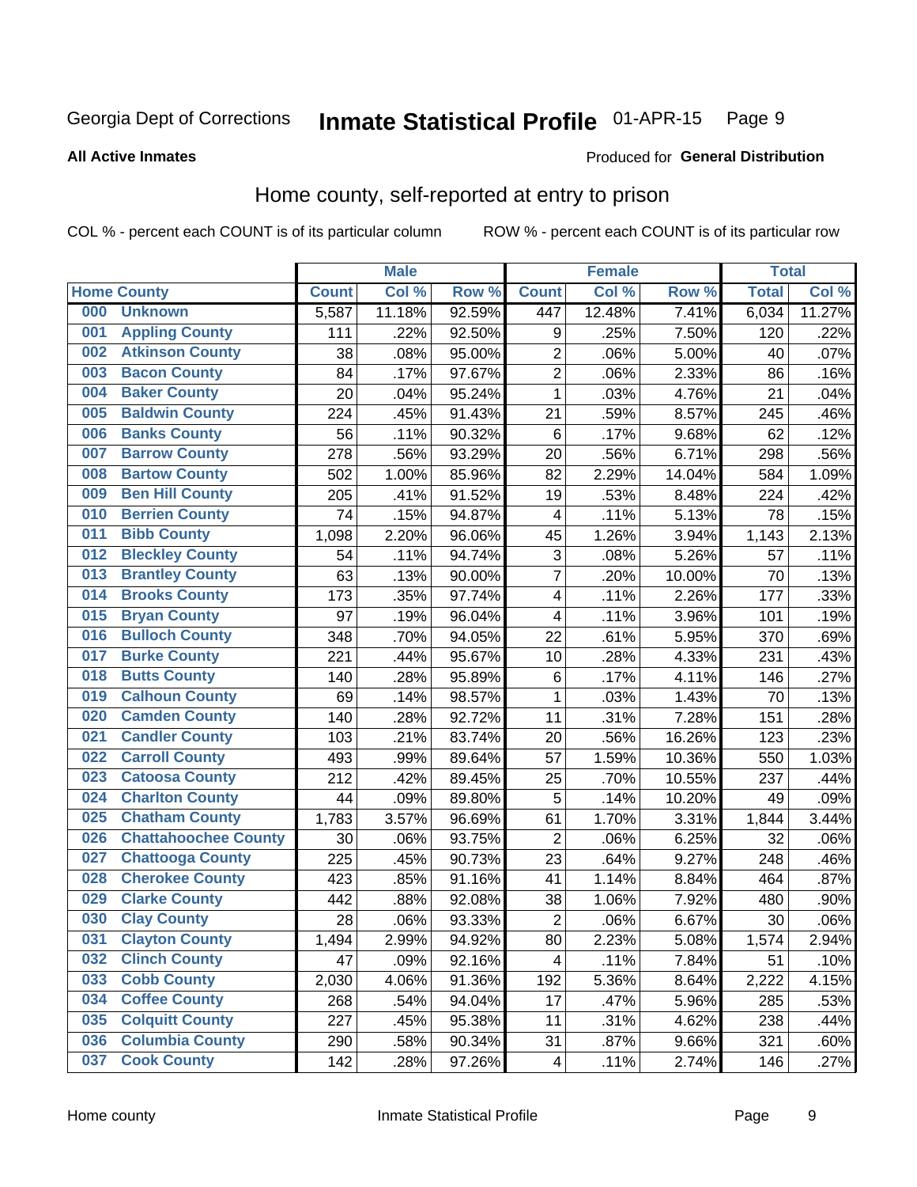Georgia Dept of Corrections **Inmate Statistical Profile** 01-APR-15

**All Active Inmates**

Produced for **General Distribution**

## Home county, self-reported at entry to prison

COL % - percent each COUNT is of its particular column     ROW % - percent each COUNT is of its particular row

| Home County | | Male | | | Female | | | Total | |
|---|---|---|---|---|---|---|---|---|---|
| | | Count | Col % | Row % | Count | Col % | Row % | Total | Col % |
| 000 | Unknown | 5,587 | 11.18% | 92.59% | 447 | 12.48% | 7.41% | 6,034 | 11.27% |
| 001 | Appling County | 111 | .22% | 92.50% | 9 | .25% | 7.50% | 120 | .22% |
| 002 | Atkinson County | 38 | .08% | 95.00% | 2 | .06% | 5.00% | 40 | .07% |
| 003 | Bacon County | 84 | .17% | 97.67% | 2 | .06% | 2.33% | 86 | .16% |
| 004 | Baker County | 20 | .04% | 95.24% | 1 | .03% | 4.76% | 21 | .04% |
| 005 | Baldwin County | 224 | .45% | 91.43% | 21 | .59% | 8.57% | 245 | .46% |
| 006 | Banks County | 56 | .11% | 90.32% | 6 | .17% | 9.68% | 62 | .12% |
| 007 | Barrow County | 278 | .56% | 93.29% | 20 | .56% | 6.71% | 298 | .56% |
| 008 | Bartow County | 502 | 1.00% | 85.96% | 82 | 2.29% | 14.04% | 584 | 1.09% |
| 009 | Ben Hill County | 205 | .41% | 91.52% | 19 | .53% | 8.48% | 224 | .42% |
| 010 | Berrien County | 74 | .15% | 94.87% | 4 | .11% | 5.13% | 78 | .15% |
| 011 | Bibb County | 1,098 | 2.20% | 96.06% | 45 | 1.26% | 3.94% | 1,143 | 2.13% |
| 012 | Bleckley County | 54 | .11% | 94.74% | 3 | .08% | 5.26% | 57 | .11% |
| 013 | Brantley County | 63 | .13% | 90.00% | 7 | .20% | 10.00% | 70 | .13% |
| 014 | Brooks County | 173 | .35% | 97.74% | 4 | .11% | 2.26% | 177 | .33% |
| 015 | Bryan County | 97 | .19% | 96.04% | 4 | .11% | 3.96% | 101 | .19% |
| 016 | Bulloch County | 348 | .70% | 94.05% | 22 | .61% | 5.95% | 370 | .69% |
| 017 | Burke County | 221 | .44% | 95.67% | 10 | .28% | 4.33% | 231 | .43% |
| 018 | Butts County | 140 | .28% | 95.89% | 6 | .17% | 4.11% | 146 | .27% |
| 019 | Calhoun County | 69 | .14% | 98.57% | 1 | .03% | 1.43% | 70 | .13% |
| 020 | Camden County | 140 | .28% | 92.72% | 11 | .31% | 7.28% | 151 | .28% |
| 021 | Candler County | 103 | .21% | 83.74% | 20 | .56% | 16.26% | 123 | .23% |
| 022 | Carroll County | 493 | .99% | 89.64% | 57 | 1.59% | 10.36% | 550 | 1.03% |
| 023 | Catoosa County | 212 | .42% | 89.45% | 25 | .70% | 10.55% | 237 | .44% |
| 024 | Charlton County | 44 | .09% | 89.80% | 5 | .14% | 10.20% | 49 | .09% |
| 025 | Chatham County | 1,783 | 3.57% | 96.69% | 61 | 1.70% | 3.31% | 1,844 | 3.44% |
| 026 | Chattahoochee County | 30 | .06% | 93.75% | 2 | .06% | 6.25% | 32 | .06% |
| 027 | Chattooga County | 225 | .45% | 90.73% | 23 | .64% | 9.27% | 248 | .46% |
| 028 | Cherokee County | 423 | .85% | 91.16% | 41 | 1.14% | 8.84% | 464 | .87% |
| 029 | Clarke County | 442 | .88% | 92.08% | 38 | 1.06% | 7.92% | 480 | .90% |
| 030 | Clay County | 28 | .06% | 93.33% | 2 | .06% | 6.67% | 30 | .06% |
| 031 | Clayton County | 1,494 | 2.99% | 94.92% | 80 | 2.23% | 5.08% | 1,574 | 2.94% |
| 032 | Clinch County | 47 | .09% | 92.16% | 4 | .11% | 7.84% | 51 | .10% |
| 033 | Cobb County | 2,030 | 4.06% | 91.36% | 192 | 5.36% | 8.64% | 2,222 | 4.15% |
| 034 | Coffee County | 268 | .54% | 94.04% | 17 | .47% | 5.96% | 285 | .53% |
| 035 | Colquitt County | 227 | .45% | 95.38% | 11 | .31% | 4.62% | 238 | .44% |
| 036 | Columbia County | 290 | .58% | 90.34% | 31 | .87% | 9.66% | 321 | .60% |
| 037 | Cook County | 142 | .28% | 97.26% | 4 | .11% | 2.74% | 146 | .27% |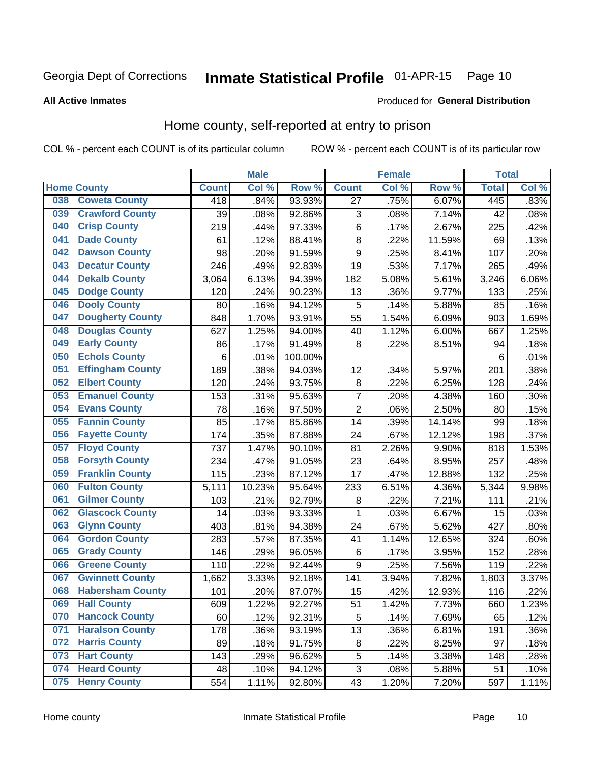Georgia Dept of Corrections **Inequality Statistical Profile** 01-APR-15

**All Active Inmates**

Produced for **General Distribution**

## Home county, self-reported at entry to prison

COL % - percent each COUNT is of its particular column ROW % - percent each COUNT is of its particular row

| Home County | | Male | | | Female | | | Total | |
|---|---|---|---|---|---|---|---|---|---|
| | | Count | Col % | Row % | Count | Col % | Row % | Total | Col % |
| 038 | Coweta County | 418 | .84% | 93.93% | 27 | .75% | 6.07% | 445 | .83% |
| 039 | Crawford County | 39 | .08% | 92.86% | 3 | .08% | 7.14% | 42 | .08% |
| 040 | Crisp County | 219 | .44% | 97.33% | 6 | .17% | 2.67% | 225 | .42% |
| 041 | Dade County | 61 | .12% | 88.41% | 8 | .22% | 11.59% | 69 | .13% |
| 042 | Dawson County | 98 | .20% | 91.59% | 9 | .25% | 8.41% | 107 | .20% |
| 043 | Decatur County | 246 | .49% | 92.83% | 19 | .53% | 7.17% | 265 | .49% |
| 044 | Dekalb County | 3,064 | 6.13% | 94.39% | 182 | 5.08% | 5.61% | 3,246 | 6.06% |
| 045 | Dodge County | 120 | .24% | 90.23% | 13 | .36% | 9.77% | 133 | .25% |
| 046 | Dooly County | 80 | .16% | 94.12% | 5 | .14% | 5.88% | 85 | .16% |
| 047 | Dougherty County | 848 | 1.70% | 93.91% | 55 | 1.54% | 6.09% | 903 | 1.69% |
| 048 | Douglas County | 627 | 1.25% | 94.00% | 40 | 1.12% | 6.00% | 667 | 1.25% |
| 049 | Early County | 86 | .17% | 91.49% | 8 | .22% | 8.51% | 94 | .18% |
| 050 | Echols County | 6 | .01% | 100.00% | | | | 6 | .01% |
| 051 | Effingham County | 189 | .38% | 94.03% | 12 | .34% | 5.97% | 201 | .38% |
| 052 | Elbert County | 120 | .24% | 93.75% | 8 | .22% | 6.25% | 128 | .24% |
| 053 | Emanuel County | 153 | .31% | 95.63% | 7 | .20% | 4.38% | 160 | .30% |
| 054 | Evans County | 78 | .16% | 97.50% | 2 | .06% | 2.50% | 80 | .15% |
| 055 | Fannin County | 85 | .17% | 85.86% | 14 | .39% | 14.14% | 99 | .18% |
| 056 | Fayette County | 174 | .35% | 87.88% | 24 | .67% | 12.12% | 198 | .37% |
| 057 | Floyd County | 737 | 1.47% | 90.10% | 81 | 2.26% | 9.90% | 818 | 1.53% |
| 058 | Forsyth County | 234 | .47% | 91.05% | 23 | .64% | 8.95% | 257 | .48% |
| 059 | Franklin County | 115 | .23% | 87.12% | 17 | .47% | 12.88% | 132 | .25% |
| 060 | Fulton County | 5,111 | 10.23% | 95.64% | 233 | 6.51% | 4.36% | 5,344 | 9.98% |
| 061 | Gilmer County | 103 | .21% | 92.79% | 8 | .22% | 7.21% | 111 | .21% |
| 062 | Glascock County | 14 | .03% | 93.33% | 1 | .03% | 6.67% | 15 | .03% |
| 063 | Glynn County | 403 | .81% | 94.38% | 24 | .67% | 5.62% | 427 | .80% |
| 064 | Gordon County | 283 | .57% | 87.35% | 41 | 1.14% | 12.65% | 324 | .60% |
| 065 | Grady County | 146 | .29% | 96.05% | 6 | .17% | 3.95% | 152 | .28% |
| 066 | Greene County | 110 | .22% | 92.44% | 9 | .25% | 7.56% | 119 | .22% |
| 067 | Gwinnett County | 1,662 | 3.33% | 92.18% | 141 | 3.94% | 7.82% | 1,803 | 3.37% |
| 068 | Habersham County | 101 | .20% | 87.07% | 15 | .42% | 12.93% | 116 | .22% |
| 069 | Hall County | 609 | 1.22% | 92.27% | 51 | 1.42% | 7.73% | 660 | 1.23% |
| 070 | Hancock County | 60 | .12% | 92.31% | 5 | .14% | 7.69% | 65 | .12% |
| 071 | Haralson County | 178 | .36% | 93.19% | 13 | .36% | 6.81% | 191 | .36% |
| 072 | Harris County | 89 | .18% | 91.75% | 8 | .22% | 8.25% | 97 | .18% |
| 073 | Hart County | 143 | .29% | 96.62% | 5 | .14% | 3.38% | 148 | .28% |
| 074 | Heard County | 48 | .10% | 94.12% | 3 | .08% | 5.88% | 51 | .10% |
| 075 | Henry County | 554 | 1.11% | 92.80% | 43 | 1.20% | 7.20% | 597 | 1.11% |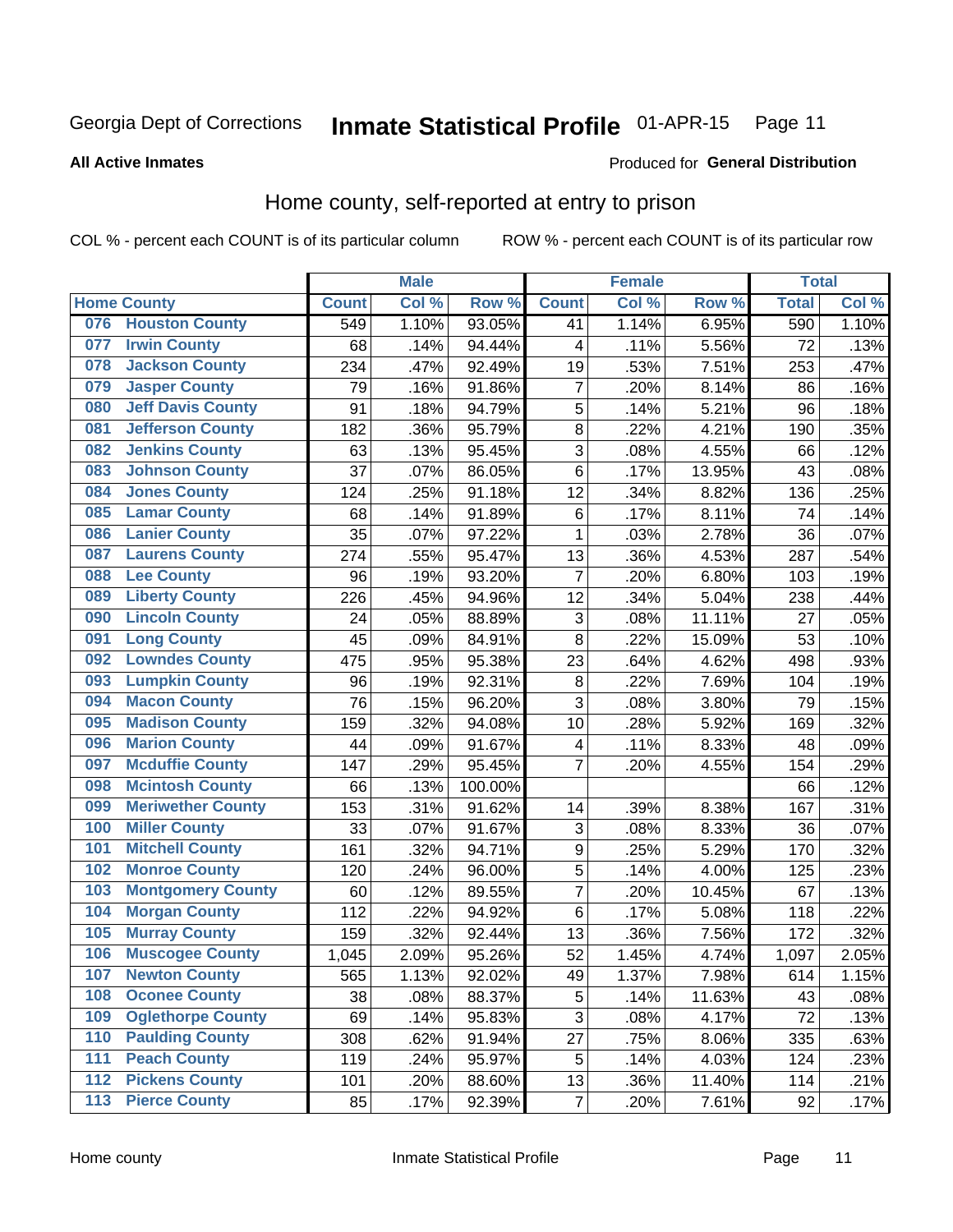Georgia Dept of Corrections **Inmate Statistical Profile** 01-APR-15 Page 11

**All Active Inmates**

Produced for **General Distribution**

## Home county, self-reported at entry to prison

COL % - percent each COUNT is of its particular column ROW % - percent each COUNT is of its particular row

| Home County | | Male | | | Female | | | Total | |
|---|---|---|---|---|---|---|---|---|---|
| | | Count | Col % | Row % | Count | Col % | Row % | Total | Col % |
| 076 | Houston County | 549 | 1.10% | 93.05% | 41 | 1.14% | 6.95% | 590 | 1.10% |
| 077 | Irwin County | 68 | .14% | 94.44% | 4 | .11% | 5.56% | 72 | .13% |
| 078 | Jackson County | 234 | .47% | 92.49% | 19 | .53% | 7.51% | 253 | .47% |
| 079 | Jasper County | 79 | .16% | 91.86% | 7 | .20% | 8.14% | 86 | .16% |
| 080 | Jeff Davis County | 91 | .18% | 94.79% | 5 | .14% | 5.21% | 96 | .18% |
| 081 | Jefferson County | 182 | .36% | 95.79% | 8 | .22% | 4.21% | 190 | .35% |
| 082 | Jenkins County | 63 | .13% | 95.45% | 3 | .08% | 4.55% | 66 | .12% |
| 083 | Johnson County | 37 | .07% | 86.05% | 6 | .17% | 13.95% | 43 | .08% |
| 084 | Jones County | 124 | .25% | 91.18% | 12 | .34% | 8.82% | 136 | .25% |
| 085 | Lamar County | 68 | .14% | 91.89% | 6 | .17% | 8.11% | 74 | .14% |
| 086 | Lanier County | 35 | .07% | 97.22% | 1 | .03% | 2.78% | 36 | .07% |
| 087 | Laurens County | 274 | .55% | 95.47% | 13 | .36% | 4.53% | 287 | .54% |
| 088 | Lee County | 96 | .19% | 93.20% | 7 | .20% | 6.80% | 103 | .19% |
| 089 | Liberty County | 226 | .45% | 94.96% | 12 | .34% | 5.04% | 238 | .44% |
| 090 | Lincoln County | 24 | .05% | 88.89% | 3 | .08% | 11.11% | 27 | .05% |
| 091 | Long County | 45 | .09% | 84.91% | 8 | .22% | 15.09% | 53 | .10% |
| 092 | Lowndes County | 475 | .95% | 95.38% | 23 | .64% | 4.62% | 498 | .93% |
| 093 | Lumpkin County | 96 | .19% | 92.31% | 8 | .22% | 7.69% | 104 | .19% |
| 094 | Macon County | 76 | .15% | 96.20% | 3 | .08% | 3.80% | 79 | .15% |
| 095 | Madison County | 159 | .32% | 94.08% | 10 | .28% | 5.92% | 169 | .32% |
| 096 | Marion County | 44 | .09% | 91.67% | 4 | .11% | 8.33% | 48 | .09% |
| 097 | Mcduffie County | 147 | .29% | 95.45% | 7 | .20% | 4.55% | 154 | .29% |
| 098 | Mcintosh County | 66 | .13% | 100.00% | | | | 66 | .12% |
| 099 | Meriwether County | 153 | .31% | 91.62% | 14 | .39% | 8.38% | 167 | .31% |
| 100 | Miller County | 33 | .07% | 91.67% | 3 | .08% | 8.33% | 36 | .07% |
| 101 | Mitchell County | 161 | .32% | 94.71% | 9 | .25% | 5.29% | 170 | .32% |
| 102 | Monroe County | 120 | .24% | 96.00% | 5 | .14% | 4.00% | 125 | .23% |
| 103 | Montgomery County | 60 | .12% | 89.55% | 7 | .20% | 10.45% | 67 | .13% |
| 104 | Morgan County | 112 | .22% | 94.92% | 6 | .17% | 5.08% | 118 | .22% |
| 105 | Murray County | 159 | .32% | 92.44% | 13 | .36% | 7.56% | 172 | .32% |
| 106 | Muscogee County | 1,045 | 2.09% | 95.26% | 52 | 1.45% | 4.74% | 1,097 | 2.05% |
| 107 | Newton County | 565 | 1.13% | 92.02% | 49 | 1.37% | 7.98% | 614 | 1.15% |
| 108 | Oconee County | 38 | .08% | 88.37% | 5 | .14% | 11.63% | 43 | .08% |
| 109 | Oglethorpe County | 69 | .14% | 95.83% | 3 | .08% | 4.17% | 72 | .13% |
| 110 | Paulding County | 308 | .62% | 91.94% | 27 | .75% | 8.06% | 335 | .63% |
| 111 | Peach County | 119 | .24% | 95.97% | 5 | .14% | 4.03% | 124 | .23% |
| 112 | Pickens County | 101 | .20% | 88.60% | 13 | .36% | 11.40% | 114 | .21% |
| 113 | Pierce County | 85 | .17% | 92.39% | 7 | .20% | 7.61% | 92 | .17% |

Home county Inmate Statistical Profile Page 11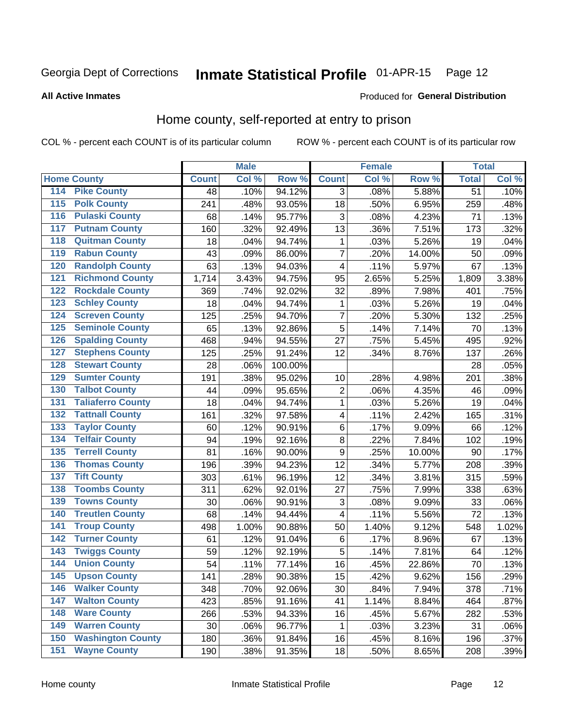Georgia Dept of Corrections **Inmate Statistical Profile** 01-APR-15

**All Active Inmates**

Produced for **General Distribution**

## Home county, self-reported at entry to prison

COL % - percent each COUNT is of its particular column ROW % - percent each COUNT is of its particular row

| Home County | | Male | | | Female | | | Total | |
|---|---|---|---|---|---|---|---|---|---|
| | | Count | Col % | Row % | Count | Col % | Row % | Total | Col % |
| 114 | Pike County | 48 | .10% | 94.12% | 3 | .08% | 5.88% | 51 | .10% |
| 115 | Polk County | 241 | .48% | 93.05% | 18 | .50% | 6.95% | 259 | .48% |
| 116 | Pulaski County | 68 | .14% | 95.77% | 3 | .08% | 4.23% | 71 | .13% |
| 117 | Putnam County | 160 | .32% | 92.49% | 13 | .36% | 7.51% | 173 | .32% |
| 118 | Quitman County | 18 | .04% | 94.74% | 1 | .03% | 5.26% | 19 | .04% |
| 119 | Rabun County | 43 | .09% | 86.00% | 7 | .20% | 14.00% | 50 | .09% |
| 120 | Randolph County | 63 | .13% | 94.03% | 4 | .11% | 5.97% | 67 | .13% |
| 121 | Richmond County | 1,714 | 3.43% | 94.75% | 95 | 2.65% | 5.25% | 1,809 | 3.38% |
| 122 | Rockdale County | 369 | .74% | 92.02% | 32 | .89% | 7.98% | 401 | .75% |
| 123 | Schley County | 18 | .04% | 94.74% | 1 | .03% | 5.26% | 19 | .04% |
| 124 | Screven County | 125 | .25% | 94.70% | 7 | .20% | 5.30% | 132 | .25% |
| 125 | Seminole County | 65 | .13% | 92.86% | 5 | .14% | 7.14% | 70 | .13% |
| 126 | Spalding County | 468 | .94% | 94.55% | 27 | .75% | 5.45% | 495 | .92% |
| 127 | Stephens County | 125 | .25% | 91.24% | 12 | .34% | 8.76% | 137 | .26% |
| 128 | Stewart County | 28 | .06% | 100.00% | | | | 28 | .05% |
| 129 | Sumter County | 191 | .38% | 95.02% | 10 | .28% | 4.98% | 201 | .38% |
| 130 | Talbot County | 44 | .09% | 95.65% | 2 | .06% | 4.35% | 46 | .09% |
| 131 | Taliaferro County | 18 | .04% | 94.74% | 1 | .03% | 5.26% | 19 | .04% |
| 132 | Tattnall County | 161 | .32% | 97.58% | 4 | .11% | 2.42% | 165 | .31% |
| 133 | Taylor County | 60 | .12% | 90.91% | 6 | .17% | 9.09% | 66 | .12% |
| 134 | Telfair County | 94 | .19% | 92.16% | 8 | .22% | 7.84% | 102 | .19% |
| 135 | Terrell County | 81 | .16% | 90.00% | 9 | .25% | 10.00% | 90 | .17% |
| 136 | Thomas County | 196 | .39% | 94.23% | 12 | .34% | 5.77% | 208 | .39% |
| 137 | Tift County | 303 | .61% | 96.19% | 12 | .34% | 3.81% | 315 | .59% |
| 138 | Toombs County | 311 | .62% | 92.01% | 27 | .75% | 7.99% | 338 | .63% |
| 139 | Towns County | 30 | .06% | 90.91% | 3 | .08% | 9.09% | 33 | .06% |
| 140 | Treutlen County | 68 | .14% | 94.44% | 4 | .11% | 5.56% | 72 | .13% |
| 141 | Troup County | 498 | 1.00% | 90.88% | 50 | 1.40% | 9.12% | 548 | 1.02% |
| 142 | Turner County | 61 | .12% | 91.04% | 6 | .17% | 8.96% | 67 | .13% |
| 143 | Twiggs County | 59 | .12% | 92.19% | 5 | .14% | 7.81% | 64 | .12% |
| 144 | Union County | 54 | .11% | 77.14% | 16 | .45% | 22.86% | 70 | .13% |
| 145 | Upson County | 141 | .28% | 90.38% | 15 | .42% | 9.62% | 156 | .29% |
| 146 | Walker County | 348 | .70% | 92.06% | 30 | .84% | 7.94% | 378 | .71% |
| 147 | Walton County | 423 | .85% | 91.16% | 41 | 1.14% | 8.84% | 464 | .87% |
| 148 | Ware County | 266 | .53% | 94.33% | 16 | .45% | 5.67% | 282 | .53% |
| 149 | Warren County | 30 | .06% | 96.77% | 1 | .03% | 3.23% | 31 | .06% |
| 150 | Washington County | 180 | .36% | 91.84% | 16 | .45% | 8.16% | 196 | .37% |
| 151 | Wayne County | 190 | .38% | 91.35% | 18 | .50% | 8.65% | 208 | .39% |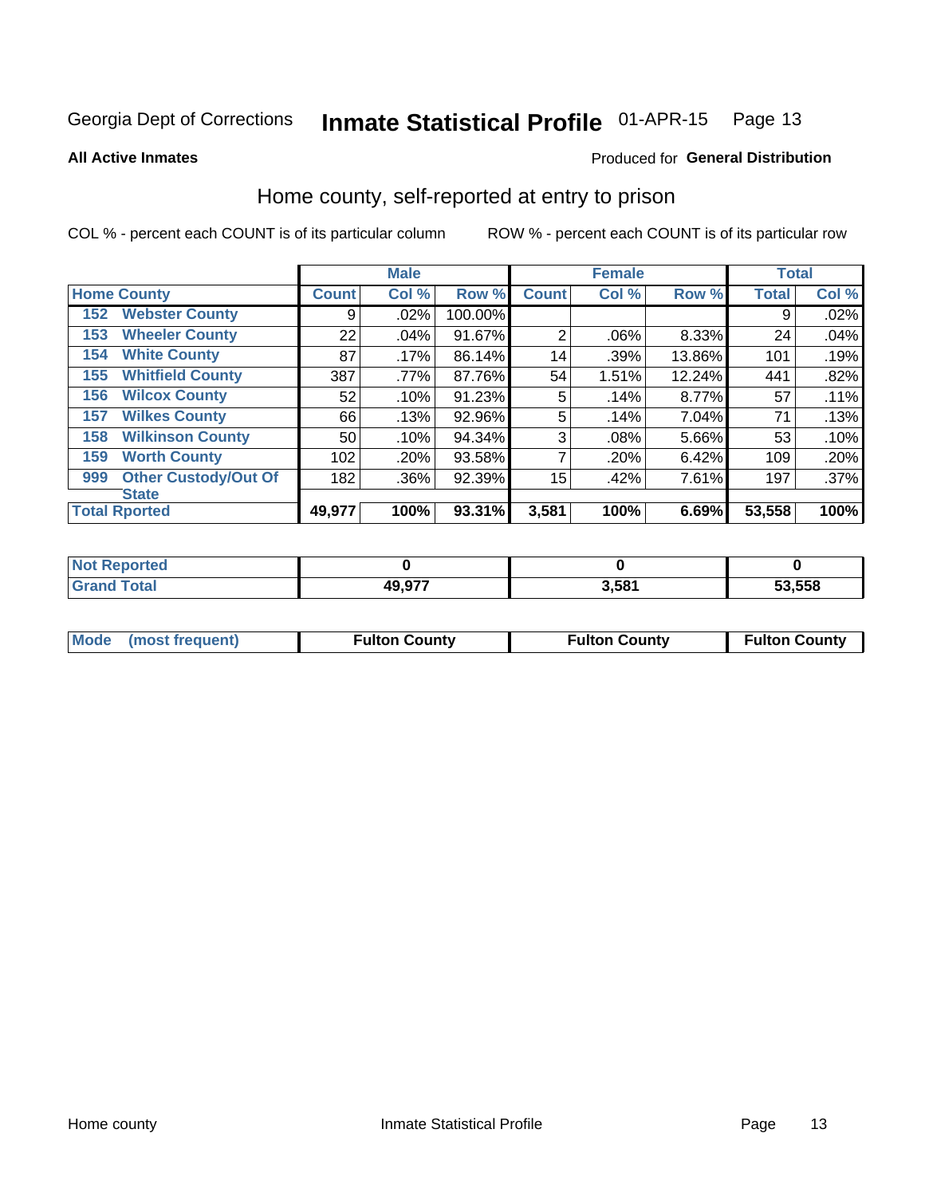Georgia Dept of Corrections **Inmate Statistical Profile** 01-APR-15 Page 13

**All Active Inmates**

Produced for **General Distribution**

## Home county, self-reported at entry to prison

COL % - percent each COUNT is of its particular column

ROW % - percent each COUNT is of its particular row

| Home County | | Male | | | Female | | | Total | |
|---|---|---|---|---|---|---|---|---|---|
| | | Count | Col % | Row % | Count | Col % | Row % | Total | Col % |
| 152 | Webster County | 9 | .02% | 100.00% | | | | 9 | .02% |
| 153 | Wheeler County | 22 | .04% | 91.67% | 2 | .06% | 8.33% | 24 | .04% |
| 154 | White County | 87 | .17% | 86.14% | 14 | .39% | 13.86% | 101 | .19% |
| 155 | Whitfield County | 387 | .77% | 87.76% | 54 | 1.51% | 12.24% | 441 | .82% |
| 156 | Wilcox County | 52 | .10% | 91.23% | 5 | .14% | 8.77% | 57 | .11% |
| 157 | Wilkes County | 66 | .13% | 92.96% | 5 | .14% | 7.04% | 71 | .13% |
| 158 | Wilkinson County | 50 | .10% | 94.34% | 3 | .08% | 5.66% | 53 | .10% |
| 159 | Worth County | 102 | .20% | 93.58% | 7 | .20% | 6.42% | 109 | .20% |
| 999 | Other Custody/Out Of State | 182 | .36% | 92.39% | 15 | .42% | 7.61% | 197 | .37% |
| **Total Rported** | | **49,977** | **100%** | **93.31%** | **3,581** | **100%** | **6.69%** | **53,558** | **100%** |

| | Male | Female | Total |
|---|---|---|---|
| Not Reported | 0 | 0 | 0 |
| Grand Total | 49,977 | 3,581 | 53,558 |

| | Male | Female | Total |
|---|---|---|---|
| Mode (most frequent) | Fulton County | Fulton County | Fulton County |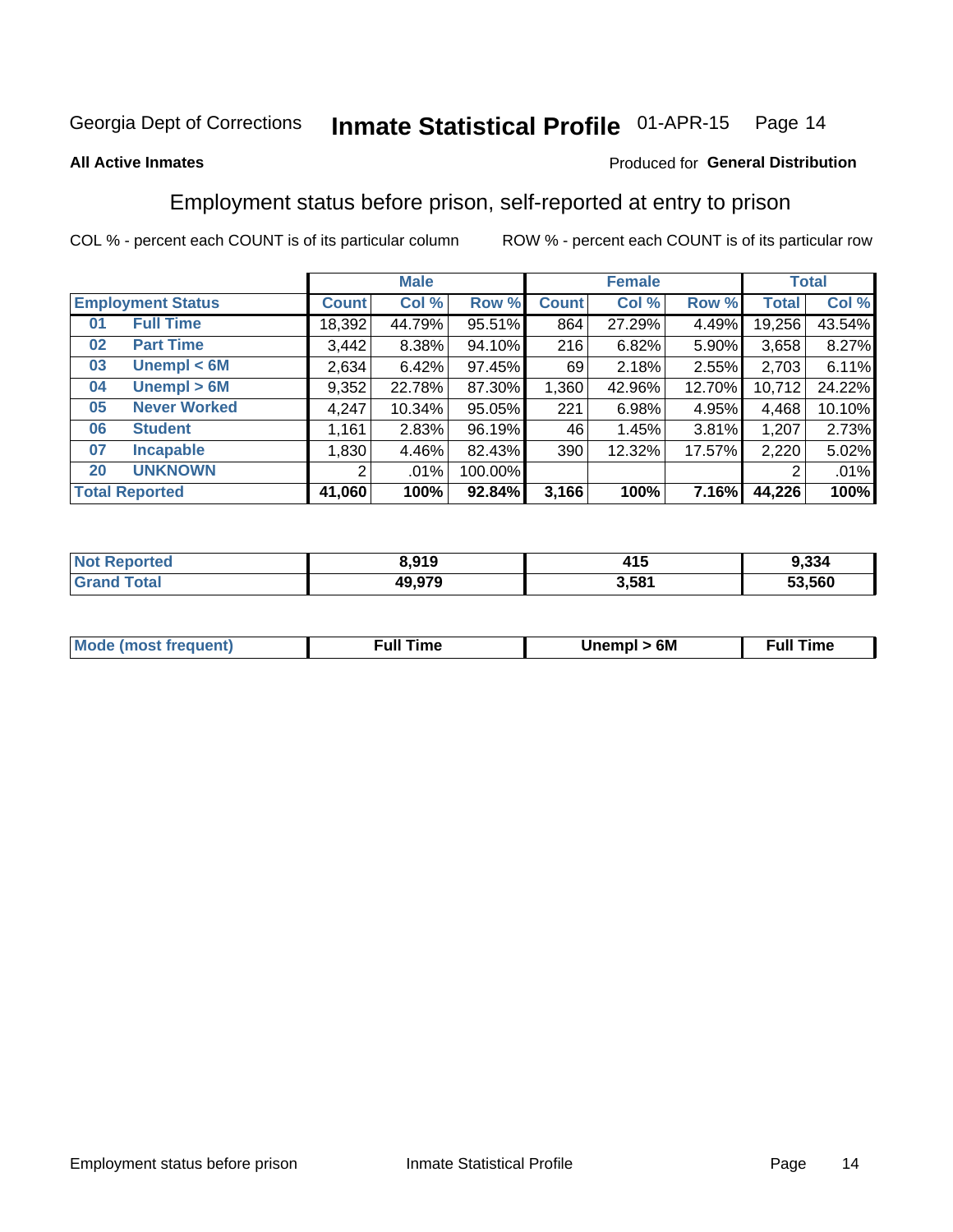Georgia Dept of Corrections **Inmate Statistical Profile** 01-APR-15

**All Active Inmates**

Produced for **General Distribution**

## Employment status before prison, self-reported at entry to prison

COL % - percent each COUNT is of its particular column ROW % - percent each COUNT is of its particular row

| Employment Status | | Male | | | Female | | | Total | |
|---|---|---|---|---|---|---|---|---|---|
| | | Count | Col % | Row % | Count | Col % | Row % | Total | Col % |
| 01 | Full Time | 18,392 | 44.79% | 95.51% | 864 | 27.29% | 4.49% | 19,256 | 43.54% |
| 02 | Part Time | 3,442 | 8.38% | 94.10% | 216 | 6.82% | 5.90% | 3,658 | 8.27% |
| 03 | Unempl < 6M | 2,634 | 6.42% | 97.45% | 69 | 2.18% | 2.55% | 2,703 | 6.11% |
| 04 | Unempl > 6M | 9,352 | 22.78% | 87.30% | 1,360 | 42.96% | 12.70% | 10,712 | 24.22% |
| 05 | Never Worked | 4,247 | 10.34% | 95.05% | 221 | 6.98% | 4.95% | 4,468 | 10.10% |
| 06 | Student | 1,161 | 2.83% | 96.19% | 46 | 1.45% | 3.81% | 1,207 | 2.73% |
| 07 | Incapable | 1,830 | 4.46% | 82.43% | 390 | 12.32% | 17.57% | 2,220 | 5.02% |
| 20 | UNKNOWN | 2 | .01% | 100.00% | | | | 2 | .01% |
| **Total Reported** | | **41,060** | **100%** | **92.84%** | **3,166** | **100%** | **7.16%** | **44,226** | **100%** |

| | Male | Female | Total |
|---|---|---|---|
| Not Reported | **8,919** | **415** | **9,334** |
| Grand Total | **49,979** | **3,581** | **53,560** |

| | Male | Female | Total |
|---|---|---|---|
| Mode (most frequent) | **Full Time** | **Unempl > 6M** | **Full Time** |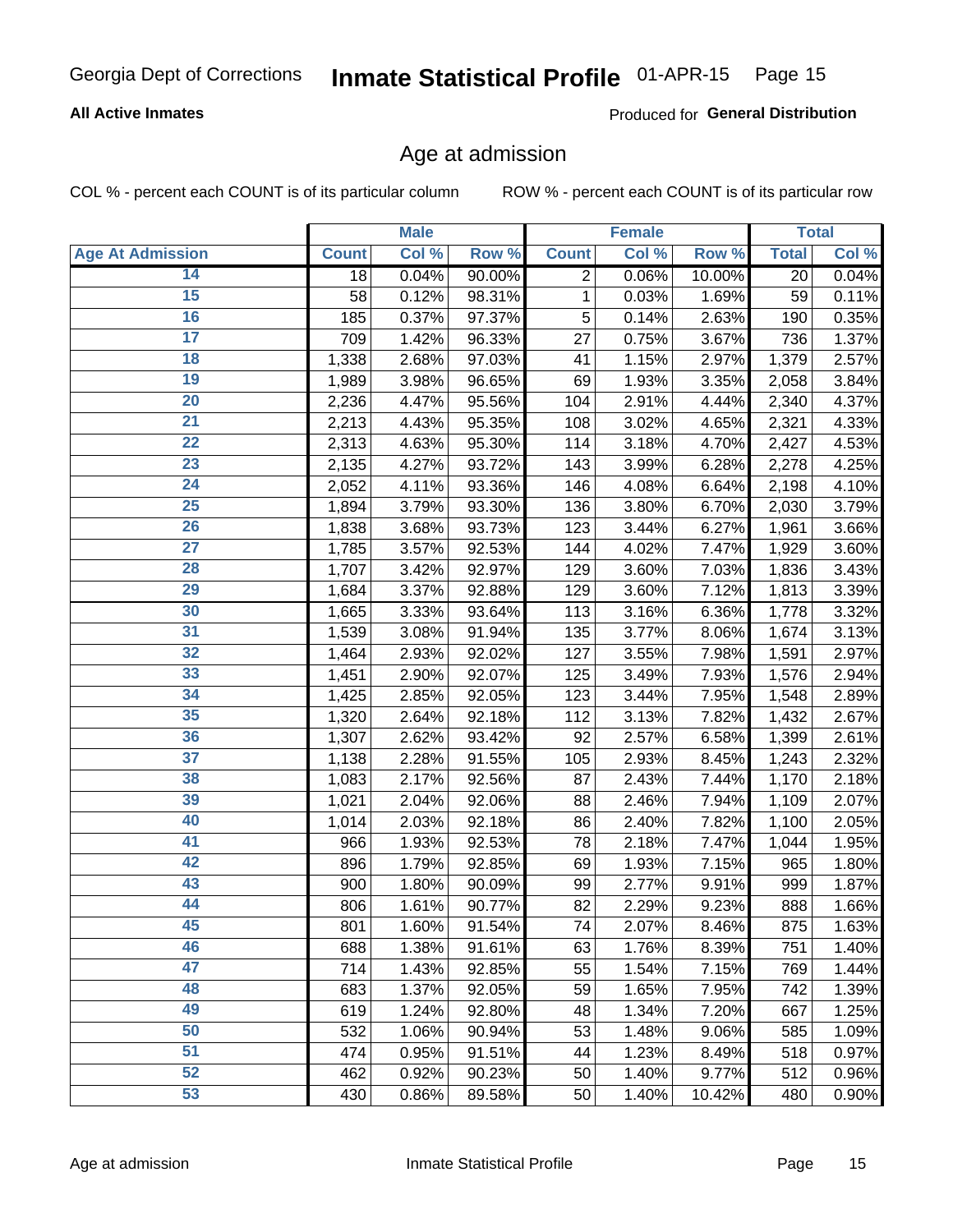# Inmate Statistical Profile

Georgia Dept of Corrections — 01-APR-15

**All Active Inmates** — Produced for **General Distribution**

## Age at admission

COL % - percent each COUNT is of its particular column — ROW % - percent each COUNT is of its particular row

| | Male | | | Female | | | Total | |
|---|---|---|---|---|---|---|---|---|
| **Age At Admission** | **Count** | **Col %** | **Row %** | **Count** | **Col %** | **Row %** | **Total** | **Col %** |
| 14 | 18 | 0.04% | 90.00% | 2 | 0.06% | 10.00% | 20 | 0.04% |
| 15 | 58 | 0.12% | 98.31% | 1 | 0.03% | 1.69% | 59 | 0.11% |
| 16 | 185 | 0.37% | 97.37% | 5 | 0.14% | 2.63% | 190 | 0.35% |
| 17 | 709 | 1.42% | 96.33% | 27 | 0.75% | 3.67% | 736 | 1.37% |
| 18 | 1,338 | 2.68% | 97.03% | 41 | 1.15% | 2.97% | 1,379 | 2.57% |
| 19 | 1,989 | 3.98% | 96.65% | 69 | 1.93% | 3.35% | 2,058 | 3.84% |
| 20 | 2,236 | 4.47% | 95.56% | 104 | 2.91% | 4.44% | 2,340 | 4.37% |
| 21 | 2,213 | 4.43% | 95.35% | 108 | 3.02% | 4.65% | 2,321 | 4.33% |
| 22 | 2,313 | 4.63% | 95.30% | 114 | 3.18% | 4.70% | 2,427 | 4.53% |
| 23 | 2,135 | 4.27% | 93.72% | 143 | 3.99% | 6.28% | 2,278 | 4.25% |
| 24 | 2,052 | 4.11% | 93.36% | 146 | 4.08% | 6.64% | 2,198 | 4.10% |
| 25 | 1,894 | 3.79% | 93.30% | 136 | 3.80% | 6.70% | 2,030 | 3.79% |
| 26 | 1,838 | 3.68% | 93.73% | 123 | 3.44% | 6.27% | 1,961 | 3.66% |
| 27 | 1,785 | 3.57% | 92.53% | 144 | 4.02% | 7.47% | 1,929 | 3.60% |
| 28 | 1,707 | 3.42% | 92.97% | 129 | 3.60% | 7.03% | 1,836 | 3.43% |
| 29 | 1,684 | 3.37% | 92.88% | 129 | 3.60% | 7.12% | 1,813 | 3.39% |
| 30 | 1,665 | 3.33% | 93.64% | 113 | 3.16% | 6.36% | 1,778 | 3.32% |
| 31 | 1,539 | 3.08% | 91.94% | 135 | 3.77% | 8.06% | 1,674 | 3.13% |
| 32 | 1,464 | 2.93% | 92.02% | 127 | 3.55% | 7.98% | 1,591 | 2.97% |
| 33 | 1,451 | 2.90% | 92.07% | 125 | 3.49% | 7.93% | 1,576 | 2.94% |
| 34 | 1,425 | 2.85% | 92.05% | 123 | 3.44% | 7.95% | 1,548 | 2.89% |
| 35 | 1,320 | 2.64% | 92.18% | 112 | 3.13% | 7.82% | 1,432 | 2.67% |
| 36 | 1,307 | 2.62% | 93.42% | 92 | 2.57% | 6.58% | 1,399 | 2.61% |
| 37 | 1,138 | 2.28% | 91.55% | 105 | 2.93% | 8.45% | 1,243 | 2.32% |
| 38 | 1,083 | 2.17% | 92.56% | 87 | 2.43% | 7.44% | 1,170 | 2.18% |
| 39 | 1,021 | 2.04% | 92.06% | 88 | 2.46% | 7.94% | 1,109 | 2.07% |
| 40 | 1,014 | 2.03% | 92.18% | 86 | 2.40% | 7.82% | 1,100 | 2.05% |
| 41 | 966 | 1.93% | 92.53% | 78 | 2.18% | 7.47% | 1,044 | 1.95% |
| 42 | 896 | 1.79% | 92.85% | 69 | 1.93% | 7.15% | 965 | 1.80% |
| 43 | 900 | 1.80% | 90.09% | 99 | 2.77% | 9.91% | 999 | 1.87% |
| 44 | 806 | 1.61% | 90.77% | 82 | 2.29% | 9.23% | 888 | 1.66% |
| 45 | 801 | 1.60% | 91.54% | 74 | 2.07% | 8.46% | 875 | 1.63% |
| 46 | 688 | 1.38% | 91.61% | 63 | 1.76% | 8.39% | 751 | 1.40% |
| 47 | 714 | 1.43% | 92.85% | 55 | 1.54% | 7.15% | 769 | 1.44% |
| 48 | 683 | 1.37% | 92.05% | 59 | 1.65% | 7.95% | 742 | 1.39% |
| 49 | 619 | 1.24% | 92.80% | 48 | 1.34% | 7.20% | 667 | 1.25% |
| 50 | 532 | 1.06% | 90.94% | 53 | 1.48% | 9.06% | 585 | 1.09% |
| 51 | 474 | 0.95% | 91.51% | 44 | 1.23% | 8.49% | 518 | 0.97% |
| 52 | 462 | 0.92% | 90.23% | 50 | 1.40% | 9.77% | 512 | 0.96% |
| 53 | 430 | 0.86% | 89.58% | 50 | 1.40% | 10.42% | 480 | 0.90% |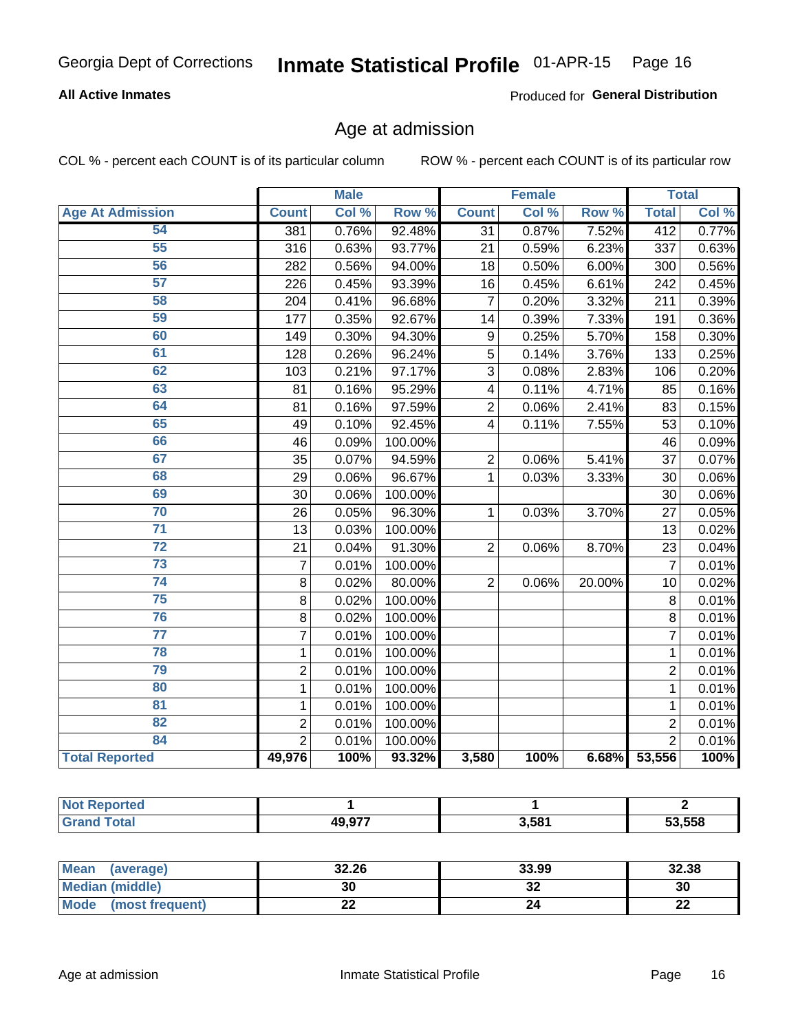Georgia Dept of Corrections **Inmate Statistical Profile** 01-APR-15

**All Active Inmates**

Produced for **General Distribution**

## Age at admission

COL % - percent each COUNT is of its particular column ROW % - percent each COUNT is of its particular row

| Age At Admission | Male | | | Female | | | Total | |
|---|---|---|---|---|---|---|---|---|
| | Count | Col % | Row % | Count | Col % | Row % | Total | Col % |
| 54 | 381 | 0.76% | 92.48% | 31 | 0.87% | 7.52% | 412 | 0.77% |
| 55 | 316 | 0.63% | 93.77% | 21 | 0.59% | 6.23% | 337 | 0.63% |
| 56 | 282 | 0.56% | 94.00% | 18 | 0.50% | 6.00% | 300 | 0.56% |
| 57 | 226 | 0.45% | 93.39% | 16 | 0.45% | 6.61% | 242 | 0.45% |
| 58 | 204 | 0.41% | 96.68% | 7 | 0.20% | 3.32% | 211 | 0.39% |
| 59 | 177 | 0.35% | 92.67% | 14 | 0.39% | 7.33% | 191 | 0.36% |
| 60 | 149 | 0.30% | 94.30% | 9 | 0.25% | 5.70% | 158 | 0.30% |
| 61 | 128 | 0.26% | 96.24% | 5 | 0.14% | 3.76% | 133 | 0.25% |
| 62 | 103 | 0.21% | 97.17% | 3 | 0.08% | 2.83% | 106 | 0.20% |
| 63 | 81 | 0.16% | 95.29% | 4 | 0.11% | 4.71% | 85 | 0.16% |
| 64 | 81 | 0.16% | 97.59% | 2 | 0.06% | 2.41% | 83 | 0.15% |
| 65 | 49 | 0.10% | 92.45% | 4 | 0.11% | 7.55% | 53 | 0.10% |
| 66 | 46 | 0.09% | 100.00% | | | | 46 | 0.09% |
| 67 | 35 | 0.07% | 94.59% | 2 | 0.06% | 5.41% | 37 | 0.07% |
| 68 | 29 | 0.06% | 96.67% | 1 | 0.03% | 3.33% | 30 | 0.06% |
| 69 | 30 | 0.06% | 100.00% | | | | 30 | 0.06% |
| 70 | 26 | 0.05% | 96.30% | 1 | 0.03% | 3.70% | 27 | 0.05% |
| 71 | 13 | 0.03% | 100.00% | | | | 13 | 0.02% |
| 72 | 21 | 0.04% | 91.30% | 2 | 0.06% | 8.70% | 23 | 0.04% |
| 73 | 7 | 0.01% | 100.00% | | | | 7 | 0.01% |
| 74 | 8 | 0.02% | 80.00% | 2 | 0.06% | 20.00% | 10 | 0.02% |
| 75 | 8 | 0.02% | 100.00% | | | | 8 | 0.01% |
| 76 | 8 | 0.02% | 100.00% | | | | 8 | 0.01% |
| 77 | 7 | 0.01% | 100.00% | | | | 7 | 0.01% |
| 78 | 1 | 0.01% | 100.00% | | | | 1 | 0.01% |
| 79 | 2 | 0.01% | 100.00% | | | | 2 | 0.01% |
| 80 | 1 | 0.01% | 100.00% | | | | 1 | 0.01% |
| 81 | 1 | 0.01% | 100.00% | | | | 1 | 0.01% |
| 82 | 2 | 0.01% | 100.00% | | | | 2 | 0.01% |
| 84 | 2 | 0.01% | 100.00% | | | | 2 | 0.01% |
| **Total Reported** | **49,976** | **100%** | **93.32%** | **3,580** | **100%** | **6.68%** | **53,556** | **100%** |

| | Male | Female | Total |
|---|---|---|---|
| **Not Reported** | **1** | **1** | **2** |
| **Grand Total** | **49,977** | **3,581** | **53,558** |

| | Male | Female | Total |
|---|---|---|---|
| **Mean (average)** | **32.26** | **33.99** | **32.38** |
| **Median (middle)** | **30** | **32** | **30** |
| **Mode (most frequent)** | **22** | **24** | **22** |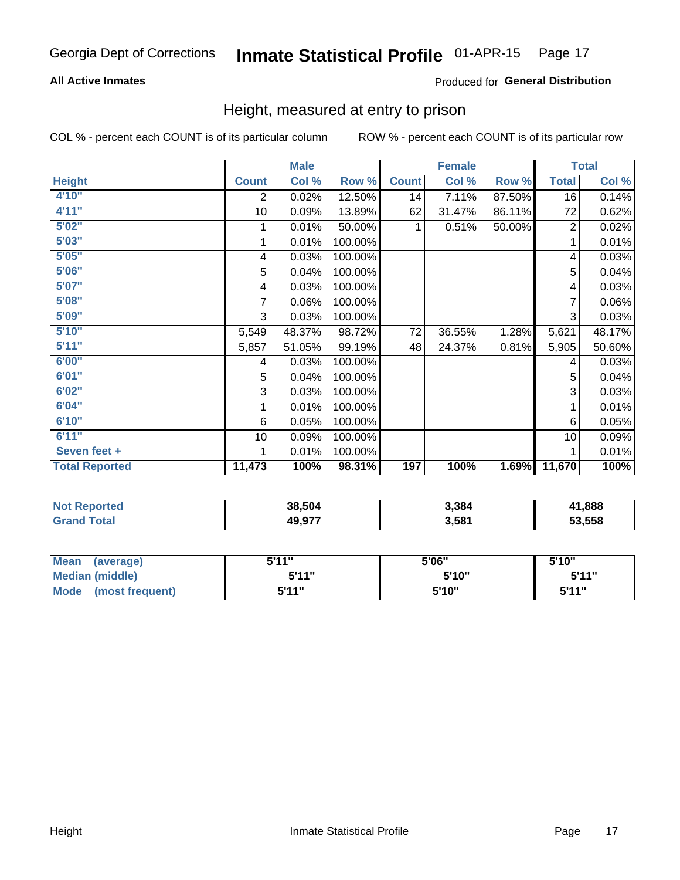Georgia Dept of Corrections **Inmate Statistical Profile** 01-APR-15

**All Active Inmates**

Produced for **General Distribution**

## Height, measured at entry to prison

COL % - percent each COUNT is of its particular column

ROW % - percent each COUNT is of its particular row

| | Male | | | Female | | | Total | |
|---|---|---|---|---|---|---|---|---|
| **Height** | **Count** | **Col %** | **Row %** | **Count** | **Col %** | **Row %** | **Total** | **Col %** |
| 4'10" | 2 | 0.02% | 12.50% | 14 | 7.11% | 87.50% | 16 | 0.14% |
| 4'11" | 10 | 0.09% | 13.89% | 62 | 31.47% | 86.11% | 72 | 0.62% |
| 5'02" | 1 | 0.01% | 50.00% | 1 | 0.51% | 50.00% | 2 | 0.02% |
| 5'03" | 1 | 0.01% | 100.00% | | | | 1 | 0.01% |
| 5'05" | 4 | 0.03% | 100.00% | | | | 4 | 0.03% |
| 5'06" | 5 | 0.04% | 100.00% | | | | 5 | 0.04% |
| 5'07" | 4 | 0.03% | 100.00% | | | | 4 | 0.03% |
| 5'08" | 7 | 0.06% | 100.00% | | | | 7 | 0.06% |
| 5'09" | 3 | 0.03% | 100.00% | | | | 3 | 0.03% |
| 5'10" | 5,549 | 48.37% | 98.72% | 72 | 36.55% | 1.28% | 5,621 | 48.17% |
| 5'11" | 5,857 | 51.05% | 99.19% | 48 | 24.37% | 0.81% | 5,905 | 50.60% |
| 6'00" | 4 | 0.03% | 100.00% | | | | 4 | 0.03% |
| 6'01" | 5 | 0.04% | 100.00% | | | | 5 | 0.04% |
| 6'02" | 3 | 0.03% | 100.00% | | | | 3 | 0.03% |
| 6'04" | 1 | 0.01% | 100.00% | | | | 1 | 0.01% |
| 6'10" | 6 | 0.05% | 100.00% | | | | 6 | 0.05% |
| 6'11" | 10 | 0.09% | 100.00% | | | | 10 | 0.09% |
| Seven feet + | 1 | 0.01% | 100.00% | | | | 1 | 0.01% |
| **Total Reported** | **11,473** | **100%** | **98.31%** | **197** | **100%** | **1.69%** | **11,670** | **100%** |

| | Male | Female | Total |
|---|---|---|---|
| **Not Reported** | **38,504** | **3,384** | **41,888** |
| **Grand Total** | **49,977** | **3,581** | **53,558** |

| | Male | Female | Total |
|---|---|---|---|
| **Mean (average)** | **5'11"** | **5'06"** | **5'10"** |
| **Median (middle)** | **5'11"** | **5'10"** | **5'11"** |
| **Mode (most frequent)** | **5'11"** | **5'10"** | **5'11"** |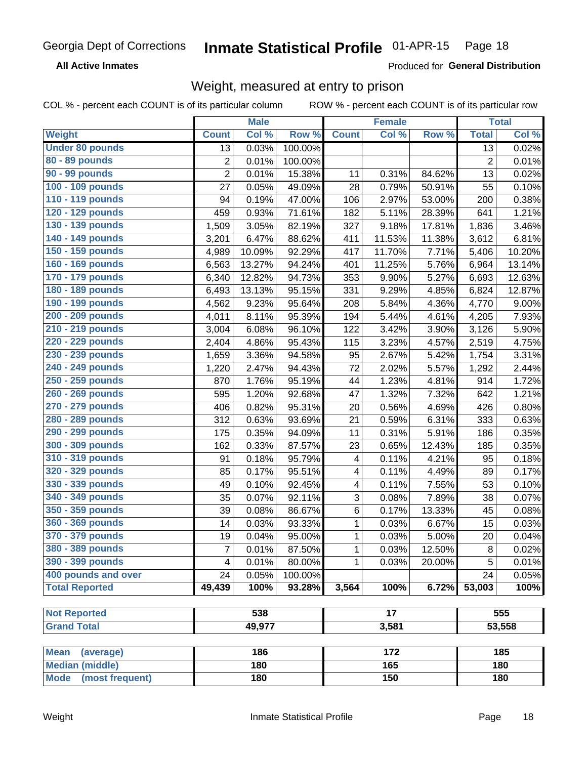Georgia Dept of Corrections **Inmate Statistical Profile** 01-APR-15

**All Active Inmates** Produced for **General Distribution**

## Weight, measured at entry to prison

COL % - percent each COUNT is of its particular column ROW % - percent each COUNT is of its particular row

| | Male | | | Female | | | Total | |
|---|---|---|---|---|---|---|---|---|
| **Weight** | **Count** | **Col %** | **Row %** | **Count** | **Col %** | **Row %** | **Total** | **Col %** |
| **Under 80 pounds** | 13 | 0.03% | 100.00% | | | | 13 | 0.02% |
| **80 - 89 pounds** | 2 | 0.01% | 100.00% | | | | 2 | 0.01% |
| **90 - 99 pounds** | 2 | 0.01% | 15.38% | 11 | 0.31% | 84.62% | 13 | 0.02% |
| **100 - 109 pounds** | 27 | 0.05% | 49.09% | 28 | 0.79% | 50.91% | 55 | 0.10% |
| **110 - 119 pounds** | 94 | 0.19% | 47.00% | 106 | 2.97% | 53.00% | 200 | 0.38% |
| **120 - 129 pounds** | 459 | 0.93% | 71.61% | 182 | 5.11% | 28.39% | 641 | 1.21% |
| **130 - 139 pounds** | 1,509 | 3.05% | 82.19% | 327 | 9.18% | 17.81% | 1,836 | 3.46% |
| **140 - 149 pounds** | 3,201 | 6.47% | 88.62% | 411 | 11.53% | 11.38% | 3,612 | 6.81% |
| **150 - 159 pounds** | 4,989 | 10.09% | 92.29% | 417 | 11.70% | 7.71% | 5,406 | 10.20% |
| **160 - 169 pounds** | 6,563 | 13.27% | 94.24% | 401 | 11.25% | 5.76% | 6,964 | 13.14% |
| **170 - 179 pounds** | 6,340 | 12.82% | 94.73% | 353 | 9.90% | 5.27% | 6,693 | 12.63% |
| **180 - 189 pounds** | 6,493 | 13.13% | 95.15% | 331 | 9.29% | 4.85% | 6,824 | 12.87% |
| **190 - 199 pounds** | 4,562 | 9.23% | 95.64% | 208 | 5.84% | 4.36% | 4,770 | 9.00% |
| **200 - 209 pounds** | 4,011 | 8.11% | 95.39% | 194 | 5.44% | 4.61% | 4,205 | 7.93% |
| **210 - 219 pounds** | 3,004 | 6.08% | 96.10% | 122 | 3.42% | 3.90% | 3,126 | 5.90% |
| **220 - 229 pounds** | 2,404 | 4.86% | 95.43% | 115 | 3.23% | 4.57% | 2,519 | 4.75% |
| **230 - 239 pounds** | 1,659 | 3.36% | 94.58% | 95 | 2.67% | 5.42% | 1,754 | 3.31% |
| **240 - 249 pounds** | 1,220 | 2.47% | 94.43% | 72 | 2.02% | 5.57% | 1,292 | 2.44% |
| **250 - 259 pounds** | 870 | 1.76% | 95.19% | 44 | 1.23% | 4.81% | 914 | 1.72% |
| **260 - 269 pounds** | 595 | 1.20% | 92.68% | 47 | 1.32% | 7.32% | 642 | 1.21% |
| **270 - 279 pounds** | 406 | 0.82% | 95.31% | 20 | 0.56% | 4.69% | 426 | 0.80% |
| **280 - 289 pounds** | 312 | 0.63% | 93.69% | 21 | 0.59% | 6.31% | 333 | 0.63% |
| **290 - 299 pounds** | 175 | 0.35% | 94.09% | 11 | 0.31% | 5.91% | 186 | 0.35% |
| **300 - 309 pounds** | 162 | 0.33% | 87.57% | 23 | 0.65% | 12.43% | 185 | 0.35% |
| **310 - 319 pounds** | 91 | 0.18% | 95.79% | 4 | 0.11% | 4.21% | 95 | 0.18% |
| **320 - 329 pounds** | 85 | 0.17% | 95.51% | 4 | 0.11% | 4.49% | 89 | 0.17% |
| **330 - 339 pounds** | 49 | 0.10% | 92.45% | 4 | 0.11% | 7.55% | 53 | 0.10% |
| **340 - 349 pounds** | 35 | 0.07% | 92.11% | 3 | 0.08% | 7.89% | 38 | 0.07% |
| **350 - 359 pounds** | 39 | 0.08% | 86.67% | 6 | 0.17% | 13.33% | 45 | 0.08% |
| **360 - 369 pounds** | 14 | 0.03% | 93.33% | 1 | 0.03% | 6.67% | 15 | 0.03% |
| **370 - 379 pounds** | 19 | 0.04% | 95.00% | 1 | 0.03% | 5.00% | 20 | 0.04% |
| **380 - 389 pounds** | 7 | 0.01% | 87.50% | 1 | 0.03% | 12.50% | 8 | 0.02% |
| **390 - 399 pounds** | 4 | 0.01% | 80.00% | 1 | 0.03% | 20.00% | 5 | 0.01% |
| **400 pounds and over** | 24 | 0.05% | 100.00% | | | | 24 | 0.05% |
| **Total Reported** | **49,439** | **100%** | **93.28%** | **3,564** | **100%** | **6.72%** | **53,003** | **100%** |

| | Male | Female | Total |
|---|---|---|---|
| **Not Reported** | **538** | **17** | **555** |
| **Grand Total** | **49,977** | **3,581** | **53,558** |

| | Male | Female | Total |
|---|---|---|---|
| **Mean (average)** | **186** | **172** | **185** |
| **Median (middle)** | **180** | **165** | **180** |
| **Mode (most frequent)** | **180** | **150** | **180** |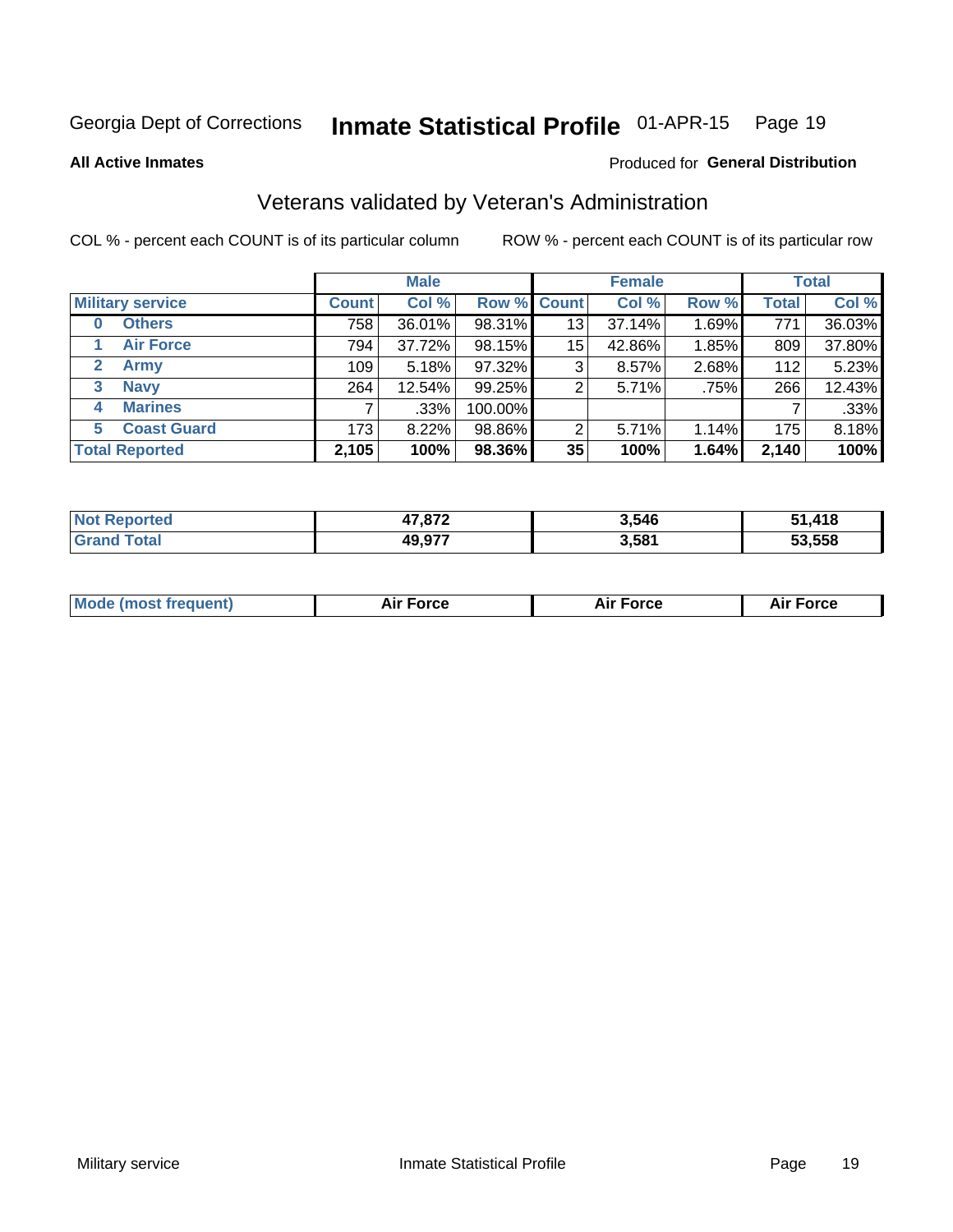Georgia Dept of Corrections **Inmate Statistical Profile** 01-APR-15 Page 19

**All Active Inmates**

Produced for **General Distribution**

## Veterans validated by Veteran's Administration

COL % - percent each COUNT is of its particular column ROW % - percent each COUNT is of its particular row

| | | Male | | | Female | | | Total | |
|---|---|---|---|---|---|---|---|---|---|
| **Military service** | | **Count** | **Col %** | **Row %** | **Count** | **Col %** | **Row %** | **Total** | **Col %** |
| 0 | Others | 758 | 36.01% | 98.31% | 13 | 37.14% | 1.69% | 771 | 36.03% |
| 1 | Air Force | 794 | 37.72% | 98.15% | 15 | 42.86% | 1.85% | 809 | 37.80% |
| 2 | Army | 109 | 5.18% | 97.32% | 3 | 8.57% | 2.68% | 112 | 5.23% |
| 3 | Navy | 264 | 12.54% | 99.25% | 2 | 5.71% | .75% | 266 | 12.43% |
| 4 | Marines | 7 | .33% | 100.00% | | | | 7 | .33% |
| 5 | Coast Guard | 173 | 8.22% | 98.86% | 2 | 5.71% | 1.14% | 175 | 8.18% |
| **Total Reported** | | **2,105** | **100%** | **98.36%** | **35** | **100%** | **1.64%** | **2,140** | **100%** |

| | Male | Female | Total |
|---|---|---|---|
| **Not Reported** | **47,872** | **3,546** | **51,418** |
| **Grand Total** | **49,977** | **3,581** | **53,558** |

| | Male | Female | Total |
|---|---|---|---|
| **Mode (most frequent)** | **Air Force** | **Air Force** | **Air Force** |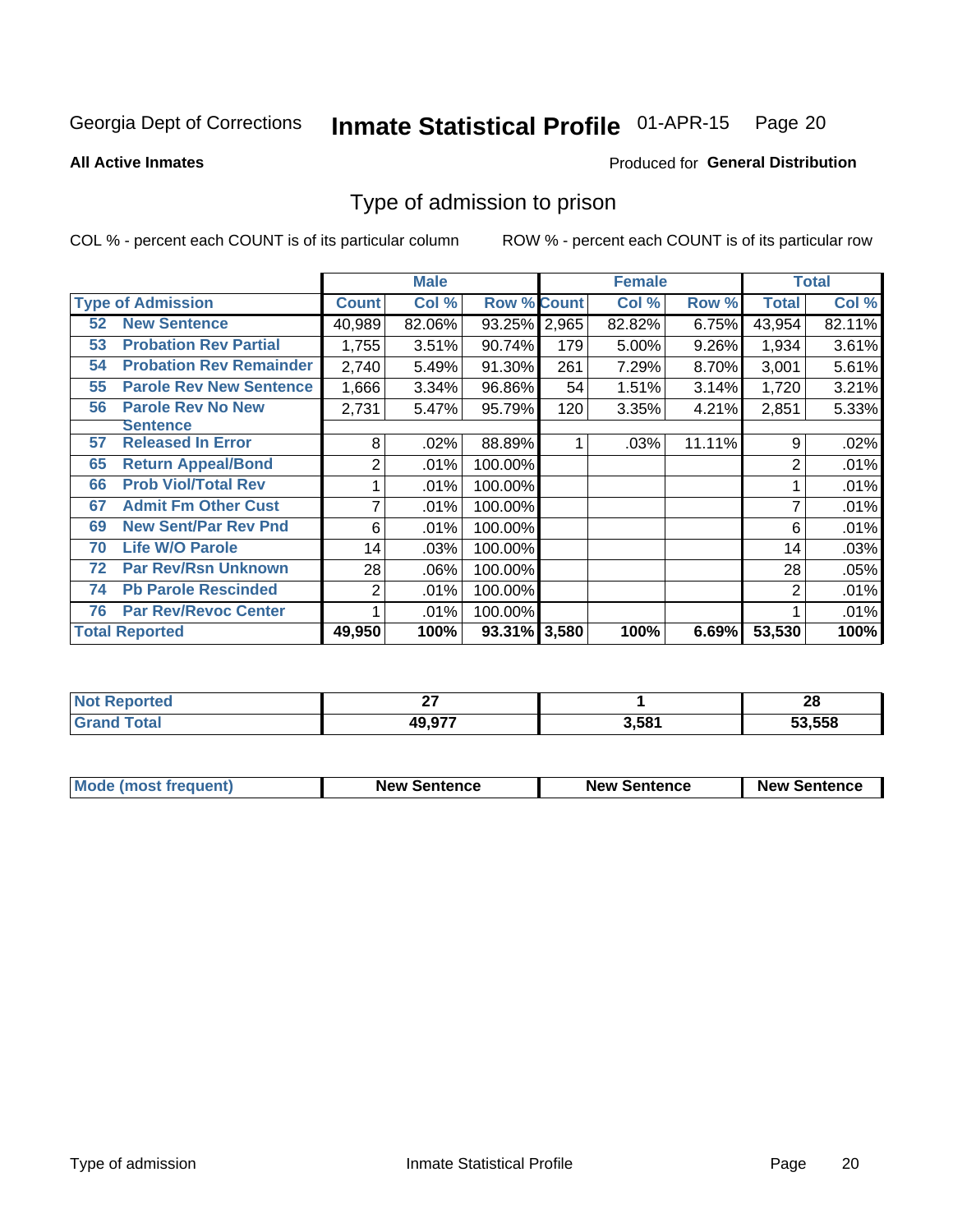Georgia Dept of Corrections **Inmate Statistical Profile** 01-APR-15

**All Active Inmates**

Produced for **General Distribution**

## Type of admission to prison

COL % - percent each COUNT is of its particular column

ROW % - percent each COUNT is of its particular row

| Type of Admission | Male | | | Female | | | Total | |
|---|---|---|---|---|---|---|---|---|
| | Count | Col % | Row % | Count | Col % | Row % | Total | Col % |
| 52 New Sentence | 40,989 | 82.06% | 93.25% | 2,965 | 82.82% | 6.75% | 43,954 | 82.11% |
| 53 Probation Rev Partial | 1,755 | 3.51% | 90.74% | 179 | 5.00% | 9.26% | 1,934 | 3.61% |
| 54 Probation Rev Remainder | 2,740 | 5.49% | 91.30% | 261 | 7.29% | 8.70% | 3,001 | 5.61% |
| 55 Parole Rev New Sentence | 1,666 | 3.34% | 96.86% | 54 | 1.51% | 3.14% | 1,720 | 3.21% |
| 56 Parole Rev No New Sentence | 2,731 | 5.47% | 95.79% | 120 | 3.35% | 4.21% | 2,851 | 5.33% |
| 57 Released In Error | 8 | .02% | 88.89% | 1 | .03% | 11.11% | 9 | .02% |
| 65 Return Appeal/Bond | 2 | .01% | 100.00% | | | | 2 | .01% |
| 66 Prob Viol/Total Rev | 1 | .01% | 100.00% | | | | 1 | .01% |
| 67 Admit Fm Other Cust | 7 | .01% | 100.00% | | | | 7 | .01% |
| 69 New Sent/Par Rev Pnd | 6 | .01% | 100.00% | | | | 6 | .01% |
| 70 Life W/O Parole | 14 | .03% | 100.00% | | | | 14 | .03% |
| 72 Par Rev/Rsn Unknown | 28 | .06% | 100.00% | | | | 28 | .05% |
| 74 Pb Parole Rescinded | 2 | .01% | 100.00% | | | | 2 | .01% |
| 76 Par Rev/Revoc Center | 1 | .01% | 100.00% | | | | 1 | .01% |
| **Total Reported** | **49,950** | **100%** | **93.31%** | **3,580** | **100%** | **6.69%** | **53,530** | **100%** |

| | Male | Female | Total |
|---|---|---|---|
| Not Reported | 27 | 1 | 28 |
| Grand Total | 49,977 | 3,581 | 53,558 |

| | Male | Female | Total |
|---|---|---|---|
| Mode (most frequent) | New Sentence | New Sentence | New Sentence |

Type of admission

Inmate Statistical Profile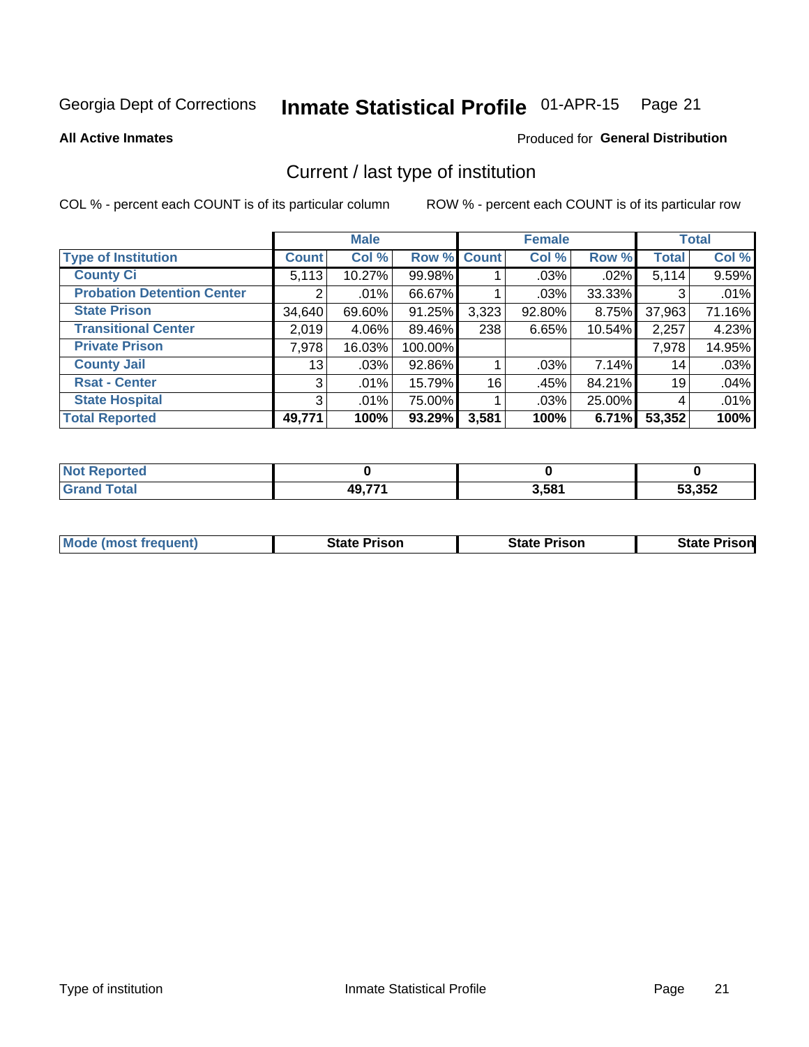Georgia Dept of Corrections **Inmate Statistical Profile** 01-APR-15 Page 21

**All Active Inmates**

Produced for **General Distribution**

## Current / last type of institution

COL % - percent each COUNT is of its particular column

ROW % - percent each COUNT is of its particular row

| | Male | | | Female | | | Total | |
|---|---|---|---|---|---|---|---|---|
| Type of Institution | Count | Col % | Row % | Count | Col % | Row % | Total | Col % |
| County Ci | 5,113 | 10.27% | 99.98% | 1 | .03% | .02% | 5,114 | 9.59% |
| Probation Detention Center | 2 | .01% | 66.67% | 1 | .03% | 33.33% | 3 | .01% |
| State Prison | 34,640 | 69.60% | 91.25% | 3,323 | 92.80% | 8.75% | 37,963 | 71.16% |
| Transitional Center | 2,019 | 4.06% | 89.46% | 238 | 6.65% | 10.54% | 2,257 | 4.23% |
| Private Prison | 7,978 | 16.03% | 100.00% | | | | 7,978 | 14.95% |
| County Jail | 13 | .03% | 92.86% | 1 | .03% | 7.14% | 14 | .03% |
| Rsat - Center | 3 | .01% | 15.79% | 16 | .45% | 84.21% | 19 | .04% |
| State Hospital | 3 | .01% | 75.00% | 1 | .03% | 25.00% | 4 | .01% |
| **Total Reported** | **49,771** | **100%** | **93.29%** | **3,581** | **100%** | **6.71%** | **53,352** | **100%** |

| | Male | Female | Total |
|---|---|---|---|
| Not Reported | **0** | **0** | **0** |
| Grand Total | **49,771** | **3,581** | **53,352** |

| | Male | Female | Total |
|---|---|---|---|
| Mode (most frequent) | **State Prison** | **State Prison** | **State Prison** |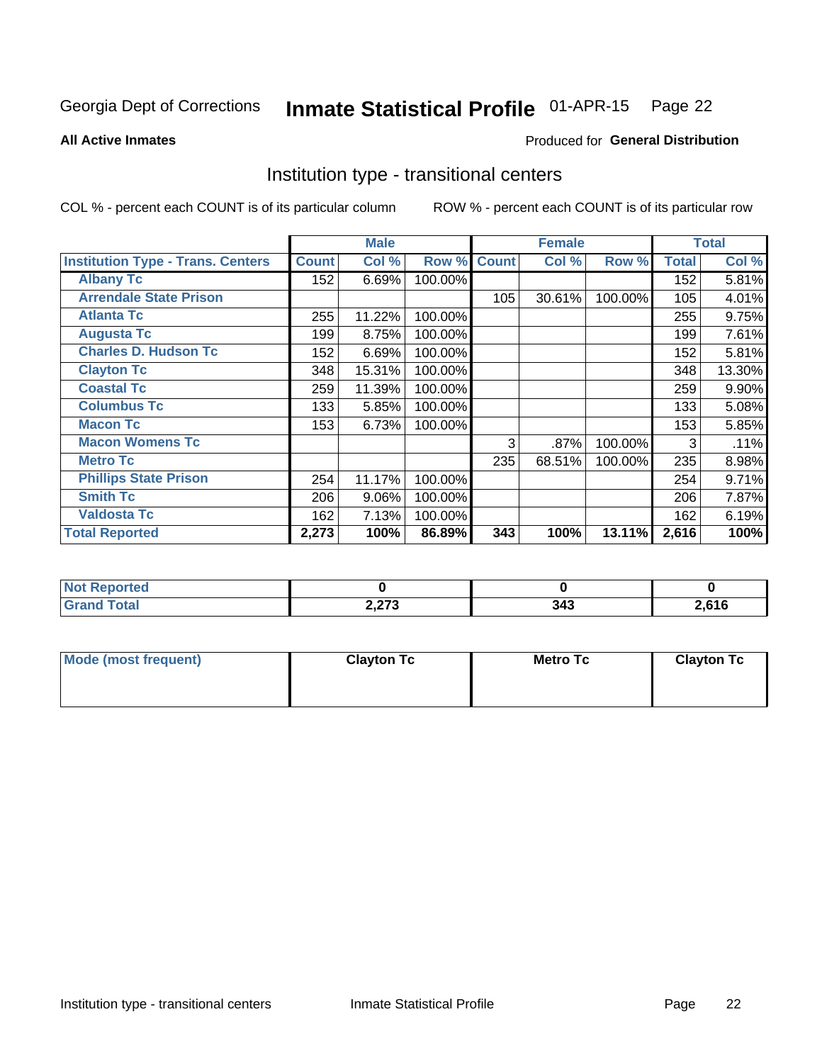Georgia Dept of Corrections **Inmate Statistical Profile** 01-APR-15

**All Active Inmates**

Produced for **General Distribution**

## Institution type - transitional centers

COL % - percent each COUNT is of its particular column

ROW % - percent each COUNT is of its particular row

| | Male | | | Female | | | Total | |
|---|---|---|---|---|---|---|---|---|
| **Institution Type - Trans. Centers** | **Count** | **Col %** | **Row %** | **Count** | **Col %** | **Row %** | **Total** | **Col %** |
| **Albany Tc** | 152 | 6.69% | 100.00% | | | | 152 | 5.81% |
| **Arrendale State Prison** | | | | 105 | 30.61% | 100.00% | 105 | 4.01% |
| **Atlanta Tc** | 255 | 11.22% | 100.00% | | | | 255 | 9.75% |
| **Augusta Tc** | 199 | 8.75% | 100.00% | | | | 199 | 7.61% |
| **Charles D. Hudson Tc** | 152 | 6.69% | 100.00% | | | | 152 | 5.81% |
| **Clayton Tc** | 348 | 15.31% | 100.00% | | | | 348 | 13.30% |
| **Coastal Tc** | 259 | 11.39% | 100.00% | | | | 259 | 9.90% |
| **Columbus Tc** | 133 | 5.85% | 100.00% | | | | 133 | 5.08% |
| **Macon Tc** | 153 | 6.73% | 100.00% | | | | 153 | 5.85% |
| **Macon Womens Tc** | | | | 3 | .87% | 100.00% | 3 | .11% |
| **Metro Tc** | | | | 235 | 68.51% | 100.00% | 235 | 8.98% |
| **Phillips State Prison** | 254 | 11.17% | 100.00% | | | | 254 | 9.71% |
| **Smith Tc** | 206 | 9.06% | 100.00% | | | | 206 | 7.87% |
| **Valdosta Tc** | 162 | 7.13% | 100.00% | | | | 162 | 6.19% |
| **Total Reported** | **2,273** | **100%** | **86.89%** | **343** | **100%** | **13.11%** | **2,616** | **100%** |

| | Male | Female | Total |
|---|---|---|---|
| **Not Reported** | **0** | **0** | **0** |
| **Grand Total** | **2,273** | **343** | **2,616** |

| | Male | Female | Total |
|---|---|---|---|
| **Mode (most frequent)** | **Clayton Tc** | **Metro Tc** | **Clayton Tc** |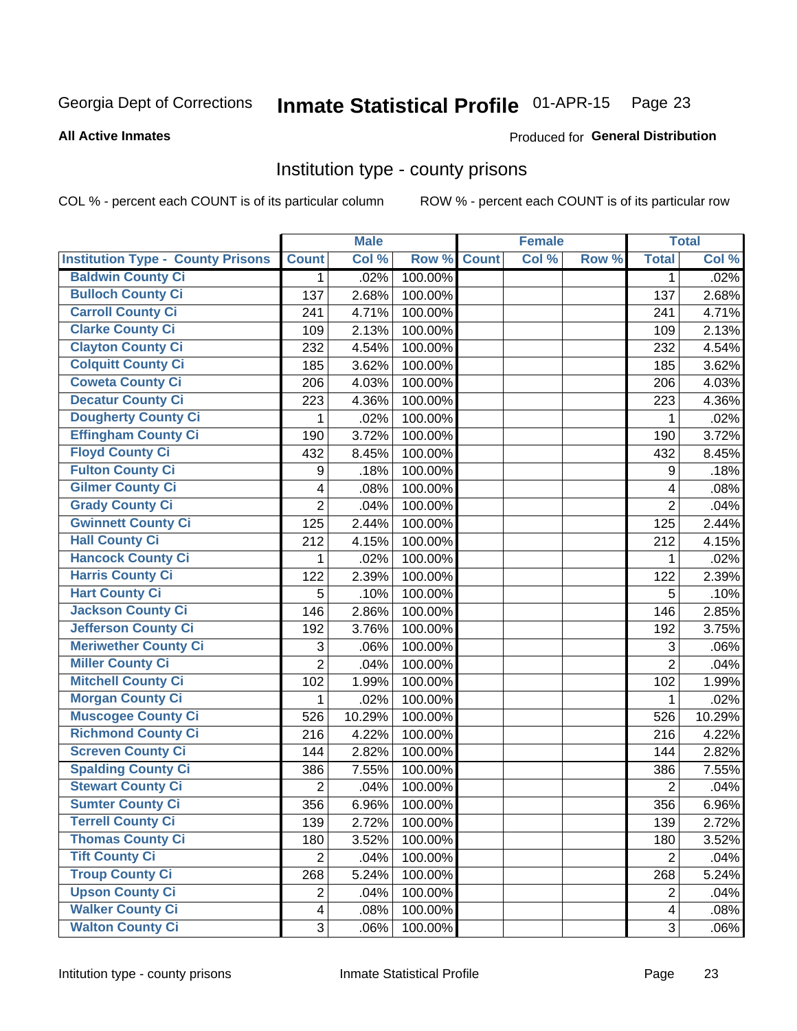Georgia Dept of Corrections **Inmate Statistical Profile** 01-APR-15 Page 23

**All Active Inmates**

Produced for **General Distribution**

## Institution type - county prisons

COL % - percent each COUNT is of its particular column

ROW % - percent each COUNT is of its particular row

| | Male | | | Female | | | Total | |
|---|---|---|---|---|---|---|---|---|
| **Institution Type - County Prisons** | **Count** | **Col %** | **Row %** | **Count** | **Col %** | **Row %** | **Total** | **Col %** |
| **Baldwin County Ci** | 1 | .02% | 100.00% | | | | 1 | .02% |
| **Bulloch County Ci** | 137 | 2.68% | 100.00% | | | | 137 | 2.68% |
| **Carroll County Ci** | 241 | 4.71% | 100.00% | | | | 241 | 4.71% |
| **Clarke County Ci** | 109 | 2.13% | 100.00% | | | | 109 | 2.13% |
| **Clayton County Ci** | 232 | 4.54% | 100.00% | | | | 232 | 4.54% |
| **Colquitt County Ci** | 185 | 3.62% | 100.00% | | | | 185 | 3.62% |
| **Coweta County Ci** | 206 | 4.03% | 100.00% | | | | 206 | 4.03% |
| **Decatur County Ci** | 223 | 4.36% | 100.00% | | | | 223 | 4.36% |
| **Dougherty County Ci** | 1 | .02% | 100.00% | | | | 1 | .02% |
| **Effingham County Ci** | 190 | 3.72% | 100.00% | | | | 190 | 3.72% |
| **Floyd County Ci** | 432 | 8.45% | 100.00% | | | | 432 | 8.45% |
| **Fulton County Ci** | 9 | .18% | 100.00% | | | | 9 | .18% |
| **Gilmer County Ci** | 4 | .08% | 100.00% | | | | 4 | .08% |
| **Grady County Ci** | 2 | .04% | 100.00% | | | | 2 | .04% |
| **Gwinnett County Ci** | 125 | 2.44% | 100.00% | | | | 125 | 2.44% |
| **Hall County Ci** | 212 | 4.15% | 100.00% | | | | 212 | 4.15% |
| **Hancock County Ci** | 1 | .02% | 100.00% | | | | 1 | .02% |
| **Harris County Ci** | 122 | 2.39% | 100.00% | | | | 122 | 2.39% |
| **Hart County Ci** | 5 | .10% | 100.00% | | | | 5 | .10% |
| **Jackson County Ci** | 146 | 2.86% | 100.00% | | | | 146 | 2.85% |
| **Jefferson County Ci** | 192 | 3.76% | 100.00% | | | | 192 | 3.75% |
| **Meriwether County Ci** | 3 | .06% | 100.00% | | | | 3 | .06% |
| **Miller County Ci** | 2 | .04% | 100.00% | | | | 2 | .04% |
| **Mitchell County Ci** | 102 | 1.99% | 100.00% | | | | 102 | 1.99% |
| **Morgan County Ci** | 1 | .02% | 100.00% | | | | 1 | .02% |
| **Muscogee County Ci** | 526 | 10.29% | 100.00% | | | | 526 | 10.29% |
| **Richmond County Ci** | 216 | 4.22% | 100.00% | | | | 216 | 4.22% |
| **Screven County Ci** | 144 | 2.82% | 100.00% | | | | 144 | 2.82% |
| **Spalding County Ci** | 386 | 7.55% | 100.00% | | | | 386 | 7.55% |
| **Stewart County Ci** | 2 | .04% | 100.00% | | | | 2 | .04% |
| **Sumter County Ci** | 356 | 6.96% | 100.00% | | | | 356 | 6.96% |
| **Terrell County Ci** | 139 | 2.72% | 100.00% | | | | 139 | 2.72% |
| **Thomas County Ci** | 180 | 3.52% | 100.00% | | | | 180 | 3.52% |
| **Tift County Ci** | 2 | .04% | 100.00% | | | | 2 | .04% |
| **Troup County Ci** | 268 | 5.24% | 100.00% | | | | 268 | 5.24% |
| **Upson County Ci** | 2 | .04% | 100.00% | | | | 2 | .04% |
| **Walker County Ci** | 4 | .08% | 100.00% | | | | 4 | .08% |
| **Walton County Ci** | 3 | .06% | 100.00% | | | | 3 | .06% |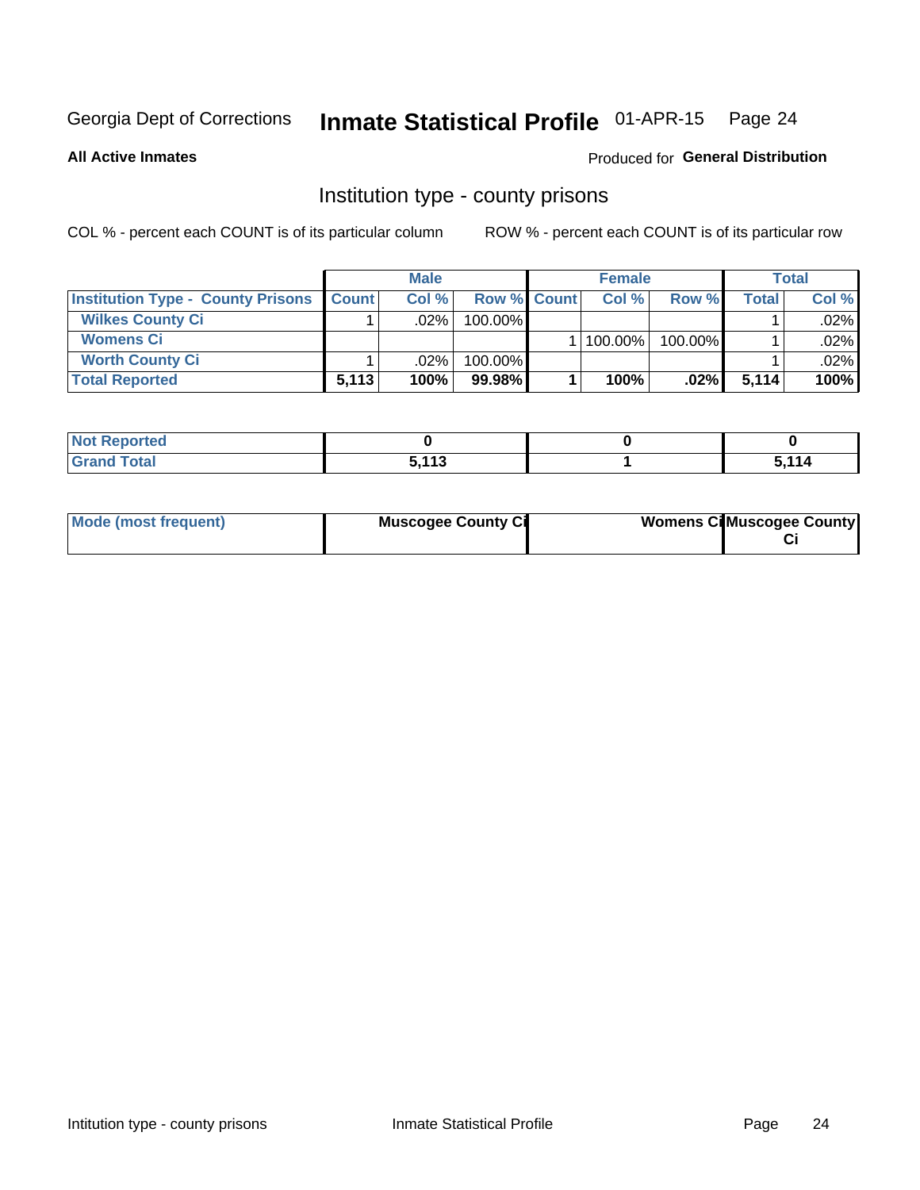Georgia Dept of Corrections **Inmate Statistical Profile** 01-APR-15

**All Active Inmates**

Produced for **General Distribution**

## Institution type - county prisons

COL % - percent each COUNT is of its particular column

ROW % - percent each COUNT is of its particular row

| | Male | | | Female | | | Total | |
|---|---|---|---|---|---|---|---|---|
| **Institution Type - County Prisons** | **Count** | **Col %** | **Row %** | **Count** | **Col %** | **Row %** | **Total** | **Col %** |
| **Wilkes County Ci** | 1 | .02% | 100.00% | | | | 1 | .02% |
| **Womens Ci** | | | | 1 | 100.00% | 100.00% | 1 | .02% |
| **Worth County Ci** | 1 | .02% | 100.00% | | | | 1 | .02% |
| **Total Reported** | **5,113** | **100%** | **99.98%** | **1** | **100%** | **.02%** | **5,114** | **100%** |

| | Male | Female | Total |
|---|---|---|---|
| **Not Reported** | **0** | **0** | **0** |
| **Grand Total** | **5,113** | **1** | **5,114** |

| | Male | Female | Total |
|---|---|---|---|
| **Mode (most frequent)** | **Muscogee County Ci** | **Womens Ci** | **Muscogee County Ci** |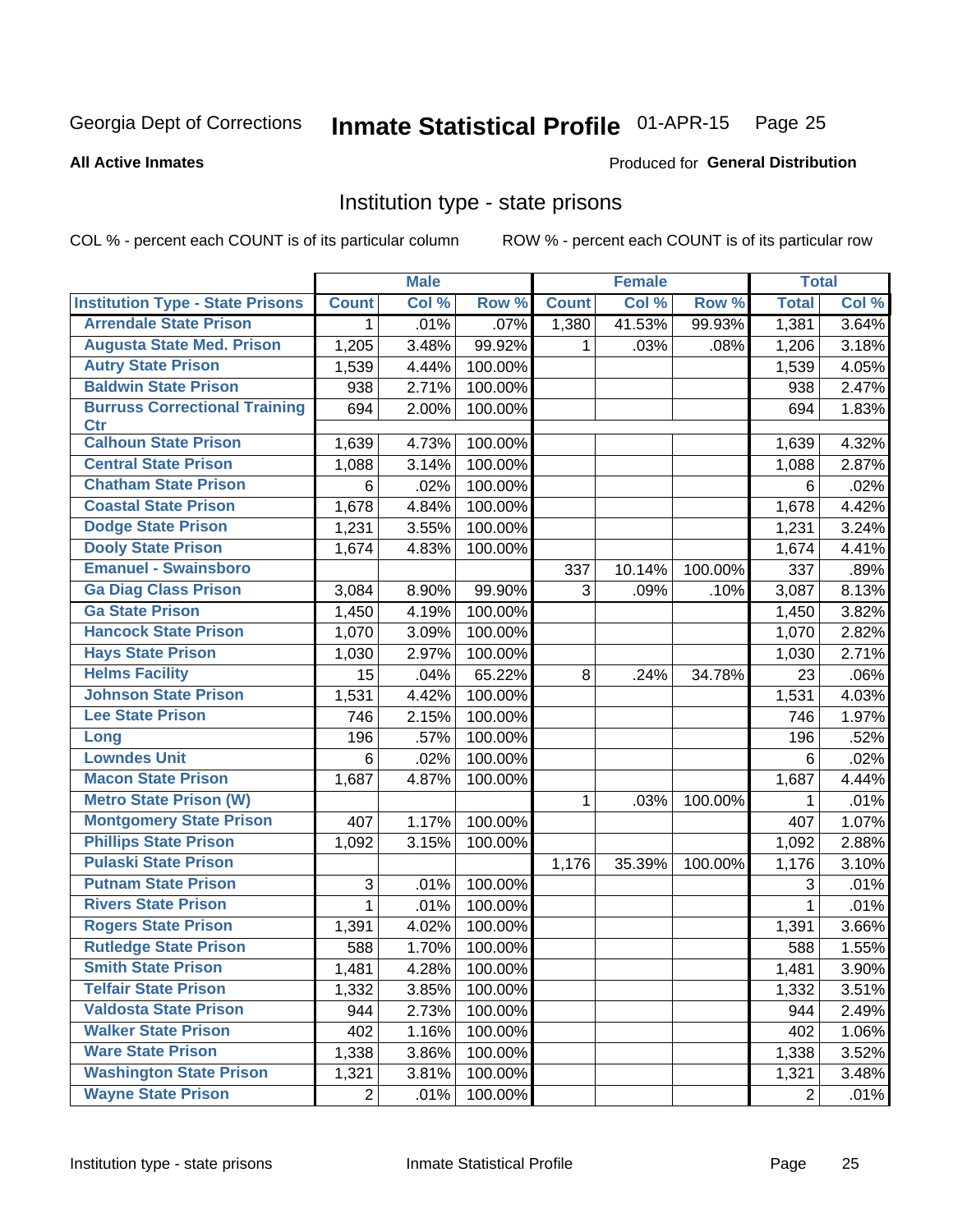Georgia Dept of Corrections **Inmate Statistical Profile** 01-APR-15

**All Active Inmates**

Produced for **General Distribution**

## Institution type - state prisons

COL % - percent each COUNT is of its particular column     ROW % - percent each COUNT is of its particular row

| | Male | | | Female | | | Total | |
|---|---|---|---|---|---|---|---|---|
| **Institution Type - State Prisons** | **Count** | **Col %** | **Row %** | **Count** | **Col %** | **Row %** | **Total** | **Col %** |
| **Arrendale State Prison** | 1 | .01% | .07% | 1,380 | 41.53% | 99.93% | 1,381 | 3.64% |
| **Augusta State Med. Prison** | 1,205 | 3.48% | 99.92% | 1 | .03% | .08% | 1,206 | 3.18% |
| **Autry State Prison** | 1,539 | 4.44% | 100.00% | | | | 1,539 | 4.05% |
| **Baldwin State Prison** | 938 | 2.71% | 100.00% | | | | 938 | 2.47% |
| **Burruss Correctional Training Ctr** | 694 | 2.00% | 100.00% | | | | 694 | 1.83% |
| **Calhoun State Prison** | 1,639 | 4.73% | 100.00% | | | | 1,639 | 4.32% |
| **Central State Prison** | 1,088 | 3.14% | 100.00% | | | | 1,088 | 2.87% |
| **Chatham State Prison** | 6 | .02% | 100.00% | | | | 6 | .02% |
| **Coastal State Prison** | 1,678 | 4.84% | 100.00% | | | | 1,678 | 4.42% |
| **Dodge State Prison** | 1,231 | 3.55% | 100.00% | | | | 1,231 | 3.24% |
| **Dooly State Prison** | 1,674 | 4.83% | 100.00% | | | | 1,674 | 4.41% |
| **Emanuel - Swainsboro** | | | | 337 | 10.14% | 100.00% | 337 | .89% |
| **Ga Diag Class Prison** | 3,084 | 8.90% | 99.90% | 3 | .09% | .10% | 3,087 | 8.13% |
| **Ga State Prison** | 1,450 | 4.19% | 100.00% | | | | 1,450 | 3.82% |
| **Hancock State Prison** | 1,070 | 3.09% | 100.00% | | | | 1,070 | 2.82% |
| **Hays State Prison** | 1,030 | 2.97% | 100.00% | | | | 1,030 | 2.71% |
| **Helms Facility** | 15 | .04% | 65.22% | 8 | .24% | 34.78% | 23 | .06% |
| **Johnson State Prison** | 1,531 | 4.42% | 100.00% | | | | 1,531 | 4.03% |
| **Lee State Prison** | 746 | 2.15% | 100.00% | | | | 746 | 1.97% |
| **Long** | 196 | .57% | 100.00% | | | | 196 | .52% |
| **Lowndes Unit** | 6 | .02% | 100.00% | | | | 6 | .02% |
| **Macon State Prison** | 1,687 | 4.87% | 100.00% | | | | 1,687 | 4.44% |
| **Metro State Prison (W)** | | | | 1 | .03% | 100.00% | 1 | .01% |
| **Montgomery State Prison** | 407 | 1.17% | 100.00% | | | | 407 | 1.07% |
| **Phillips State Prison** | 1,092 | 3.15% | 100.00% | | | | 1,092 | 2.88% |
| **Pulaski State Prison** | | | | 1,176 | 35.39% | 100.00% | 1,176 | 3.10% |
| **Putnam State Prison** | 3 | .01% | 100.00% | | | | 3 | .01% |
| **Rivers State Prison** | 1 | .01% | 100.00% | | | | 1 | .01% |
| **Rogers State Prison** | 1,391 | 4.02% | 100.00% | | | | 1,391 | 3.66% |
| **Rutledge State Prison** | 588 | 1.70% | 100.00% | | | | 588 | 1.55% |
| **Smith State Prison** | 1,481 | 4.28% | 100.00% | | | | 1,481 | 3.90% |
| **Telfair State Prison** | 1,332 | 3.85% | 100.00% | | | | 1,332 | 3.51% |
| **Valdosta State Prison** | 944 | 2.73% | 100.00% | | | | 944 | 2.49% |
| **Walker State Prison** | 402 | 1.16% | 100.00% | | | | 402 | 1.06% |
| **Ware State Prison** | 1,338 | 3.86% | 100.00% | | | | 1,338 | 3.52% |
| **Washington State Prison** | 1,321 | 3.81% | 100.00% | | | | 1,321 | 3.48% |
| **Wayne State Prison** | 2 | .01% | 100.00% | | | | 2 | .01% |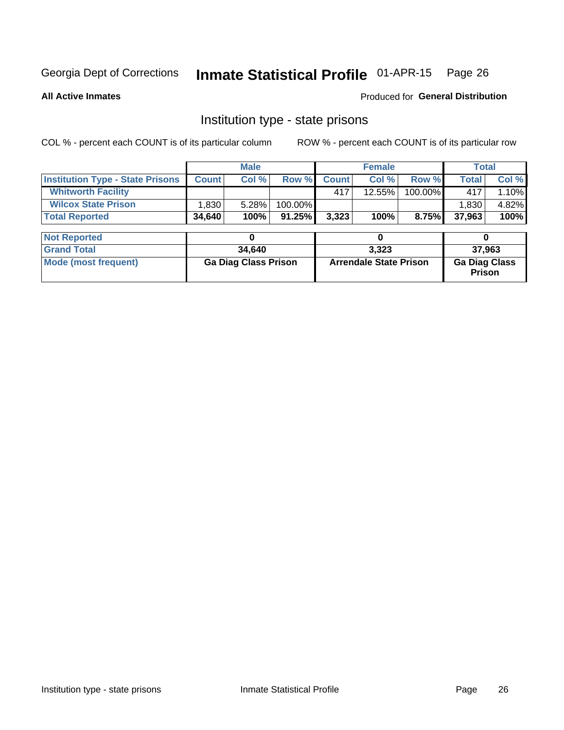Georgia Dept of Corrections **Inmate Statistical Profile** 01-APR-15

**All Active Inmates** Produced for **General Distribution**

## Institution type - state prisons

COL % - percent each COUNT is of its particular column ROW % - percent each COUNT is of its particular row

| | Male | | | Female | | | Total | |
|---|---|---|---|---|---|---|---|---|
| **Institution Type - State Prisons** | **Count** | **Col %** | **Row %** | **Count** | **Col %** | **Row %** | **Total** | **Col %** |
| **Whitworth Facility** | | | | 417 | 12.55% | 100.00% | 417 | 1.10% |
| **Wilcox State Prison** | 1,830 | 5.28% | 100.00% | | | | 1,830 | 4.82% |
| **Total Reported** | **34,640** | **100%** | **91.25%** | **3,323** | **100%** | **8.75%** | **37,963** | **100%** |

| | Male | Female | Total |
|---|---|---|---|
| **Not Reported** | **0** | **0** | **0** |
| **Grand Total** | **34,640** | **3,323** | **37,963** |
| **Mode (most frequent)** | **Ga Diag Class Prison** | **Arrendale State Prison** | **Ga Diag Class Prison** |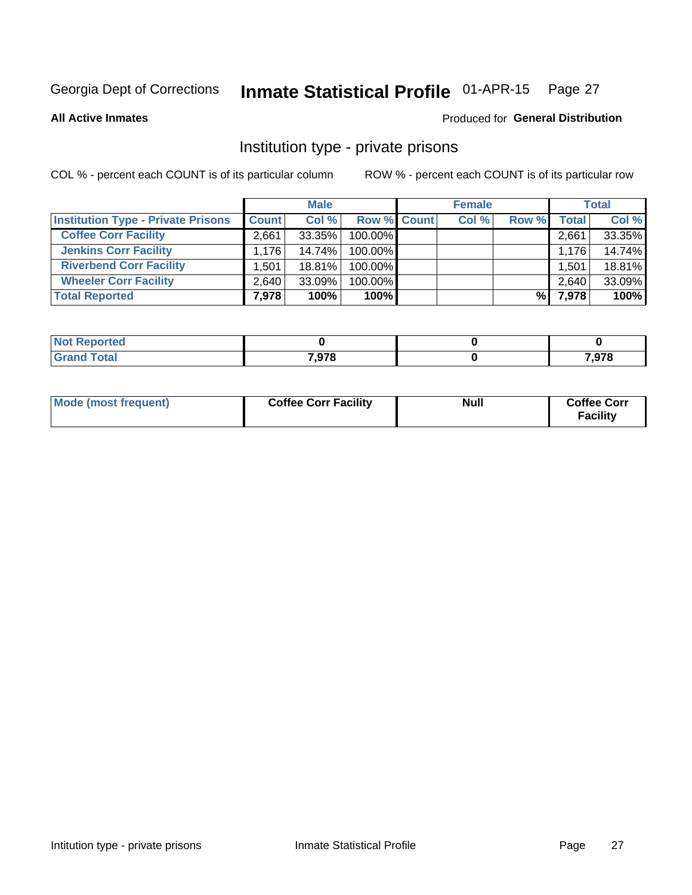Georgia Dept of Corrections **Inmate Statistical Profile** 01-APR-15

**All Active Inmates**

Produced for **General Distribution**

## Institution type - private prisons

COL % - percent each COUNT is of its particular column

ROW % - percent each COUNT is of its particular row

| | Male | | | Female | | | Total | |
|---|---|---|---|---|---|---|---|---|
| **Institution Type - Private Prisons** | **Count** | **Col %** | **Row %** | **Count** | **Col %** | **Row %** | **Total** | **Col %** |
| **Coffee Corr Facility** | 2,661 | 33.35% | 100.00% | | | | 2,661 | 33.35% |
| **Jenkins Corr Facility** | 1,176 | 14.74% | 100.00% | | | | 1,176 | 14.74% |
| **Riverbend Corr Facility** | 1,501 | 18.81% | 100.00% | | | | 1,501 | 18.81% |
| **Wheeler Corr Facility** | 2,640 | 33.09% | 100.00% | | | | 2,640 | 33.09% |
| **Total Reported** | **7,978** | **100%** | **100%** | | | **%** | **7,978** | **100%** |

| | Male | Female | Total |
|---|---|---|---|
| **Not Reported** | **0** | **0** | **0** |
| **Grand Total** | **7,978** | **0** | **7,978** |

| | Male | Female | Total |
|---|---|---|---|
| **Mode (most frequent)** | **Coffee Corr Facility** | **Null** | **Coffee Corr Facility** |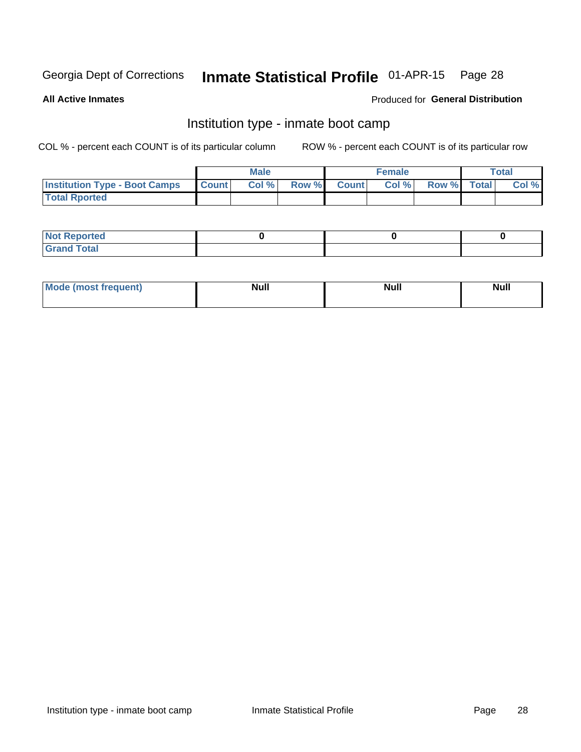Georgia Dept of Corrections **Inmate Statistical Profile** 01-APR-15

**All Active Inmates**

Produced for **General Distribution**

## Institution type - inmate boot camp

COL % - percent each COUNT is of its particular column

ROW % - percent each COUNT is of its particular row

| | Male | | | Female | | | Total | |
|---|---|---|---|---|---|---|---|---|
| Institution Type - Boot Camps | Count | Col % | Row % | Count | Col % | Row % | Total | Col % |
| Total Rported | | | | | | | | |

| | Male | Female | Total |
|---|---|---|---|
| Not Reported | 0 | 0 | 0 |
| Grand Total | | | |

| | Male | Female | Total |
|---|---|---|---|
| Mode (most frequent) | Null | Null | Null |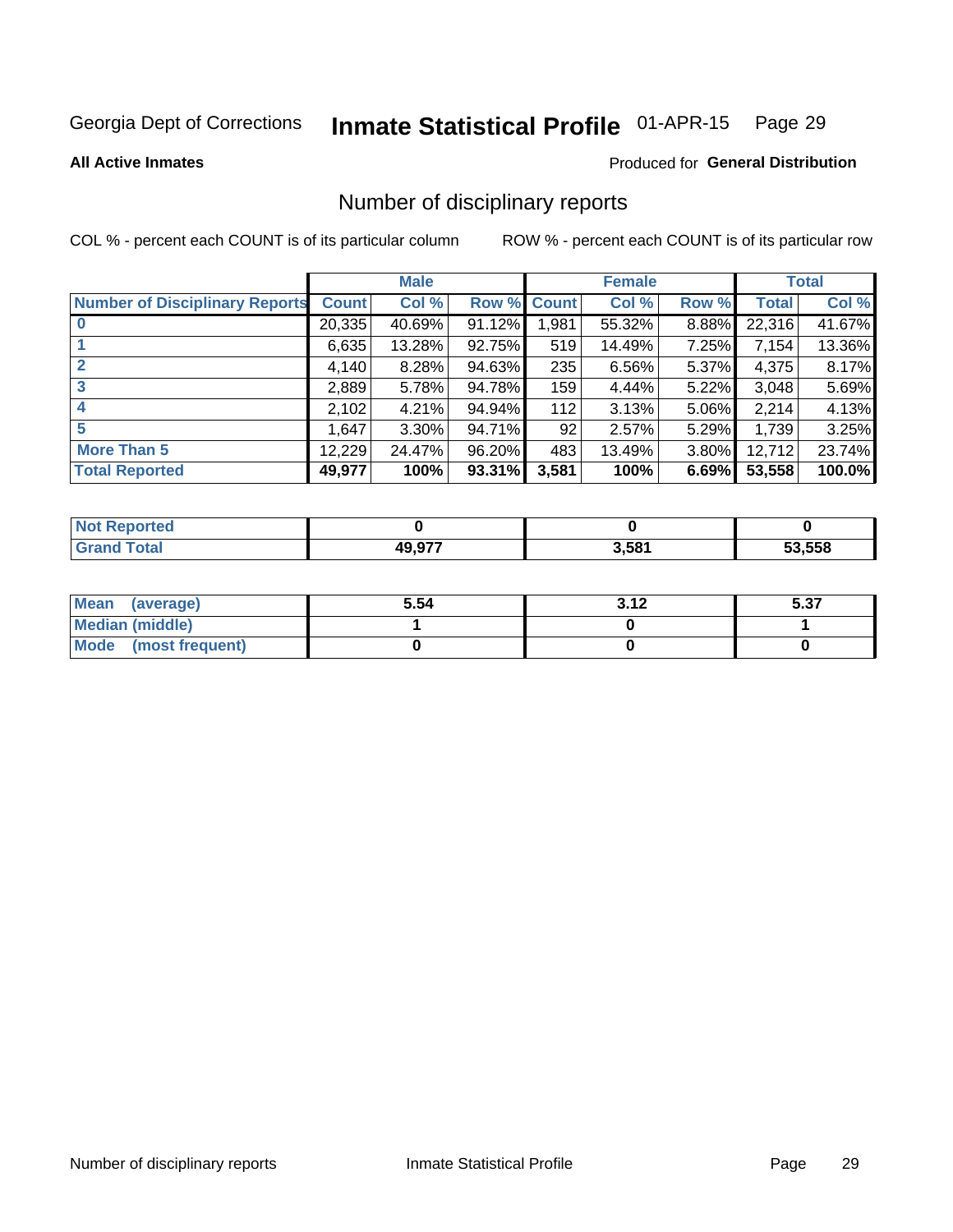Georgia Dept of Corrections **Inmate Statistical Profile** 01-APR-15

**All Active Inmates**

Produced for **General Distribution**

## Number of disciplinary reports

COL % - percent each COUNT is of its particular column

ROW % - percent each COUNT is of its particular row

| | Male | | | Female | | | Total | |
|---|---|---|---|---|---|---|---|---|
| Number of Disciplinary Reports | Count | Col % | Row % | Count | Col % | Row % | Total | Col % |
| 0 | 20,335 | 40.69% | 91.12% | 1,981 | 55.32% | 8.88% | 22,316 | 41.67% |
| 1 | 6,635 | 13.28% | 92.75% | 519 | 14.49% | 7.25% | 7,154 | 13.36% |
| 2 | 4,140 | 8.28% | 94.63% | 235 | 6.56% | 5.37% | 4,375 | 8.17% |
| 3 | 2,889 | 5.78% | 94.78% | 159 | 4.44% | 5.22% | 3,048 | 5.69% |
| 4 | 2,102 | 4.21% | 94.94% | 112 | 3.13% | 5.06% | 2,214 | 4.13% |
| 5 | 1,647 | 3.30% | 94.71% | 92 | 2.57% | 5.29% | 1,739 | 3.25% |
| More Than 5 | 12,229 | 24.47% | 96.20% | 483 | 13.49% | 3.80% | 12,712 | 23.74% |
| **Total Reported** | **49,977** | **100%** | **93.31%** | **3,581** | **100%** | **6.69%** | **53,558** | **100.0%** |

| | Male | Female | Total |
|---|---|---|---|
| Not Reported | 0 | 0 | 0 |
| Grand Total | 49,977 | 3,581 | 53,558 |

| | Male | Female | Total |
|---|---|---|---|
| Mean (average) | 5.54 | 3.12 | 5.37 |
| Median (middle) | 1 | 0 | 1 |
| Mode (most frequent) | 0 | 0 | 0 |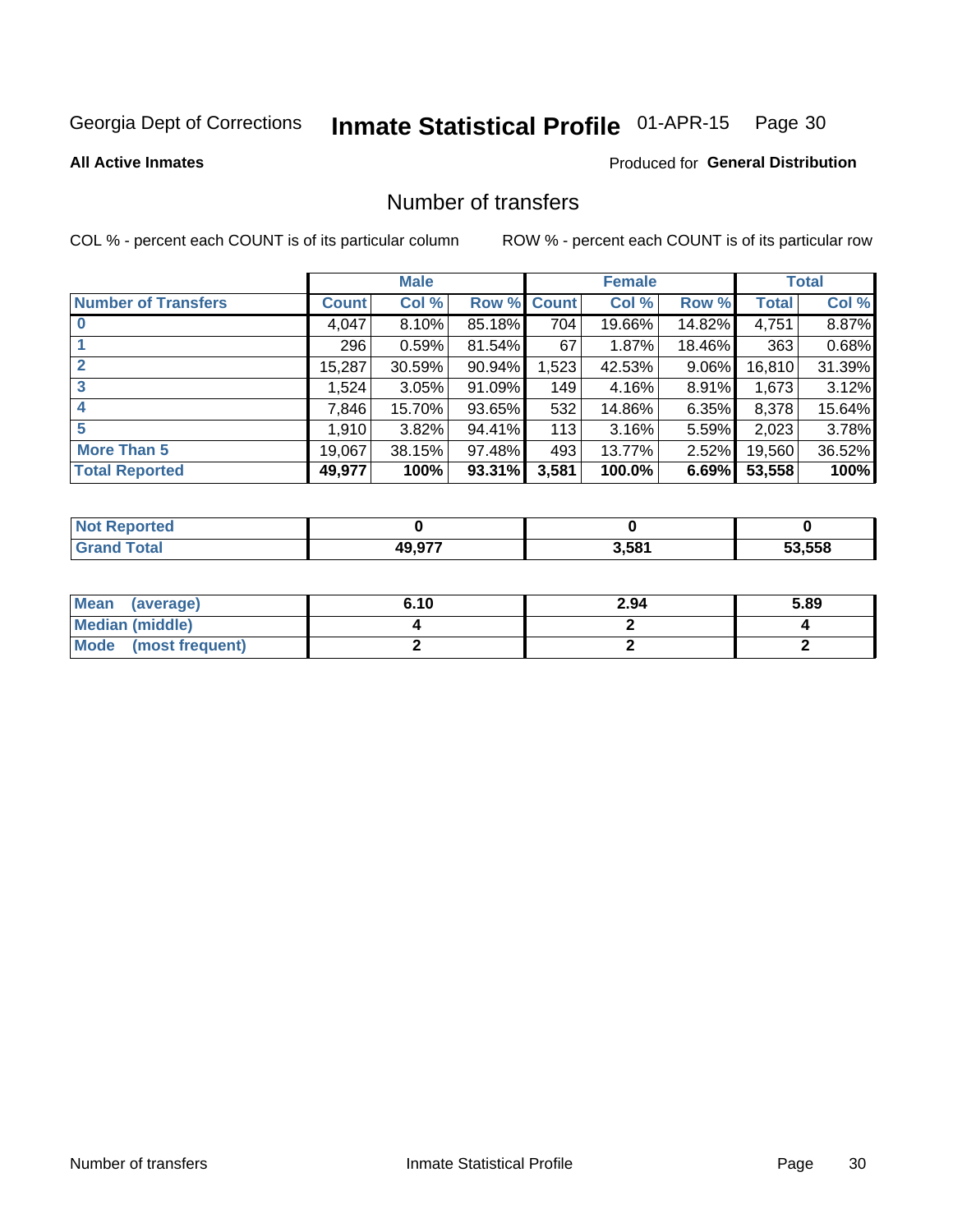Georgia Dept of Corrections **Inmate Statistical Profile** 01-APR-15

**All Active Inmates**

Produced for **General Distribution**

## Number of transfers

COL % - percent each COUNT is of its particular column

ROW % - percent each COUNT is of its particular row

| | Male | | | Female | | | Total | |
|---|---|---|---|---|---|---|---|---|
| **Number of Transfers** | **Count** | **Col %** | **Row %** | **Count** | **Col %** | **Row %** | **Total** | **Col %** |
| **0** | 4,047 | 8.10% | 85.18% | 704 | 19.66% | 14.82% | 4,751 | 8.87% |
| **1** | 296 | 0.59% | 81.54% | 67 | 1.87% | 18.46% | 363 | 0.68% |
| **2** | 15,287 | 30.59% | 90.94% | 1,523 | 42.53% | 9.06% | 16,810 | 31.39% |
| **3** | 1,524 | 3.05% | 91.09% | 149 | 4.16% | 8.91% | 1,673 | 3.12% |
| **4** | 7,846 | 15.70% | 93.65% | 532 | 14.86% | 6.35% | 8,378 | 15.64% |
| **5** | 1,910 | 3.82% | 94.41% | 113 | 3.16% | 5.59% | 2,023 | 3.78% |
| **More Than 5** | 19,067 | 38.15% | 97.48% | 493 | 13.77% | 2.52% | 19,560 | 36.52% |
| **Total Reported** | **49,977** | **100%** | **93.31%** | **3,581** | **100.0%** | **6.69%** | **53,558** | **100%** |

| | Male | Female | Total |
|---|---|---|---|
| **Not Reported** | **0** | **0** | **0** |
| **Grand Total** | **49,977** | **3,581** | **53,558** |

| | Male | Female | Total |
|---|---|---|---|
| **Mean (average)** | **6.10** | **2.94** | **5.89** |
| **Median (middle)** | **4** | **2** | **4** |
| **Mode (most frequent)** | **2** | **2** | **2** |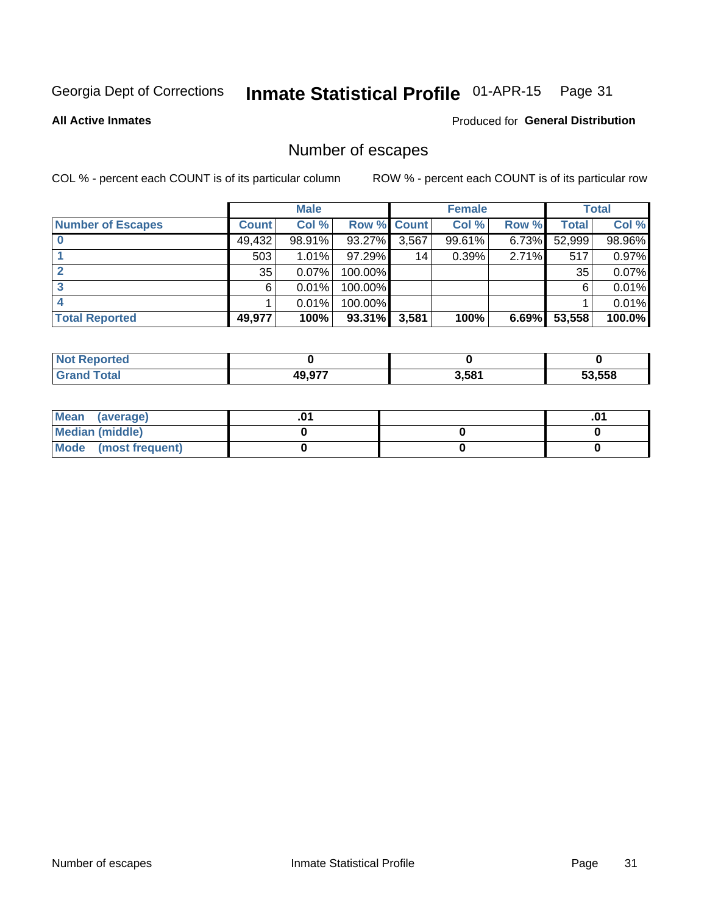Georgia Dept of Corrections **Inmate Statistical Profile** 01-APR-15

**All Active Inmates** Produced for **General Distribution**

## Number of escapes

COL % - percent each COUNT is of its particular column     ROW % - percent each COUNT is of its particular row

| | Male | | | Female | | | Total | |
|---|---|---|---|---|---|---|---|---|
| **Number of Escapes** | **Count** | **Col %** | **Row %** | **Count** | **Col %** | **Row %** | **Total** | **Col %** |
| **0** | 49,432 | 98.91% | 93.27% | 3,567 | 99.61% | 6.73% | 52,999 | 98.96% |
| **1** | 503 | 1.01% | 97.29% | 14 | 0.39% | 2.71% | 517 | 0.97% |
| **2** | 35 | 0.07% | 100.00% | | | | 35 | 0.07% |
| **3** | 6 | 0.01% | 100.00% | | | | 6 | 0.01% |
| **4** | 1 | 0.01% | 100.00% | | | | 1 | 0.01% |
| **Total Reported** | **49,977** | **100%** | **93.31%** | **3,581** | **100%** | **6.69%** | **53,558** | **100.0%** |

| | Male | Female | Total |
|---|---|---|---|
| **Not Reported** | **0** | **0** | **0** |
| **Grand Total** | **49,977** | **3,581** | **53,558** |

| | Male | Female | Total |
|---|---|---|---|
| **Mean (average)** | **.01** | | **.01** |
| **Median (middle)** | **0** | **0** | **0** |
| **Mode (most frequent)** | **0** | **0** | **0** |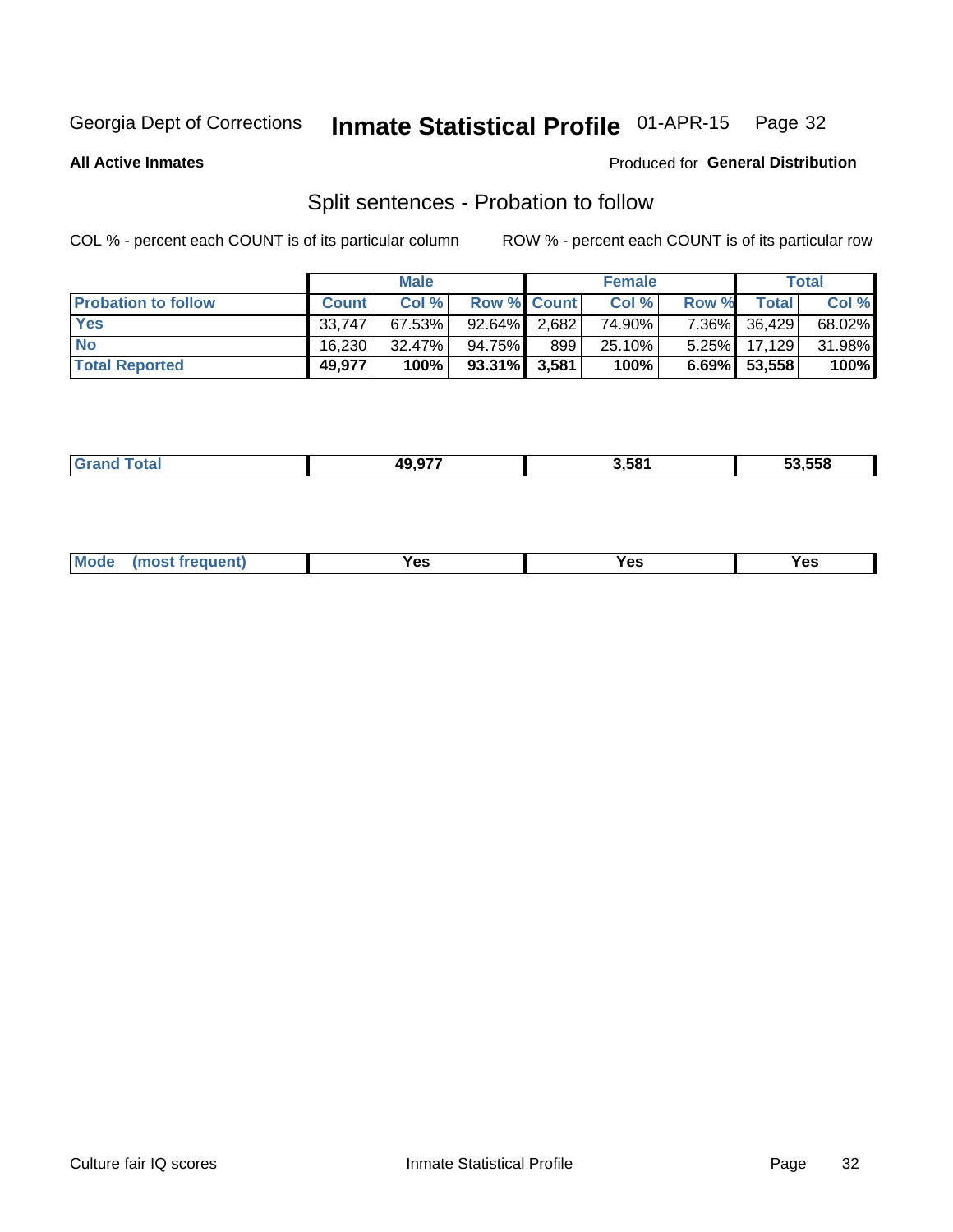Georgia Dept of Corrections **Inmate Statistical Profile** 01-APR-15

**All Active Inmates**

Produced for **General Distribution**

## Split sentences - Probation to follow

COL % - percent each COUNT is of its particular column

ROW % - percent each COUNT is of its particular row

| | Male | | | Female | | | Total | |
|---|---|---|---|---|---|---|---|---|
| **Probation to follow** | **Count** | **Col %** | **Row %** | **Count** | **Col %** | **Row %** | **Total** | **Col %** |
| **Yes** | 33,747 | 67.53% | 92.64% | 2,682 | 74.90% | 7.36% | 36,429 | 68.02% |
| **No** | 16,230 | 32.47% | 94.75% | 899 | 25.10% | 5.25% | 17,129 | 31.98% |
| **Total Reported** | **49,977** | **100%** | **93.31%** | **3,581** | **100%** | **6.69%** | **53,558** | **100%** |

| | | | |
|---|---|---|---|
| **Grand Total** | **49,977** | **3,581** | **53,558** |

| | | | |
|---|---|---|---|
| **Mode (most frequent)** | **Yes** | **Yes** | **Yes** |

Culture fair IQ scores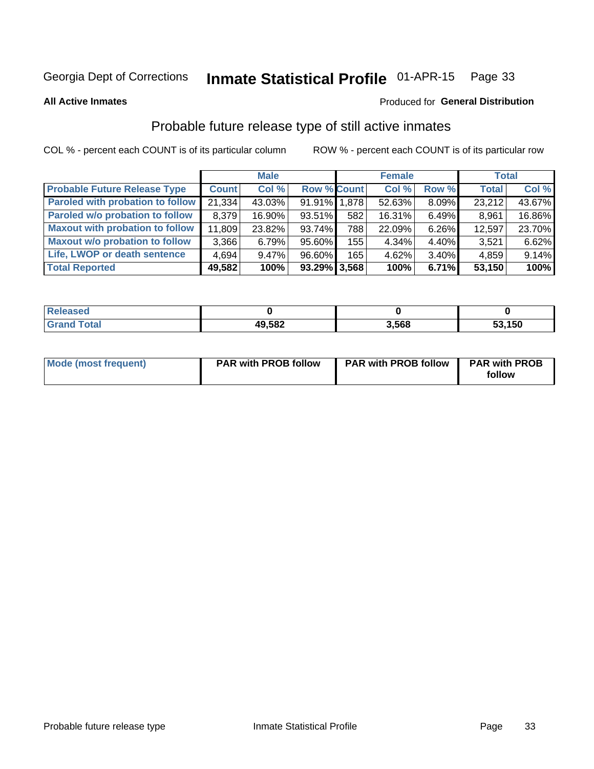Georgia Dept of Corrections **Inmate Statistical Profile** 01-APR-15

**All Active Inmates**

Produced for **General Distribution**

## Probable future release type of still active inmates

COL % - percent each COUNT is of its particular column

ROW % - percent each COUNT is of its particular row

| | Male | | | Female | | | Total | |
|---|---|---|---|---|---|---|---|---|
| **Probable Future Release Type** | **Count** | **Col %** | **Row %** | **Count** | **Col %** | **Row %** | **Total** | **Col %** |
| Paroled with probation to follow | 21,334 | 43.03% | 91.91% | 1,878 | 52.63% | 8.09% | 23,212 | 43.67% |
| Paroled w/o probation to follow | 8,379 | 16.90% | 93.51% | 582 | 16.31% | 6.49% | 8,961 | 16.86% |
| Maxout with probation to follow | 11,809 | 23.82% | 93.74% | 788 | 22.09% | 6.26% | 12,597 | 23.70% |
| Maxout w/o probation to follow | 3,366 | 6.79% | 95.60% | 155 | 4.34% | 4.40% | 3,521 | 6.62% |
| Life, LWOP or death sentence | 4,694 | 9.47% | 96.60% | 165 | 4.62% | 3.40% | 4,859 | 9.14% |
| **Total Reported** | **49,582** | **100%** | **93.29%** | **3,568** | **100%** | **6.71%** | **53,150** | **100%** |

| | Male | Female | Total |
|---|---|---|---|
| Released | **0** | **0** | **0** |
| Grand Total | **49,582** | **3,568** | **53,150** |

| | Male | Female | Total |
|---|---|---|---|
| Mode (most frequent) | **PAR with PROB follow** | **PAR with PROB follow** | **PAR with PROB follow** |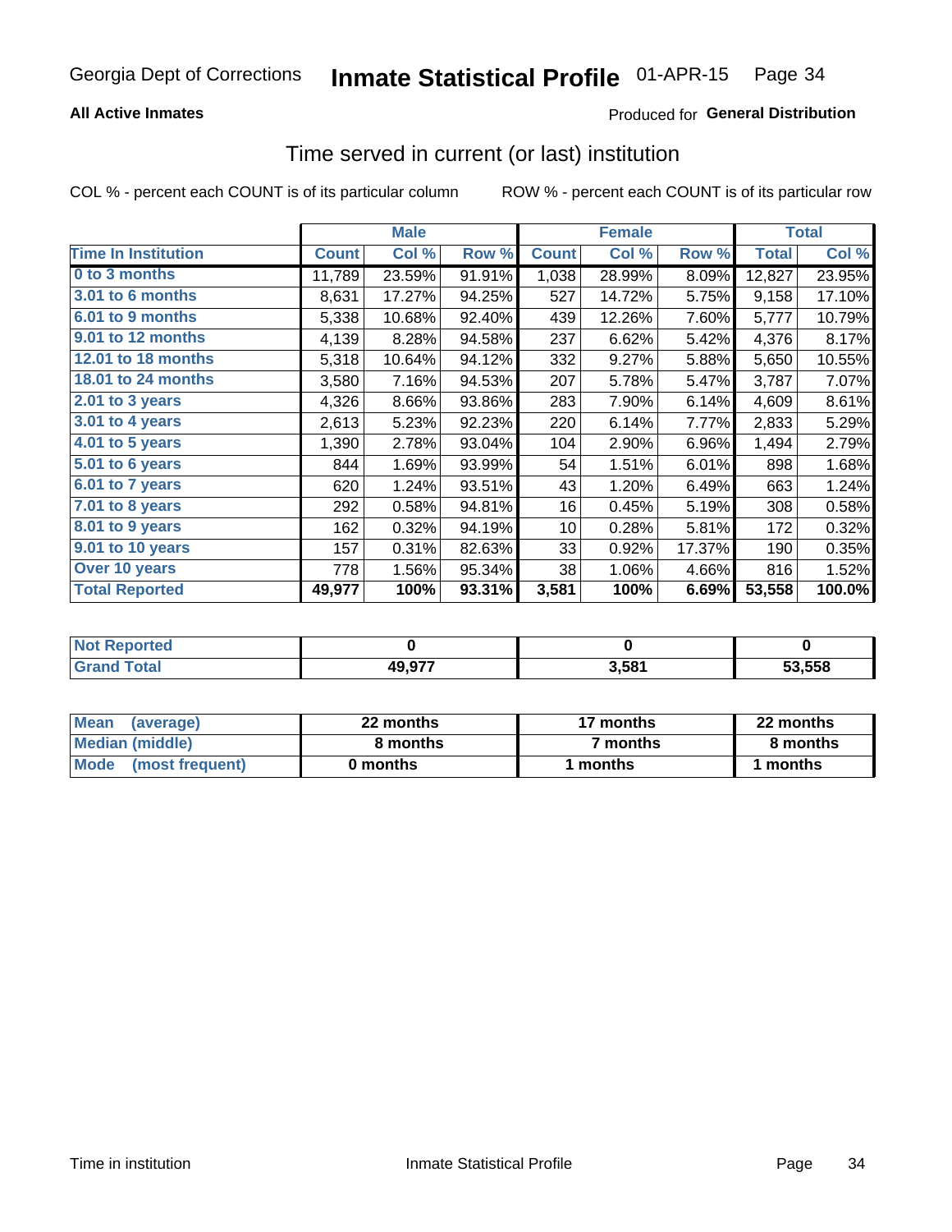Georgia Dept of Corrections **Inmate Statistical Profile** 01-APR-15

**All Active Inmates**

Produced for **General Distribution**

## Time served in current (or last) institution

COL % - percent each COUNT is of its particular column

ROW % - percent each COUNT is of its particular row

| | Male | | | Female | | | Total | |
|---|---|---|---|---|---|---|---|---|
| **Time In Institution** | **Count** | **Col %** | **Row %** | **Count** | **Col %** | **Row %** | **Total** | **Col %** |
| **0 to 3 months** | 11,789 | 23.59% | 91.91% | 1,038 | 28.99% | 8.09% | 12,827 | 23.95% |
| **3.01 to 6 months** | 8,631 | 17.27% | 94.25% | 527 | 14.72% | 5.75% | 9,158 | 17.10% |
| **6.01 to 9 months** | 5,338 | 10.68% | 92.40% | 439 | 12.26% | 7.60% | 5,777 | 10.79% |
| **9.01 to 12 months** | 4,139 | 8.28% | 94.58% | 237 | 6.62% | 5.42% | 4,376 | 8.17% |
| **12.01 to 18 months** | 5,318 | 10.64% | 94.12% | 332 | 9.27% | 5.88% | 5,650 | 10.55% |
| **18.01 to 24 months** | 3,580 | 7.16% | 94.53% | 207 | 5.78% | 5.47% | 3,787 | 7.07% |
| **2.01 to 3 years** | 4,326 | 8.66% | 93.86% | 283 | 7.90% | 6.14% | 4,609 | 8.61% |
| **3.01 to 4 years** | 2,613 | 5.23% | 92.23% | 220 | 6.14% | 7.77% | 2,833 | 5.29% |
| **4.01 to 5 years** | 1,390 | 2.78% | 93.04% | 104 | 2.90% | 6.96% | 1,494 | 2.79% |
| **5.01 to 6 years** | 844 | 1.69% | 93.99% | 54 | 1.51% | 6.01% | 898 | 1.68% |
| **6.01 to 7 years** | 620 | 1.24% | 93.51% | 43 | 1.20% | 6.49% | 663 | 1.24% |
| **7.01 to 8 years** | 292 | 0.58% | 94.81% | 16 | 0.45% | 5.19% | 308 | 0.58% |
| **8.01 to 9 years** | 162 | 0.32% | 94.19% | 10 | 0.28% | 5.81% | 172 | 0.32% |
| **9.01 to 10 years** | 157 | 0.31% | 82.63% | 33 | 0.92% | 17.37% | 190 | 0.35% |
| **Over 10 years** | 778 | 1.56% | 95.34% | 38 | 1.06% | 4.66% | 816 | 1.52% |
| **Total Reported** | **49,977** | **100%** | **93.31%** | **3,581** | **100%** | **6.69%** | **53,558** | **100.0%** |

| | Male | Female | Total |
|---|---|---|---|
| **Not Reported** | **0** | **0** | **0** |
| **Grand Total** | **49,977** | **3,581** | **53,558** |

| | Male | Female | Total |
|---|---|---|---|
| **Mean (average)** | **22 months** | **17 months** | **22 months** |
| **Median (middle)** | **8 months** | **7 months** | **8 months** |
| **Mode (most frequent)** | **0 months** | **1 months** | **1 months** |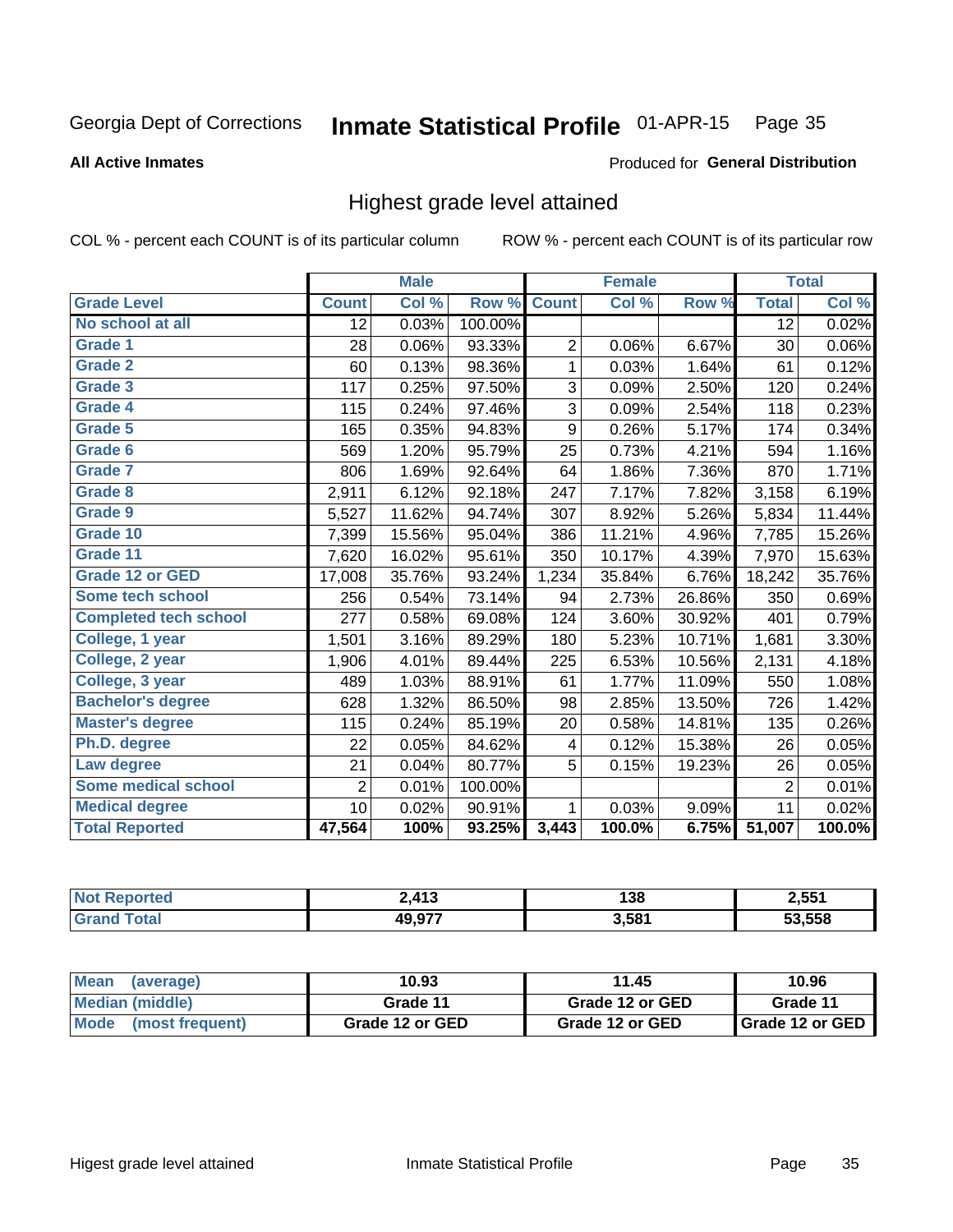Georgia Dept of Corrections **Inmate Statistical Profile** 01-APR-15

**All Active Inmates**

Produced for **General Distribution**

## Highest grade level attained

COL % - percent each COUNT is of its particular column    ROW % - percent each COUNT is of its particular row

| | Male | | | Female | | | Total | |
|---|---|---|---|---|---|---|---|---|
| **Grade Level** | **Count** | **Col %** | **Row %** | **Count** | **Col %** | **Row %** | **Total** | **Col %** |
| No school at all | 12 | 0.03% | 100.00% | | | | 12 | 0.02% |
| Grade 1 | 28 | 0.06% | 93.33% | 2 | 0.06% | 6.67% | 30 | 0.06% |
| Grade 2 | 60 | 0.13% | 98.36% | 1 | 0.03% | 1.64% | 61 | 0.12% |
| Grade 3 | 117 | 0.25% | 97.50% | 3 | 0.09% | 2.50% | 120 | 0.24% |
| Grade 4 | 115 | 0.24% | 97.46% | 3 | 0.09% | 2.54% | 118 | 0.23% |
| Grade 5 | 165 | 0.35% | 94.83% | 9 | 0.26% | 5.17% | 174 | 0.34% |
| Grade 6 | 569 | 1.20% | 95.79% | 25 | 0.73% | 4.21% | 594 | 1.16% |
| Grade 7 | 806 | 1.69% | 92.64% | 64 | 1.86% | 7.36% | 870 | 1.71% |
| Grade 8 | 2,911 | 6.12% | 92.18% | 247 | 7.17% | 7.82% | 3,158 | 6.19% |
| Grade 9 | 5,527 | 11.62% | 94.74% | 307 | 8.92% | 5.26% | 5,834 | 11.44% |
| Grade 10 | 7,399 | 15.56% | 95.04% | 386 | 11.21% | 4.96% | 7,785 | 15.26% |
| Grade 11 | 7,620 | 16.02% | 95.61% | 350 | 10.17% | 4.39% | 7,970 | 15.63% |
| Grade 12 or GED | 17,008 | 35.76% | 93.24% | 1,234 | 35.84% | 6.76% | 18,242 | 35.76% |
| Some tech school | 256 | 0.54% | 73.14% | 94 | 2.73% | 26.86% | 350 | 0.69% |
| Completed tech school | 277 | 0.58% | 69.08% | 124 | 3.60% | 30.92% | 401 | 0.79% |
| College, 1 year | 1,501 | 3.16% | 89.29% | 180 | 5.23% | 10.71% | 1,681 | 3.30% |
| College, 2 year | 1,906 | 4.01% | 89.44% | 225 | 6.53% | 10.56% | 2,131 | 4.18% |
| College, 3 year | 489 | 1.03% | 88.91% | 61 | 1.77% | 11.09% | 550 | 1.08% |
| Bachelor's degree | 628 | 1.32% | 86.50% | 98 | 2.85% | 13.50% | 726 | 1.42% |
| Master's degree | 115 | 0.24% | 85.19% | 20 | 0.58% | 14.81% | 135 | 0.26% |
| Ph.D. degree | 22 | 0.05% | 84.62% | 4 | 0.12% | 15.38% | 26 | 0.05% |
| Law degree | 21 | 0.04% | 80.77% | 5 | 0.15% | 19.23% | 26 | 0.05% |
| Some medical school | 2 | 0.01% | 100.00% | | | | 2 | 0.01% |
| Medical degree | 10 | 0.02% | 90.91% | 1 | 0.03% | 9.09% | 11 | 0.02% |
| **Total Reported** | **47,564** | **100%** | **93.25%** | **3,443** | **100.0%** | **6.75%** | **51,007** | **100.0%** |

| | Male | Female | Total |
|---|---|---|---|
| Not Reported | 2,413 | 138 | 2,551 |
| Grand Total | 49,977 | 3,581 | 53,558 |

| | Male | Female | Total |
|---|---|---|---|
| Mean (average) | 10.93 | 11.45 | 10.96 |
| Median (middle) | Grade 11 | Grade 12 or GED | Grade 11 |
| Mode (most frequent) | Grade 12 or GED | Grade 12 or GED | Grade 12 or GED |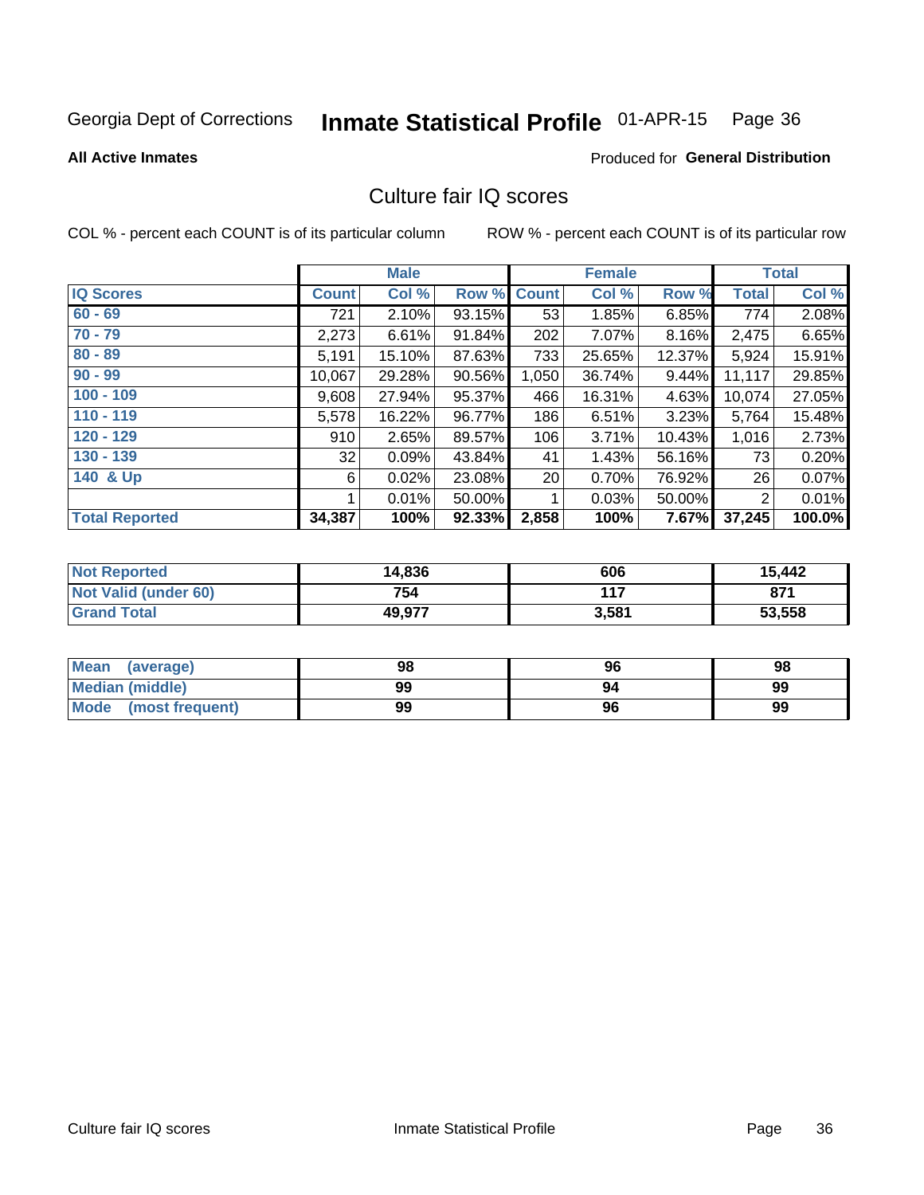Georgia Dept of Corrections **Inmate Statistical Profile** 01-APR-15

**All Active Inmates**

Produced for **General Distribution**

## Culture fair IQ scores

COL % - percent each COUNT is of its particular column

ROW % - percent each COUNT is of its particular row

| | Male | | | Female | | | Total | |
|---|---|---|---|---|---|---|---|---|
| **IQ Scores** | **Count** | **Col %** | **Row %** | **Count** | **Col %** | **Row %** | **Total** | **Col %** |
| **60 - 69** | 721 | 2.10% | 93.15% | 53 | 1.85% | 6.85% | 774 | 2.08% |
| **70 - 79** | 2,273 | 6.61% | 91.84% | 202 | 7.07% | 8.16% | 2,475 | 6.65% |
| **80 - 89** | 5,191 | 15.10% | 87.63% | 733 | 25.65% | 12.37% | 5,924 | 15.91% |
| **90 - 99** | 10,067 | 29.28% | 90.56% | 1,050 | 36.74% | 9.44% | 11,117 | 29.85% |
| **100 - 109** | 9,608 | 27.94% | 95.37% | 466 | 16.31% | 4.63% | 10,074 | 27.05% |
| **110 - 119** | 5,578 | 16.22% | 96.77% | 186 | 6.51% | 3.23% | 5,764 | 15.48% |
| **120 - 129** | 910 | 2.65% | 89.57% | 106 | 3.71% | 10.43% | 1,016 | 2.73% |
| **130 - 139** | 32 | 0.09% | 43.84% | 41 | 1.43% | 56.16% | 73 | 0.20% |
| **140 & Up** | 6 | 0.02% | 23.08% | 20 | 0.70% | 76.92% | 26 | 0.07% |
| | 1 | 0.01% | 50.00% | 1 | 0.03% | 50.00% | 2 | 0.01% |
| **Total Reported** | **34,387** | **100%** | **92.33%** | **2,858** | **100%** | **7.67%** | **37,245** | **100.0%** |

| | Male | Female | Total |
|---|---|---|---|
| **Not Reported** | **14,836** | **606** | **15,442** |
| **Not Valid (under 60)** | **754** | **117** | **871** |
| **Grand Total** | **49,977** | **3,581** | **53,558** |

| | Male | Female | Total |
|---|---|---|---|
| **Mean (average)** | **98** | **96** | **98** |
| **Median (middle)** | **99** | **94** | **99** |
| **Mode (most frequent)** | **99** | **96** | **99** |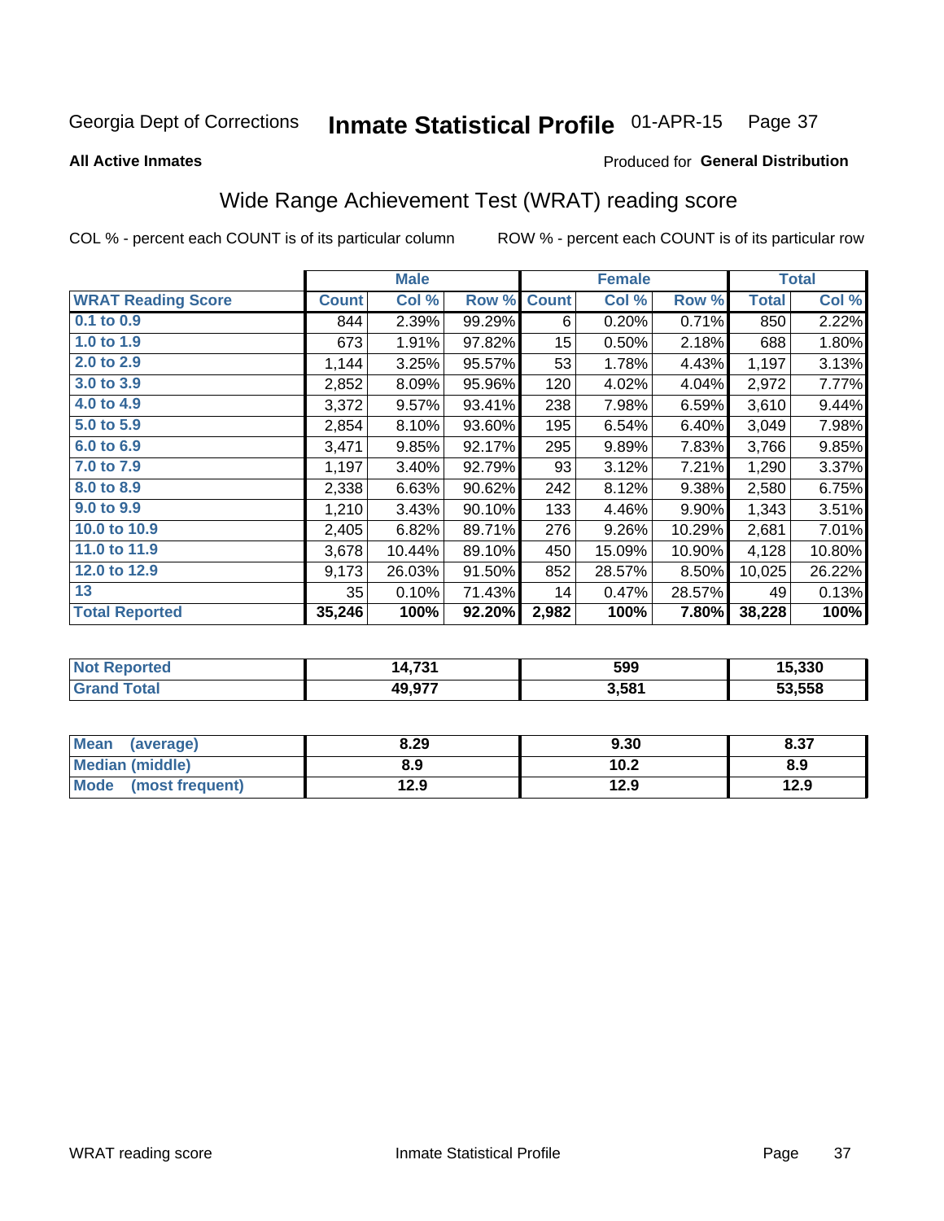Georgia Dept of Corrections **Inmate Statistical Profile** 01-APR-15 Page 37

**All Active Inmates**

Produced for **General Distribution**

## Wide Range Achievement Test (WRAT) reading score

COL % - percent each COUNT is of its particular column ROW % - percent each COUNT is of its particular row

| | Male | | | Female | | | Total | |
|---|---|---|---|---|---|---|---|---|
| **WRAT Reading Score** | **Count** | **Col %** | **Row %** | **Count** | **Col %** | **Row %** | **Total** | **Col %** |
| **0.1 to 0.9** | 844 | 2.39% | 99.29% | 6 | 0.20% | 0.71% | 850 | 2.22% |
| **1.0 to 1.9** | 673 | 1.91% | 97.82% | 15 | 0.50% | 2.18% | 688 | 1.80% |
| **2.0 to 2.9** | 1,144 | 3.25% | 95.57% | 53 | 1.78% | 4.43% | 1,197 | 3.13% |
| **3.0 to 3.9** | 2,852 | 8.09% | 95.96% | 120 | 4.02% | 4.04% | 2,972 | 7.77% |
| **4.0 to 4.9** | 3,372 | 9.57% | 93.41% | 238 | 7.98% | 6.59% | 3,610 | 9.44% |
| **5.0 to 5.9** | 2,854 | 8.10% | 93.60% | 195 | 6.54% | 6.40% | 3,049 | 7.98% |
| **6.0 to 6.9** | 3,471 | 9.85% | 92.17% | 295 | 9.89% | 7.83% | 3,766 | 9.85% |
| **7.0 to 7.9** | 1,197 | 3.40% | 92.79% | 93 | 3.12% | 7.21% | 1,290 | 3.37% |
| **8.0 to 8.9** | 2,338 | 6.63% | 90.62% | 242 | 8.12% | 9.38% | 2,580 | 6.75% |
| **9.0 to 9.9** | 1,210 | 3.43% | 90.10% | 133 | 4.46% | 9.90% | 1,343 | 3.51% |
| **10.0 to 10.9** | 2,405 | 6.82% | 89.71% | 276 | 9.26% | 10.29% | 2,681 | 7.01% |
| **11.0 to 11.9** | 3,678 | 10.44% | 89.10% | 450 | 15.09% | 10.90% | 4,128 | 10.80% |
| **12.0 to 12.9** | 9,173 | 26.03% | 91.50% | 852 | 28.57% | 8.50% | 10,025 | 26.22% |
| **13** | 35 | 0.10% | 71.43% | 14 | 0.47% | 28.57% | 49 | 0.13% |
| **Total Reported** | **35,246** | **100%** | **92.20%** | **2,982** | **100%** | **7.80%** | **38,228** | **100%** |

| | Male | Female | Total |
|---|---|---|---|
| **Not Reported** | **14,731** | **599** | **15,330** |
| **Grand Total** | **49,977** | **3,581** | **53,558** |

| | Male | Female | Total |
|---|---|---|---|
| **Mean (average)** | **8.29** | **9.30** | **8.37** |
| **Median (middle)** | **8.9** | **10.2** | **8.9** |
| **Mode (most frequent)** | **12.9** | **12.9** | **12.9** |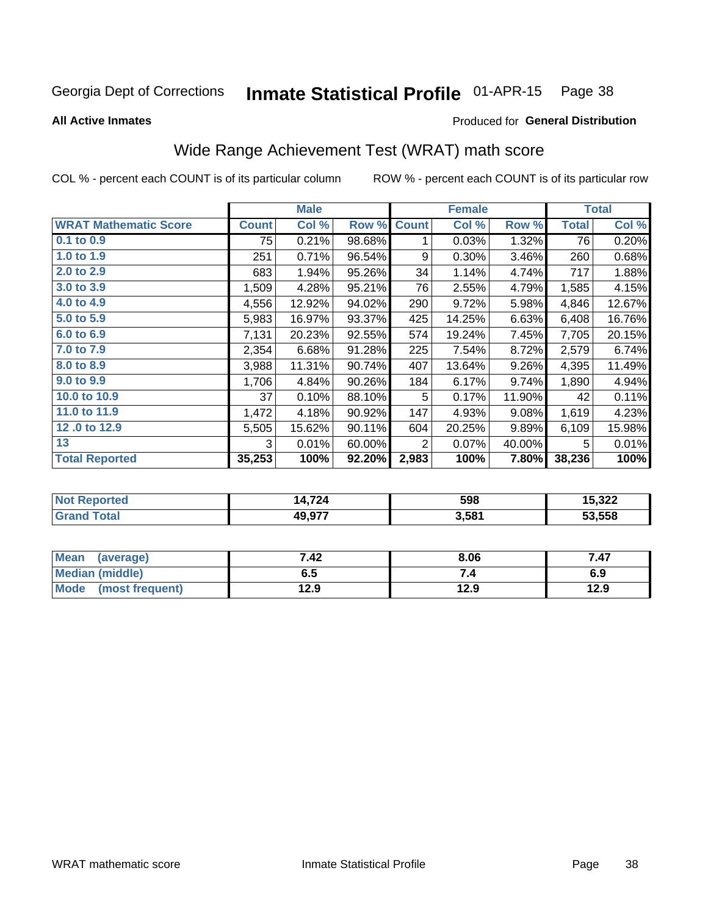Georgia Dept of Corrections **Inmate Statistical Profile** 01-APR-15

**All Active Inmates**

Produced for **General Distribution**

## Wide Range Achievement Test (WRAT) math score

COL % - percent each COUNT is of its particular column

ROW % - percent each COUNT is of its particular row

| | Male | | | Female | | | Total | |
|---|---|---|---|---|---|---|---|---|
| WRAT Mathematic Score | Count | Col % | Row % | Count | Col % | Row % | Total | Col % |
| 0.1 to 0.9 | 75 | 0.21% | 98.68% | 1 | 0.03% | 1.32% | 76 | 0.20% |
| 1.0 to 1.9 | 251 | 0.71% | 96.54% | 9 | 0.30% | 3.46% | 260 | 0.68% |
| 2.0 to 2.9 | 683 | 1.94% | 95.26% | 34 | 1.14% | 4.74% | 717 | 1.88% |
| 3.0 to 3.9 | 1,509 | 4.28% | 95.21% | 76 | 2.55% | 4.79% | 1,585 | 4.15% |
| 4.0 to 4.9 | 4,556 | 12.92% | 94.02% | 290 | 9.72% | 5.98% | 4,846 | 12.67% |
| 5.0 to 5.9 | 5,983 | 16.97% | 93.37% | 425 | 14.25% | 6.63% | 6,408 | 16.76% |
| 6.0 to 6.9 | 7,131 | 20.23% | 92.55% | 574 | 19.24% | 7.45% | 7,705 | 20.15% |
| 7.0 to 7.9 | 2,354 | 6.68% | 91.28% | 225 | 7.54% | 8.72% | 2,579 | 6.74% |
| 8.0 to 8.9 | 3,988 | 11.31% | 90.74% | 407 | 13.64% | 9.26% | 4,395 | 11.49% |
| 9.0 to 9.9 | 1,706 | 4.84% | 90.26% | 184 | 6.17% | 9.74% | 1,890 | 4.94% |
| 10.0 to 10.9 | 37 | 0.10% | 88.10% | 5 | 0.17% | 11.90% | 42 | 0.11% |
| 11.0 to 11.9 | 1,472 | 4.18% | 90.92% | 147 | 4.93% | 9.08% | 1,619 | 4.23% |
| 12 .0 to 12.9 | 5,505 | 15.62% | 90.11% | 604 | 20.25% | 9.89% | 6,109 | 15.98% |
| 13 | 3 | 0.01% | 60.00% | 2 | 0.07% | 40.00% | 5 | 0.01% |
| **Total Reported** | **35,253** | **100%** | **92.20%** | **2,983** | **100%** | **7.80%** | **38,236** | **100%** |

| | Male | Female | Total |
|---|---|---|---|
| Not Reported | 14,724 | 598 | 15,322 |
| Grand Total | 49,977 | 3,581 | 53,558 |

| | Male | Female | Total |
|---|---|---|---|
| Mean (average) | 7.42 | 8.06 | 7.47 |
| Median (middle) | 6.5 | 7.4 | 6.9 |
| Mode (most frequent) | 12.9 | 12.9 | 12.9 |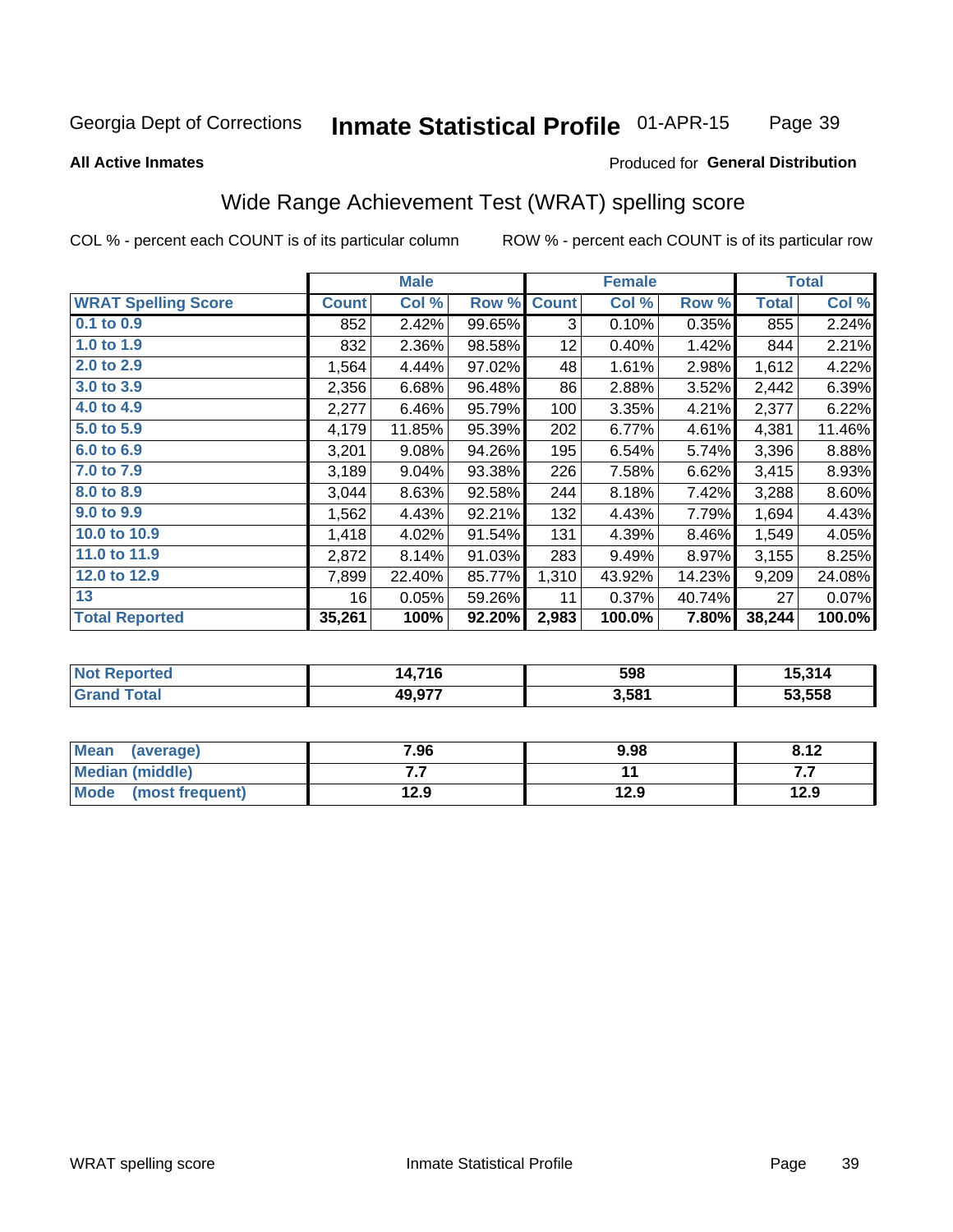Georgia Dept of Corrections **Inmate Statistical Profile** 01-APR-15

**All Active Inmates**

Produced for **General Distribution**

## Wide Range Achievement Test (WRAT) spelling score

COL % - percent each COUNT is of its particular column ROW % - percent each COUNT is of its particular row

| | Male | | | Female | | | Total | |
|---|---|---|---|---|---|---|---|---|
| **WRAT Spelling Score** | **Count** | **Col %** | **Row %** | **Count** | **Col %** | **Row %** | **Total** | **Col %** |
| **0.1 to 0.9** | 852 | 2.42% | 99.65% | 3 | 0.10% | 0.35% | 855 | 2.24% |
| **1.0 to 1.9** | 832 | 2.36% | 98.58% | 12 | 0.40% | 1.42% | 844 | 2.21% |
| **2.0 to 2.9** | 1,564 | 4.44% | 97.02% | 48 | 1.61% | 2.98% | 1,612 | 4.22% |
| **3.0 to 3.9** | 2,356 | 6.68% | 96.48% | 86 | 2.88% | 3.52% | 2,442 | 6.39% |
| **4.0 to 4.9** | 2,277 | 6.46% | 95.79% | 100 | 3.35% | 4.21% | 2,377 | 6.22% |
| **5.0 to 5.9** | 4,179 | 11.85% | 95.39% | 202 | 6.77% | 4.61% | 4,381 | 11.46% |
| **6.0 to 6.9** | 3,201 | 9.08% | 94.26% | 195 | 6.54% | 5.74% | 3,396 | 8.88% |
| **7.0 to 7.9** | 3,189 | 9.04% | 93.38% | 226 | 7.58% | 6.62% | 3,415 | 8.93% |
| **8.0 to 8.9** | 3,044 | 8.63% | 92.58% | 244 | 8.18% | 7.42% | 3,288 | 8.60% |
| **9.0 to 9.9** | 1,562 | 4.43% | 92.21% | 132 | 4.43% | 7.79% | 1,694 | 4.43% |
| **10.0 to 10.9** | 1,418 | 4.02% | 91.54% | 131 | 4.39% | 8.46% | 1,549 | 4.05% |
| **11.0 to 11.9** | 2,872 | 8.14% | 91.03% | 283 | 9.49% | 8.97% | 3,155 | 8.25% |
| **12.0 to 12.9** | 7,899 | 22.40% | 85.77% | 1,310 | 43.92% | 14.23% | 9,209 | 24.08% |
| **13** | 16 | 0.05% | 59.26% | 11 | 0.37% | 40.74% | 27 | 0.07% |
| **Total Reported** | **35,261** | **100%** | **92.20%** | **2,983** | **100.0%** | **7.80%** | **38,244** | **100.0%** |

| | Male | Female | Total |
|---|---|---|---|
| **Not Reported** | **14,716** | **598** | **15,314** |
| **Grand Total** | **49,977** | **3,581** | **53,558** |

| | Male | Female | Total |
|---|---|---|---|
| **Mean (average)** | **7.96** | **9.98** | **8.12** |
| **Median (middle)** | **7.7** | **11** | **7.7** |
| **Mode (most frequent)** | **12.9** | **12.9** | **12.9** |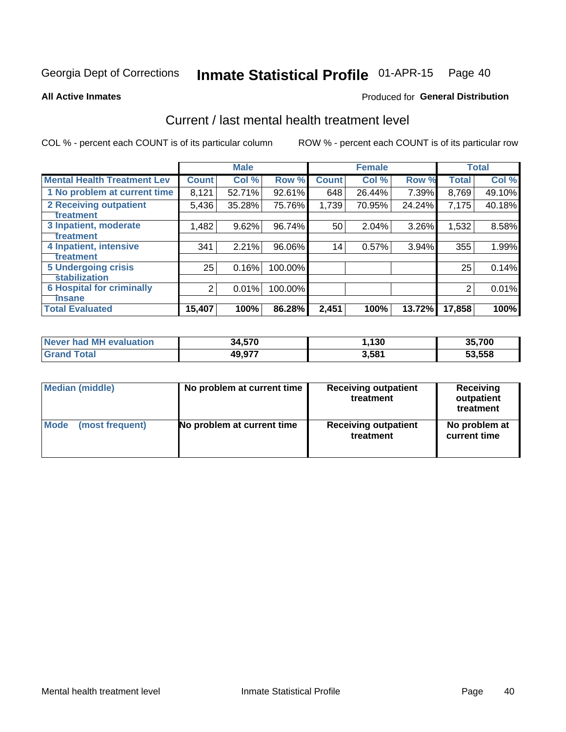Georgia Dept of Corrections **Inmate Statistical Profile** 01-APR-15 Page 40

**All Active Inmates**

Produced for **General Distribution**

## Current / last mental health treatment level

COL % - percent each COUNT is of its particular column

ROW % - percent each COUNT is of its particular row

| | Male | | | Female | | | Total | |
|---|---|---|---|---|---|---|---|---|
| **Mental Health Treatment Lev** | **Count** | **Col %** | **Row %** | **Count** | **Col %** | **Row %** | **Total** | **Col %** |
| 1 No problem at current time | 8,121 | 52.71% | 92.61% | 648 | 26.44% | 7.39% | 8,769 | 49.10% |
| 2 Receiving outpatient treatment | 5,436 | 35.28% | 75.76% | 1,739 | 70.95% | 24.24% | 7,175 | 40.18% |
| 3 Inpatient, moderate treatment | 1,482 | 9.62% | 96.74% | 50 | 2.04% | 3.26% | 1,532 | 8.58% |
| 4 Inpatient, intensive treatment | 341 | 2.21% | 96.06% | 14 | 0.57% | 3.94% | 355 | 1.99% |
| 5 Undergoing crisis stabilization | 25 | 0.16% | 100.00% | | | | 25 | 0.14% |
| 6 Hospital for criminally insane | 2 | 0.01% | 100.00% | | | | 2 | 0.01% |
| **Total Evaluated** | **15,407** | **100%** | **86.28%** | **2,451** | **100%** | **13.72%** | **17,858** | **100%** |

| | Male | Female | Total |
|---|---|---|---|
| Never had MH evaluation | 34,570 | 1,130 | 35,700 |
| Grand Total | 49,977 | 3,581 | 53,558 |

| | Male | Female | Total |
|---|---|---|---|
| Median (middle) | No problem at current time | Receiving outpatient treatment | Receiving outpatient treatment |
| Mode (most frequent) | No problem at current time | Receiving outpatient treatment | No problem at current time |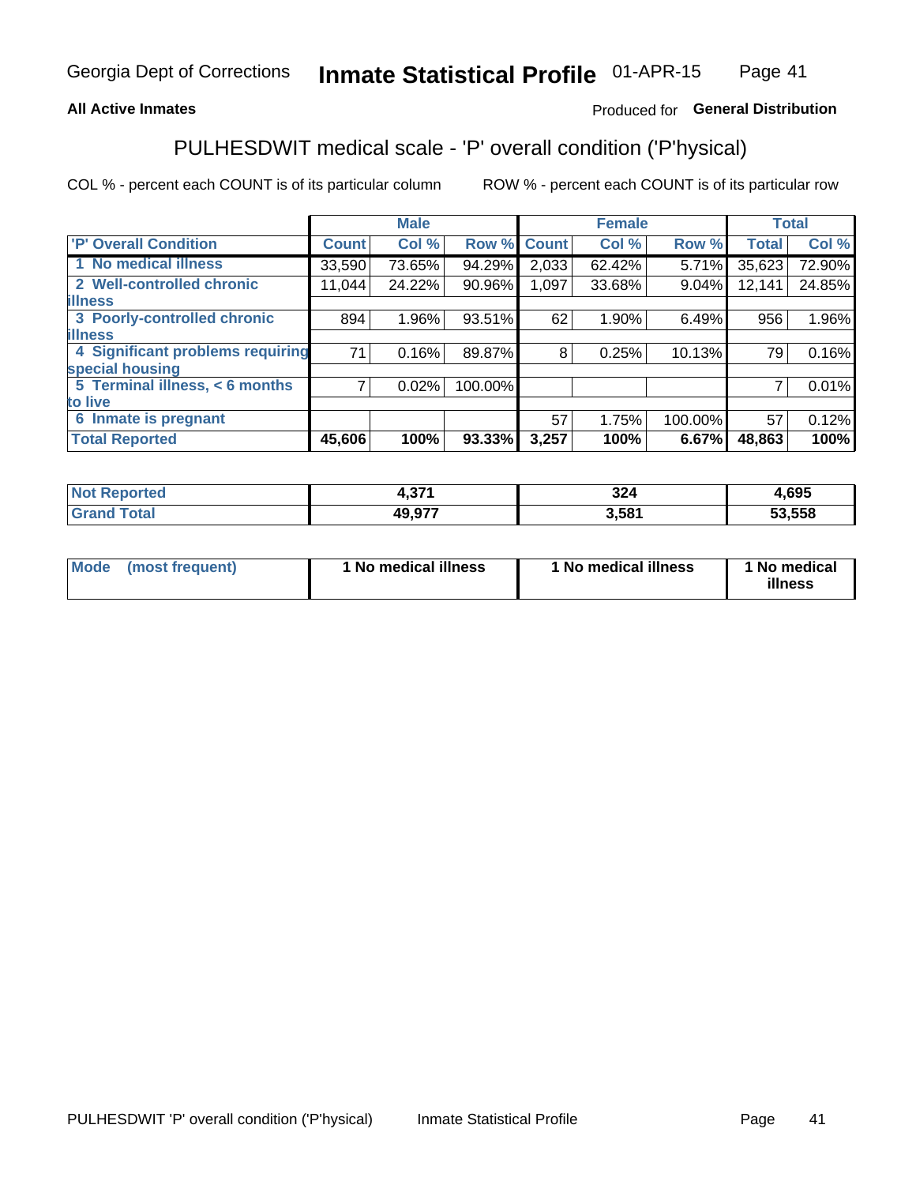Georgia Dept of Corrections **Inmate Statistical Profile** 01-APR-15

**All Active Inmates**

Produced for **General Distribution**

## PULHESDWIT medical scale - 'P' overall condition ('P'hysical)

COL % - percent each COUNT is of its particular column

ROW % - percent each COUNT is of its particular row

| | Male | | | Female | | | Total | |
|---|---|---|---|---|---|---|---|---|
| 'P' Overall Condition | Count | Col % | Row % | Count | Col % | Row % | Total | Col % |
| 1 No medical illness | 33,590 | 73.65% | 94.29% | 2,033 | 62.42% | 5.71% | 35,623 | 72.90% |
| 2 Well-controlled chronic illness | 11,044 | 24.22% | 90.96% | 1,097 | 33.68% | 9.04% | 12,141 | 24.85% |
| 3 Poorly-controlled chronic illness | 894 | 1.96% | 93.51% | 62 | 1.90% | 6.49% | 956 | 1.96% |
| 4 Significant problems requiring special housing | 71 | 0.16% | 89.87% | 8 | 0.25% | 10.13% | 79 | 0.16% |
| 5 Terminal illness, < 6 months to live | 7 | 0.02% | 100.00% | | | | 7 | 0.01% |
| 6 Inmate is pregnant | | | | 57 | 1.75% | 100.00% | 57 | 0.12% |
| **Total Reported** | **45,606** | **100%** | **93.33%** | **3,257** | **100%** | **6.67%** | **48,863** | **100%** |

| | Male | Female | Total |
|---|---|---|---|
| Not Reported | 4,371 | 324 | 4,695 |
| Grand Total | 49,977 | 3,581 | 53,558 |

| | Male | Female | Total |
|---|---|---|---|
| Mode (most frequent) | 1 No medical illness | 1 No medical illness | 1 No medical illness |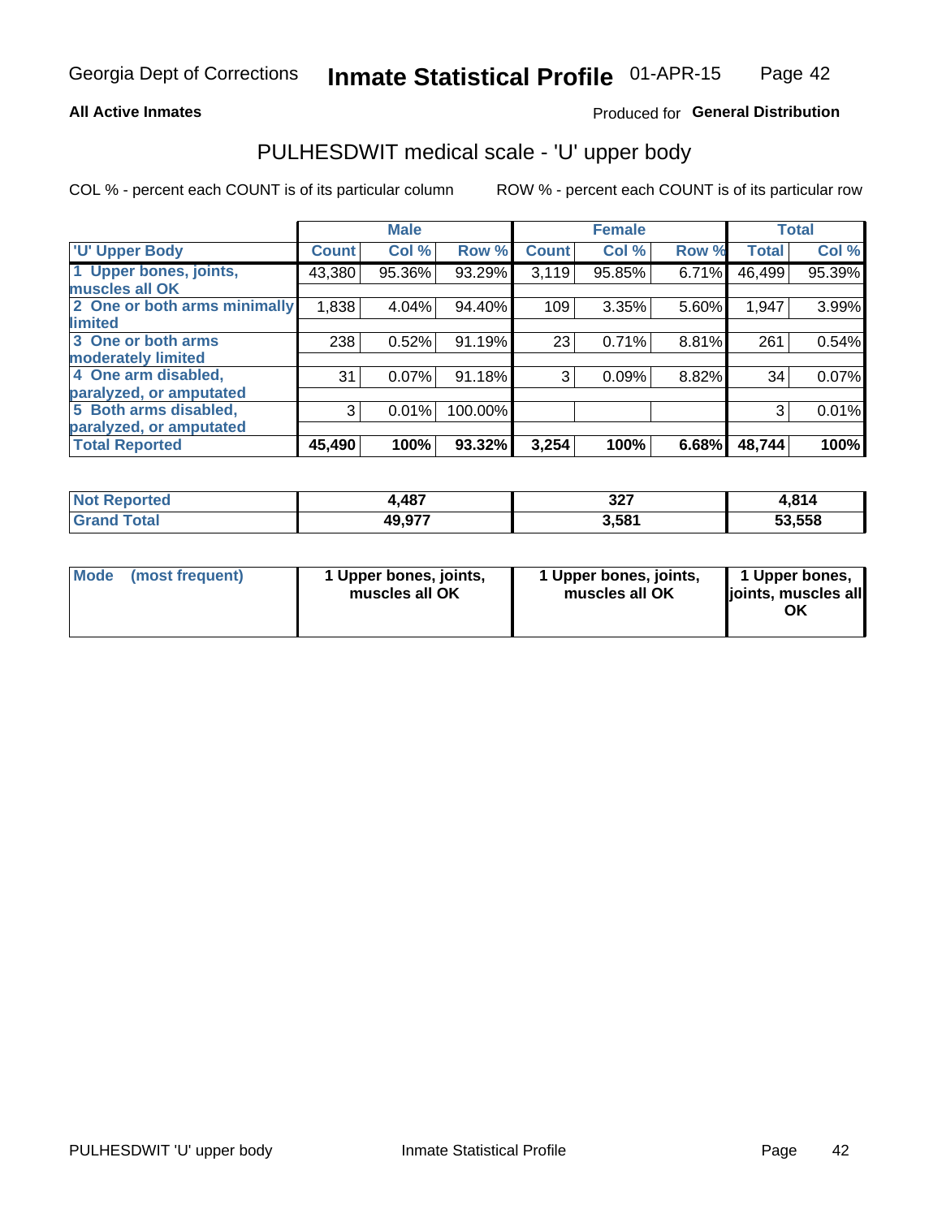Georgia Dept of Corrections **Inmate Statistical Profile** 01-APR-15

**All Active Inmates**

Produced for **General Distribution**

## PULHESDWIT medical scale - 'U' upper body

COL % - percent each COUNT is of its particular column

ROW % - percent each COUNT is of its particular row

| | Male | | | Female | | | Total | |
|---|---|---|---|---|---|---|---|---|
| 'U' Upper Body | Count | Col % | Row % | Count | Col % | Row % | Total | Col % |
| 1 Upper bones, joints, muscles all OK | 43,380 | 95.36% | 93.29% | 3,119 | 95.85% | 6.71% | 46,499 | 95.39% |
| 2 One or both arms minimally limited | 1,838 | 4.04% | 94.40% | 109 | 3.35% | 5.60% | 1,947 | 3.99% |
| 3 One or both arms moderately limited | 238 | 0.52% | 91.19% | 23 | 0.71% | 8.81% | 261 | 0.54% |
| 4 One arm disabled, paralyzed, or amputated | 31 | 0.07% | 91.18% | 3 | 0.09% | 8.82% | 34 | 0.07% |
| 5 Both arms disabled, paralyzed, or amputated | 3 | 0.01% | 100.00% | | | | 3 | 0.01% |
| **Total Reported** | **45,490** | **100%** | **93.32%** | **3,254** | **100%** | **6.68%** | **48,744** | **100%** |

| | Male | Female | Total |
|---|---|---|---|
| **Not Reported** | **4,487** | **327** | **4,814** |
| **Grand Total** | **49,977** | **3,581** | **53,558** |

| | Male | Female | Total |
|---|---|---|---|
| **Mode (most frequent)** | **1 Upper bones, joints, muscles all OK** | **1 Upper bones, joints, muscles all OK** | **1 Upper bones, joints, muscles all OK** |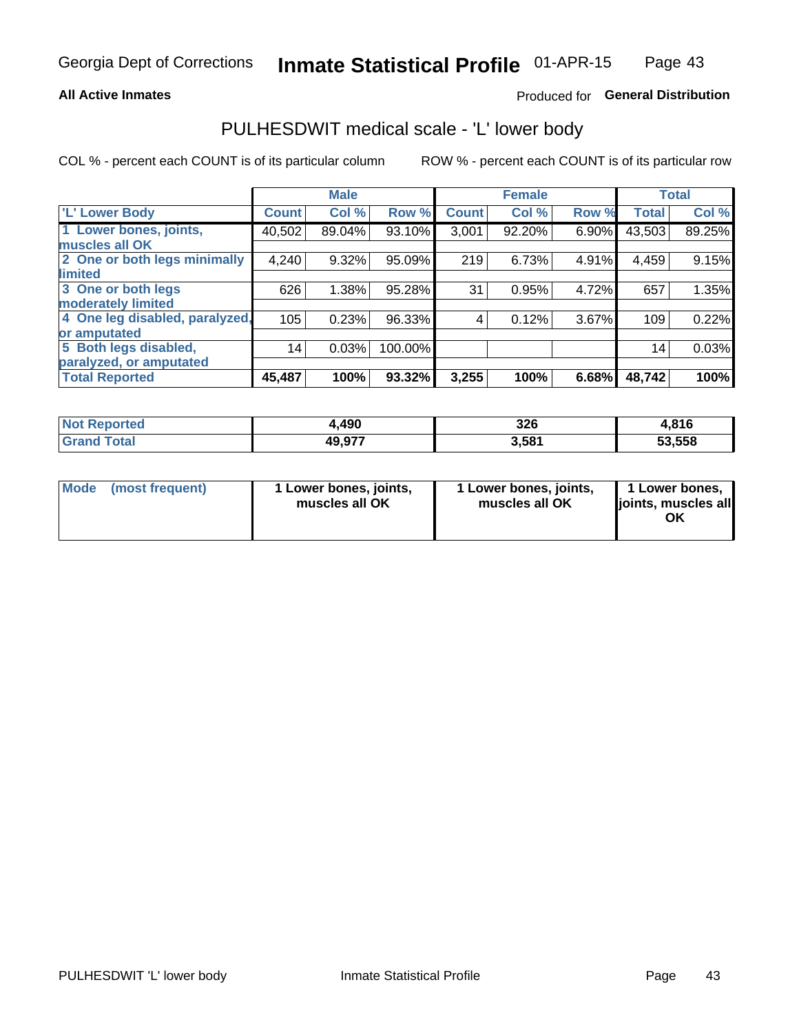Georgia Dept of Corrections **Inmate Statistical Profile** 01-APR-15

**All Active Inmates**

Produced for **General Distribution**

## PULHESDWIT medical scale - 'L' lower body

COL % - percent each COUNT is of its particular column

ROW % - percent each COUNT is of its particular row

| | Male | | | Female | | | Total | |
|---|---|---|---|---|---|---|---|---|
| **'L' Lower Body** | **Count** | **Col %** | **Row %** | **Count** | **Col %** | **Row %** | **Total** | **Col %** |
| **1 Lower bones, joints, muscles all OK** | 40,502 | 89.04% | 93.10% | 3,001 | 92.20% | 6.90% | 43,503 | 89.25% |
| **2 One or both legs minimally limited** | 4,240 | 9.32% | 95.09% | 219 | 6.73% | 4.91% | 4,459 | 9.15% |
| **3 One or both legs moderately limited** | 626 | 1.38% | 95.28% | 31 | 0.95% | 4.72% | 657 | 1.35% |
| **4 One leg disabled, paralyzed, or amputated** | 105 | 0.23% | 96.33% | 4 | 0.12% | 3.67% | 109 | 0.22% |
| **5 Both legs disabled, paralyzed, or amputated** | 14 | 0.03% | 100.00% | | | | 14 | 0.03% |
| **Total Reported** | **45,487** | **100%** | **93.32%** | **3,255** | **100%** | **6.68%** | **48,742** | **100%** |

| | Male | Female | Total |
|---|---|---|---|
| **Not Reported** | **4,490** | **326** | **4,816** |
| **Grand Total** | **49,977** | **3,581** | **53,558** |

| | Male | Female | Total |
|---|---|---|---|
| **Mode (most frequent)** | **1 Lower bones, joints, muscles all OK** | **1 Lower bones, joints, muscles all OK** | **1 Lower bones, joints, muscles all OK** |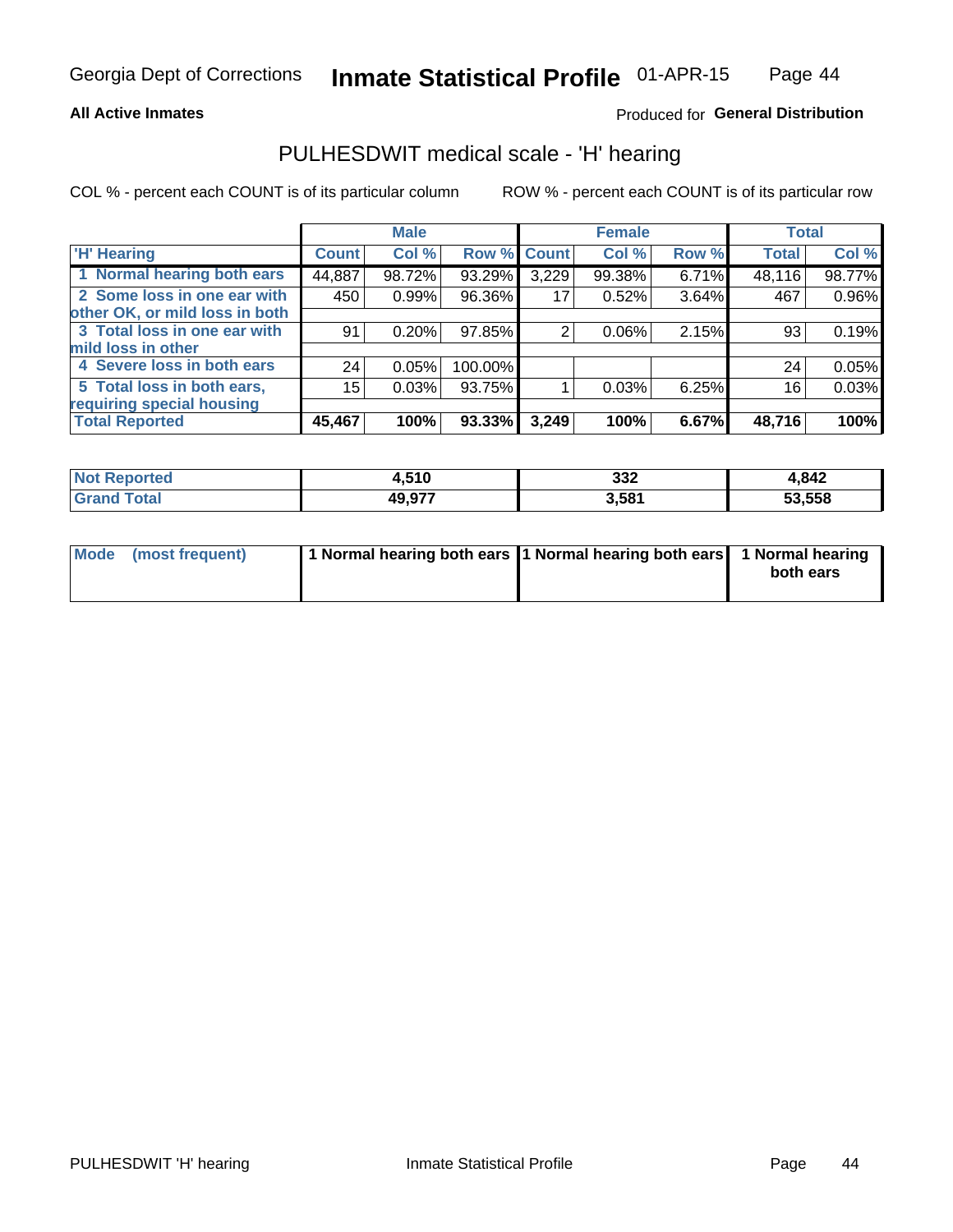**All Active Inmates**

Produced for **General Distribution**

## PULHESDWIT medical scale - 'H' hearing

COL % - percent each COUNT is of its particular column

ROW % - percent each COUNT is of its particular row

| | Male | | | Female | | | Total | |
|---|---|---|---|---|---|---|---|---|
| 'H' Hearing | Count | Col % | Row % | Count | Col % | Row % | Total | Col % |
| 1 Normal hearing both ears | 44,887 | 98.72% | 93.29% | 3,229 | 99.38% | 6.71% | 48,116 | 98.77% |
| 2 Some loss in one ear with other OK, or mild loss in both | 450 | 0.99% | 96.36% | 17 | 0.52% | 3.64% | 467 | 0.96% |
| 3 Total loss in one ear with mild loss in other | 91 | 0.20% | 97.85% | 2 | 0.06% | 2.15% | 93 | 0.19% |
| 4 Severe loss in both ears | 24 | 0.05% | 100.00% | | | | 24 | 0.05% |
| 5 Total loss in both ears, requiring special housing | 15 | 0.03% | 93.75% | 1 | 0.03% | 6.25% | 16 | 0.03% |
| **Total Reported** | **45,467** | **100%** | **93.33%** | **3,249** | **100%** | **6.67%** | **48,716** | **100%** |

| | Male | Female | Total |
|---|---|---|---|
| Not Reported | 4,510 | 332 | 4,842 |
| Grand Total | 49,977 | 3,581 | 53,558 |

| | Male | Female | Total |
|---|---|---|---|
| Mode (most frequent) | 1 Normal hearing both ears | 1 Normal hearing both ears | 1 Normal hearing both ears |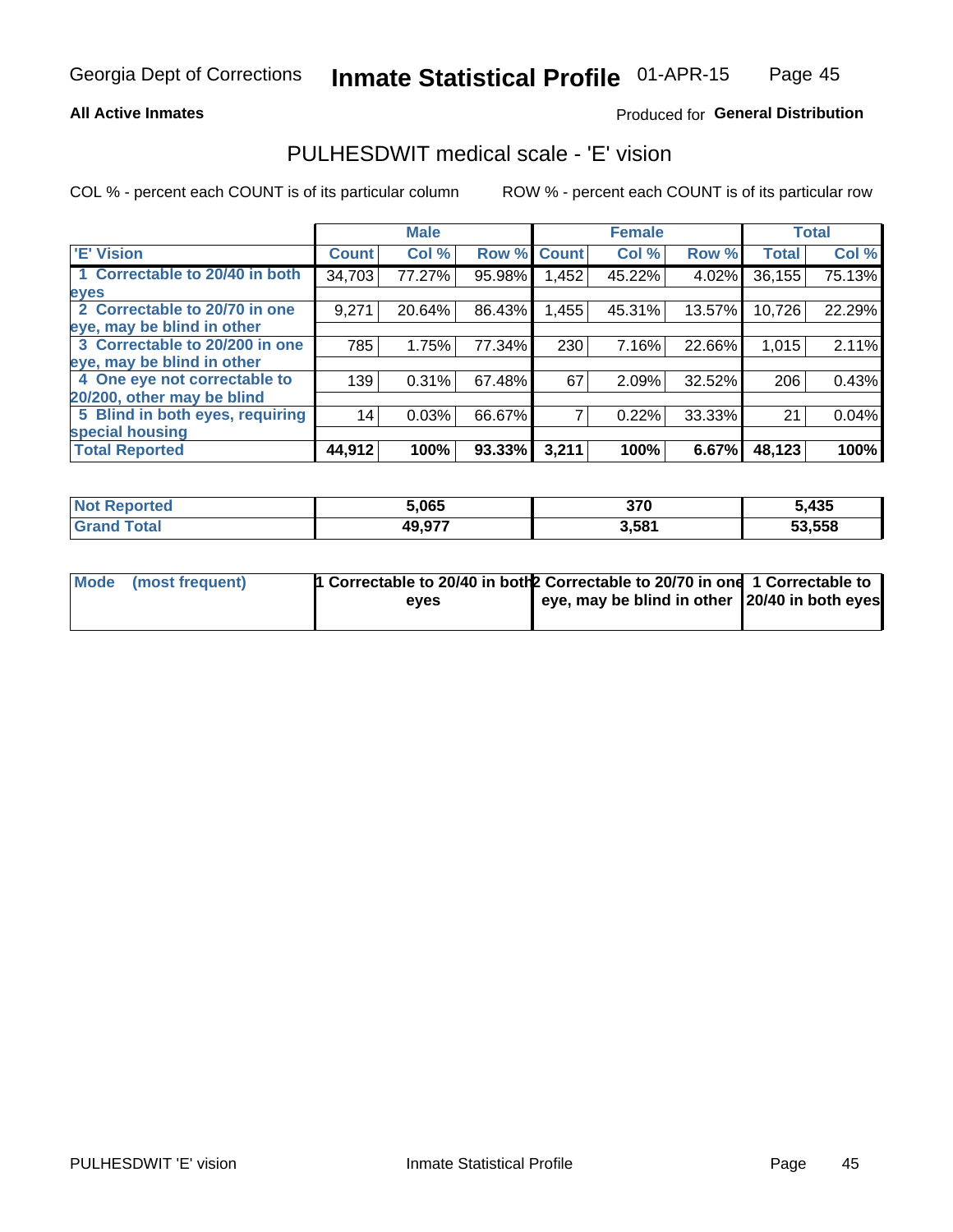Georgia Dept of Corrections **Inmate Statistical Profile** 01-APR-15

**All Active Inmates**

Produced for **General Distribution**

## PULHESDWIT medical scale - 'E' vision

COL % - percent each COUNT is of its particular column

ROW % - percent each COUNT is of its particular row

| 'E' Vision | Male | | | Female | | | Total | |
|---|---|---|---|---|---|---|---|---|
| | Count | Col % | Row % | Count | Col % | Row % | Total | Col % |
| 1 Correctable to 20/40 in both eyes | 34,703 | 77.27% | 95.98% | 1,452 | 45.22% | 4.02% | 36,155 | 75.13% |
| 2 Correctable to 20/70 in one eye, may be blind in other | 9,271 | 20.64% | 86.43% | 1,455 | 45.31% | 13.57% | 10,726 | 22.29% |
| 3 Correctable to 20/200 in one eye, may be blind in other | 785 | 1.75% | 77.34% | 230 | 7.16% | 22.66% | 1,015 | 2.11% |
| 4 One eye not correctable to 20/200, other may be blind | 139 | 0.31% | 67.48% | 67 | 2.09% | 32.52% | 206 | 0.43% |
| 5 Blind in both eyes, requiring special housing | 14 | 0.03% | 66.67% | 7 | 0.22% | 33.33% | 21 | 0.04% |
| **Total Reported** | **44,912** | **100%** | **93.33%** | **3,211** | **100%** | **6.67%** | **48,123** | **100%** |

| | Male | Female | Total |
|---|---|---|---|
| **Not Reported** | **5,065** | **370** | **5,435** |
| **Grand Total** | **49,977** | **3,581** | **53,558** |

| | Male | Female | Total |
|---|---|---|---|
| **Mode (most frequent)** | **1 Correctable to 20/40 in both eyes** | **2 Correctable to 20/70 in one eye, may be blind in other** | **1 Correctable to 20/40 in both eyes** |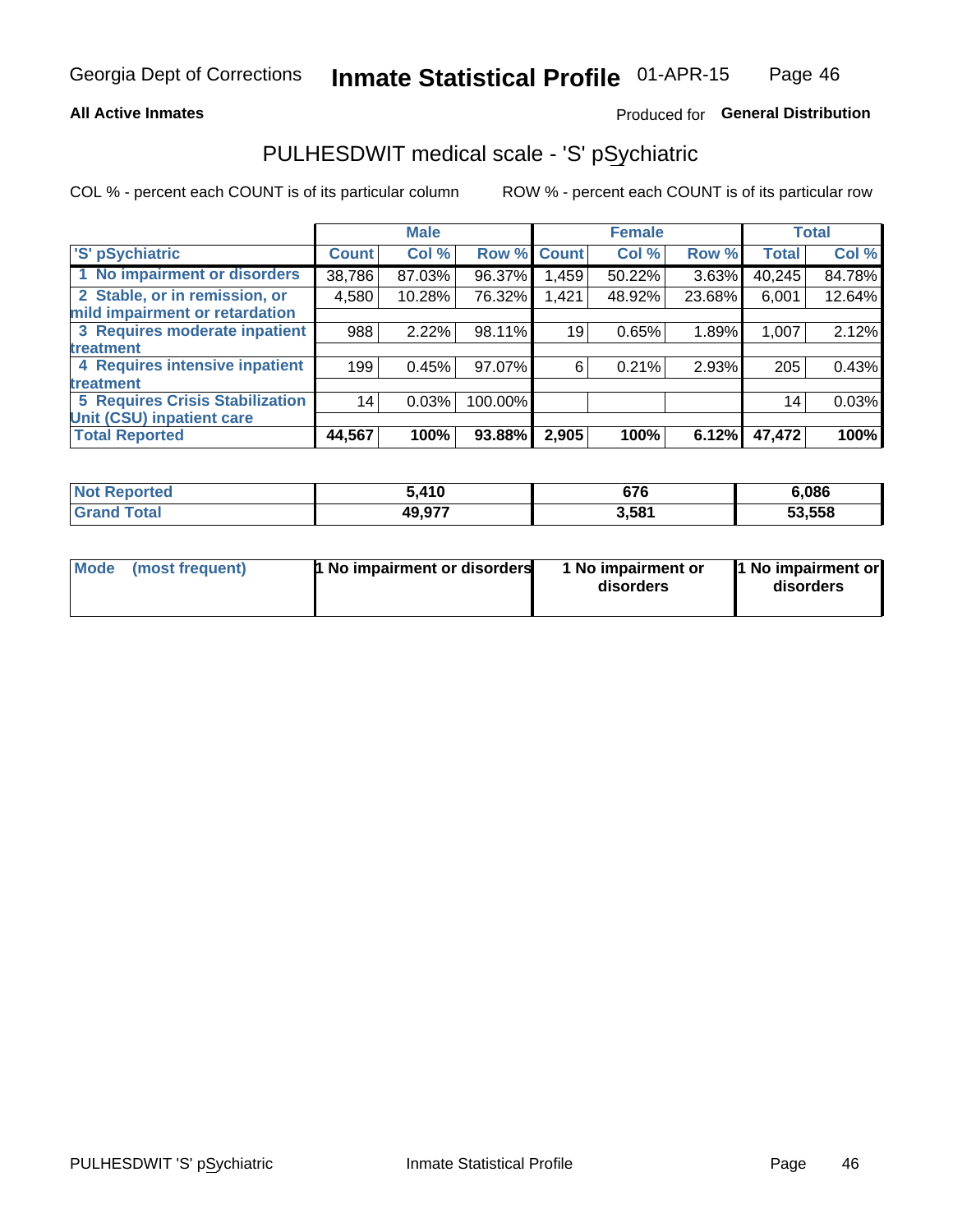Georgia Dept of Corrections **Inmate Statistical Profile** 01-APR-15

**All Active Inmates**

Produced for **General Distribution**

## PULHESDWIT medical scale - 'S' pSychiatric

COL % - percent each COUNT is of its particular column

ROW % - percent each COUNT is of its particular row

| | Male | | | Female | | | Total | |
|---|---|---|---|---|---|---|---|---|
| 'S' pSychiatric | Count | Col % | Row % | Count | Col % | Row % | Total | Col % |
| 1 No impairment or disorders | 38,786 | 87.03% | 96.37% | 1,459 | 50.22% | 3.63% | 40,245 | 84.78% |
| 2 Stable, or in remission, or mild impairment or retardation | 4,580 | 10.28% | 76.32% | 1,421 | 48.92% | 23.68% | 6,001 | 12.64% |
| 3 Requires moderate inpatient treatment | 988 | 2.22% | 98.11% | 19 | 0.65% | 1.89% | 1,007 | 2.12% |
| 4 Requires intensive inpatient treatment | 199 | 0.45% | 97.07% | 6 | 0.21% | 2.93% | 205 | 0.43% |
| 5 Requires Crisis Stabilization Unit (CSU) inpatient care | 14 | 0.03% | 100.00% | | | | 14 | 0.03% |
| **Total Reported** | **44,567** | **100%** | **93.88%** | **2,905** | **100%** | **6.12%** | **47,472** | **100%** |

| | Male | Female | Total |
|---|---|---|---|
| Not Reported | 5,410 | 676 | 6,086 |
| Grand Total | 49,977 | 3,581 | 53,558 |

| | Male | Female | Total |
|---|---|---|---|
| Mode (most frequent) | 1 No impairment or disorders | 1 No impairment or disorders | 1 No impairment or disorders |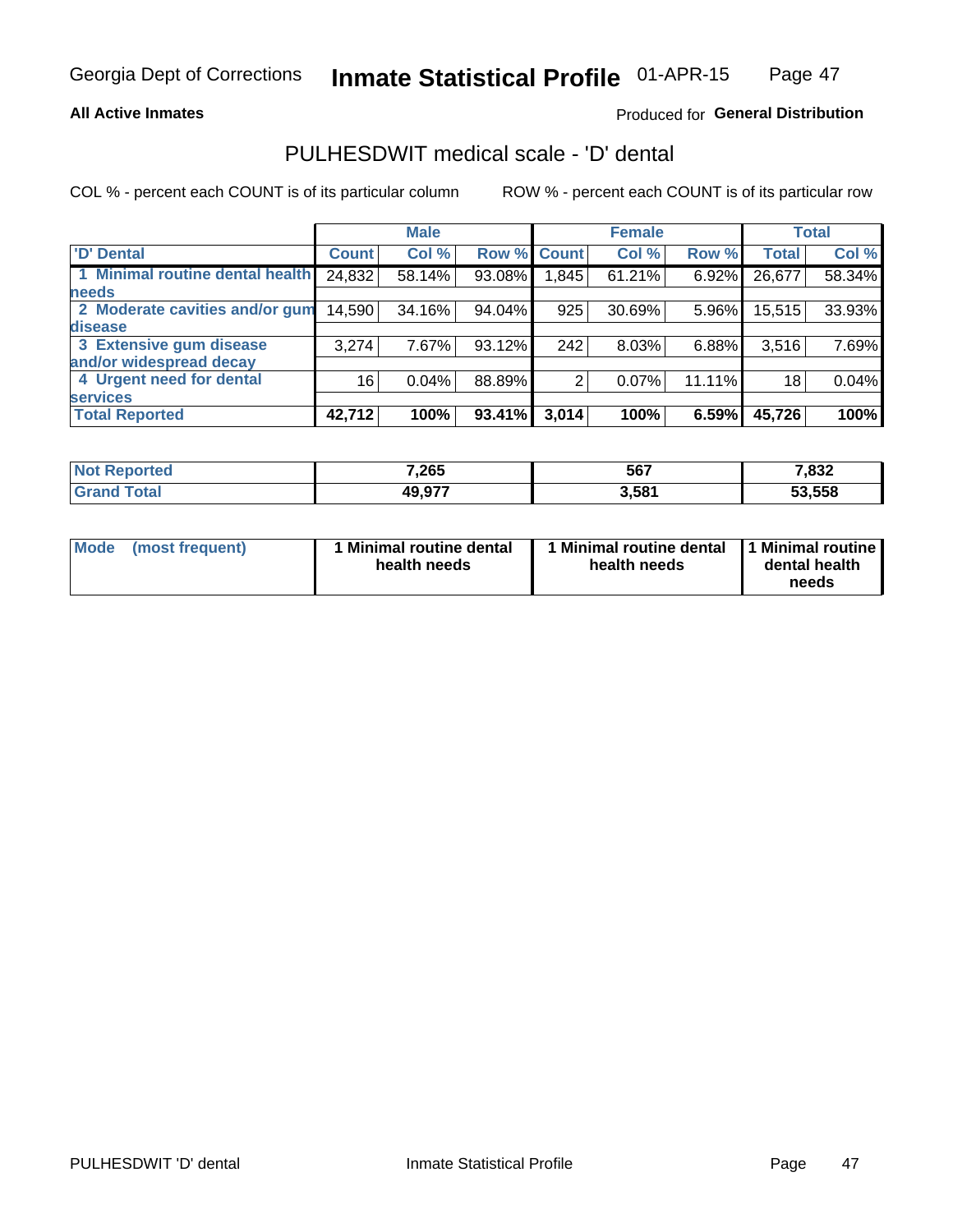**All Active Inmates**

Produced for **General Distribution**

# PULHESDWIT medical scale - 'D' dental

COL % - percent each COUNT is of its particular column

ROW % - percent each COUNT is of its particular row

| | Male | | | Female | | | Total | |
|---|---|---|---|---|---|---|---|---|
| 'D' Dental | Count | Col % | Row % | Count | Col % | Row % | Total | Col % |
| 1 Minimal routine dental health needs | 24,832 | 58.14% | 93.08% | 1,845 | 61.21% | 6.92% | 26,677 | 58.34% |
| 2 Moderate cavities and/or gum disease | 14,590 | 34.16% | 94.04% | 925 | 30.69% | 5.96% | 15,515 | 33.93% |
| 3 Extensive gum disease and/or widespread decay | 3,274 | 7.67% | 93.12% | 242 | 8.03% | 6.88% | 3,516 | 7.69% |
| 4 Urgent need for dental services | 16 | 0.04% | 88.89% | 2 | 0.07% | 11.11% | 18 | 0.04% |
| **Total Reported** | **42,712** | **100%** | **93.41%** | **3,014** | **100%** | **6.59%** | **45,726** | **100%** |

| | Male | Female | Total |
|---|---|---|---|
| Not Reported | 7,265 | 567 | 7,832 |
| Grand Total | 49,977 | 3,581 | 53,558 |

| | Male | Female | Total |
|---|---|---|---|
| Mode (most frequent) | 1 Minimal routine dental health needs | 1 Minimal routine dental health needs | 1 Minimal routine dental health needs |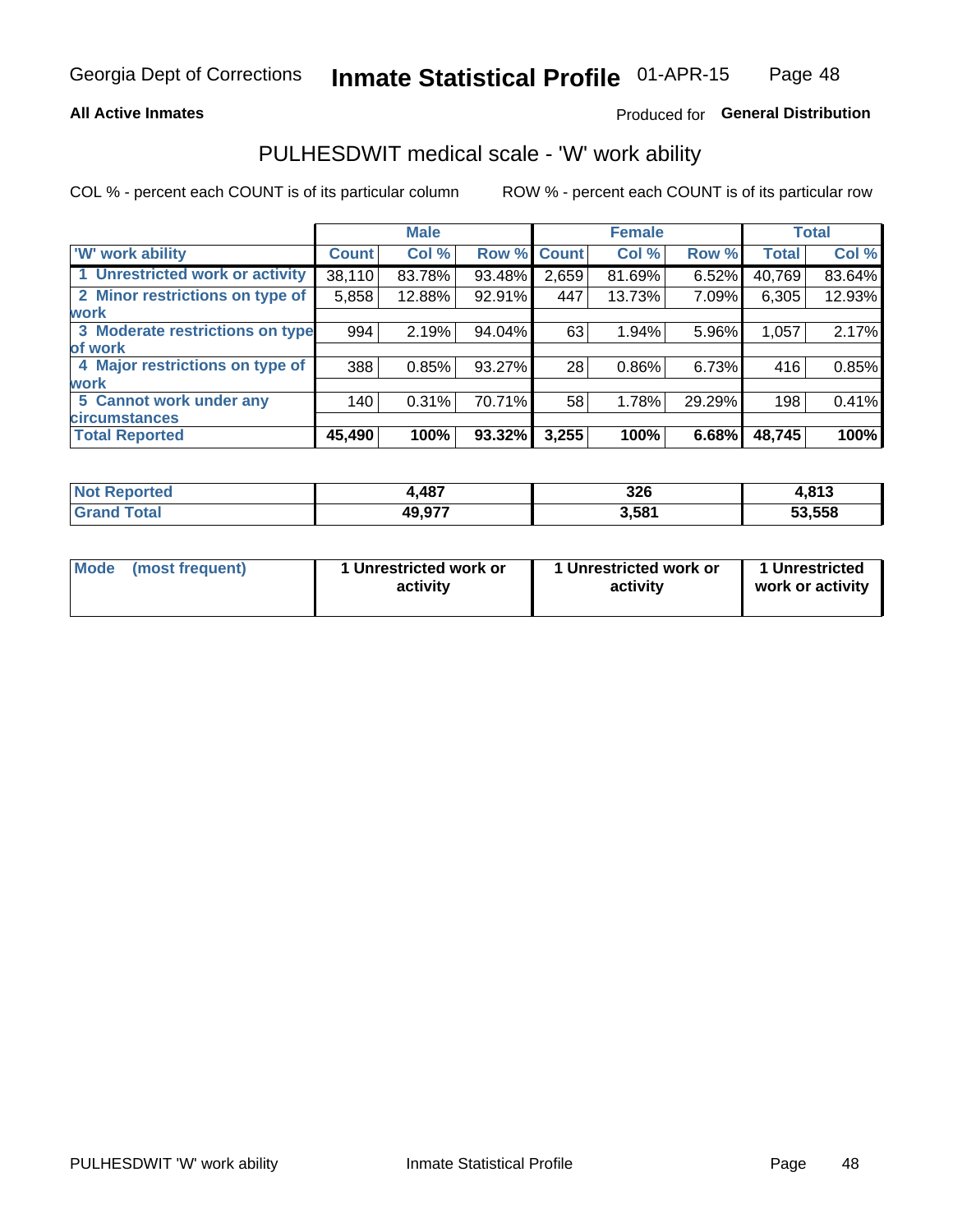Georgia Dept of Corrections **Inmate Statistical Profile** 01-APR-15

**All Active Inmates** Produced for **General Distribution**

## PULHESDWIT medical scale - 'W' work ability

COL % - percent each COUNT is of its particular column ROW % - percent each COUNT is of its particular row

| | Male | | | Female | | | Total | |
|---|---|---|---|---|---|---|---|---|
| 'W' work ability | Count | Col % | Row % | Count | Col % | Row % | Total | Col % |
| 1 Unrestricted work or activity | 38,110 | 83.78% | 93.48% | 2,659 | 81.69% | 6.52% | 40,769 | 83.64% |
| 2 Minor restrictions on type of work | 5,858 | 12.88% | 92.91% | 447 | 13.73% | 7.09% | 6,305 | 12.93% |
| 3 Moderate restrictions on type of work | 994 | 2.19% | 94.04% | 63 | 1.94% | 5.96% | 1,057 | 2.17% |
| 4 Major restrictions on type of work | 388 | 0.85% | 93.27% | 28 | 0.86% | 6.73% | 416 | 0.85% |
| 5 Cannot work under any circumstances | 140 | 0.31% | 70.71% | 58 | 1.78% | 29.29% | 198 | 0.41% |
| **Total Reported** | **45,490** | **100%** | **93.32%** | **3,255** | **100%** | **6.68%** | **48,745** | **100%** |

| | Male | Female | Total |
|---|---|---|---|
| Not Reported | 4,487 | 326 | 4,813 |
| Grand Total | 49,977 | 3,581 | 53,558 |

| | Male | Female | Total |
|---|---|---|---|
| Mode (most frequent) | 1 Unrestricted work or activity | 1 Unrestricted work or activity | 1 Unrestricted work or activity |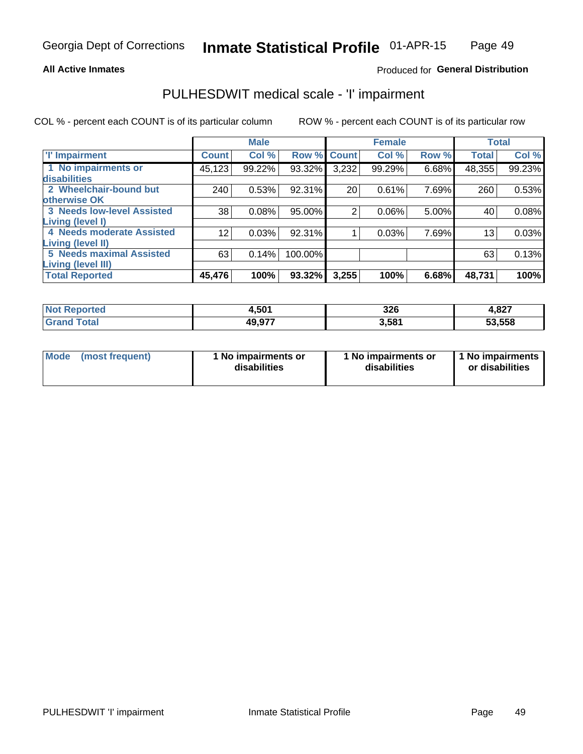Georgia Dept of Corrections **Inmate Statistical Profile** 01-APR-15

**All Active Inmates**

Produced for **General Distribution**

# PULHESDWIT medical scale - 'I' impairment

COL % - percent each COUNT is of its particular column        ROW % - percent each COUNT is of its particular row

| | Male | | | Female | | | Total | |
|---|---|---|---|---|---|---|---|---|
| **'I' Impairment** | **Count** | **Col %** | **Row %** | **Count** | **Col %** | **Row %** | **Total** | **Col %** |
| **1 No impairments or disabilities** | 45,123 | 99.22% | 93.32% | 3,232 | 99.29% | 6.68% | 48,355 | 99.23% |
| **2 Wheelchair-bound but otherwise OK** | 240 | 0.53% | 92.31% | 20 | 0.61% | 7.69% | 260 | 0.53% |
| **3 Needs low-level Assisted Living (level I)** | 38 | 0.08% | 95.00% | 2 | 0.06% | 5.00% | 40 | 0.08% |
| **4 Needs moderate Assisted Living (level II)** | 12 | 0.03% | 92.31% | 1 | 0.03% | 7.69% | 13 | 0.03% |
| **5 Needs maximal Assisted Living (level III)** | 63 | 0.14% | 100.00% | | | | 63 | 0.13% |
| **Total Reported** | **45,476** | **100%** | **93.32%** | **3,255** | **100%** | **6.68%** | **48,731** | **100%** |

| | Male | Female | Total |
|---|---|---|---|
| **Not Reported** | **4,501** | **326** | **4,827** |
| **Grand Total** | **49,977** | **3,581** | **53,558** |

| | Male | Female | Total |
|---|---|---|---|
| **Mode (most frequent)** | **1 No impairments or disabilities** | **1 No impairments or disabilities** | **1 No impairments or disabilities** |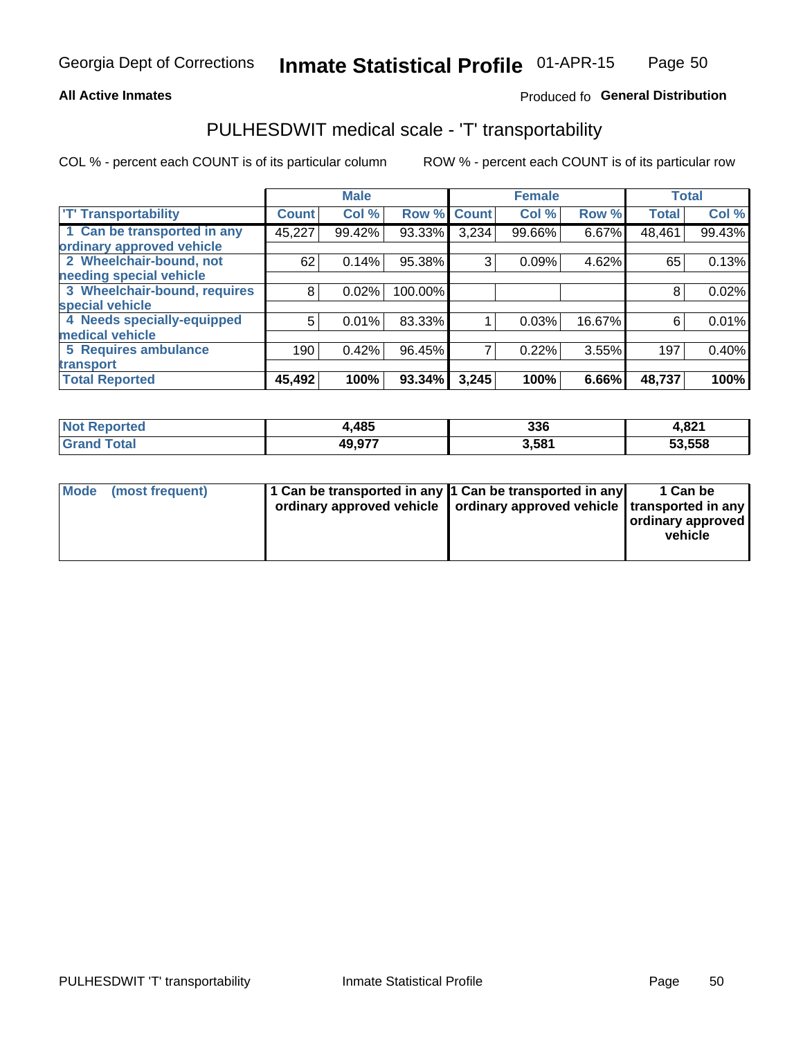Georgia Dept of Corrections **Inmate Statistical Profile** 01-APR-15

**All Active Inmates**

Produced fo **General Distribution**

## PULHESDWIT medical scale - 'T' transportability

COL % - percent each COUNT is of its particular column

ROW % - percent each COUNT is of its particular row

| | Male | | | Female | | | Total | |
|---|---|---|---|---|---|---|---|---|
| 'T' Transportability | Count | Col % | Row % | Count | Col % | Row % | Total | Col % |
| 1 Can be transported in any ordinary approved vehicle | 45,227 | 99.42% | 93.33% | 3,234 | 99.66% | 6.67% | 48,461 | 99.43% |
| 2 Wheelchair-bound, not needing special vehicle | 62 | 0.14% | 95.38% | 3 | 0.09% | 4.62% | 65 | 0.13% |
| 3 Wheelchair-bound, requires special vehicle | 8 | 0.02% | 100.00% | | | | 8 | 0.02% |
| 4 Needs specially-equipped medical vehicle | 5 | 0.01% | 83.33% | 1 | 0.03% | 16.67% | 6 | 0.01% |
| 5 Requires ambulance transport | 190 | 0.42% | 96.45% | 7 | 0.22% | 3.55% | 197 | 0.40% |
| **Total Reported** | **45,492** | **100%** | **93.34%** | **3,245** | **100%** | **6.66%** | **48,737** | **100%** |

| | Male | Female | Total |
|---|---|---|---|
| **Not Reported** | **4,485** | **336** | **4,821** |
| **Grand Total** | **49,977** | **3,581** | **53,558** |

| | Male | Female | Total |
|---|---|---|---|
| **Mode (most frequent)** | **1 Can be transported in any ordinary approved vehicle** | **1 Can be transported in any ordinary approved vehicle** | **1 Can be transported in any ordinary approved vehicle** |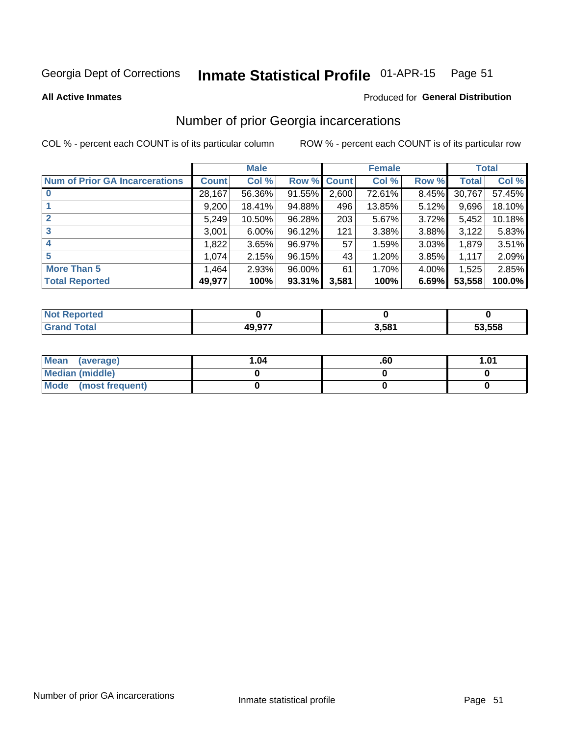Georgia Dept of Corrections **Inmate Statistical Profile** 01-APR-15

**All Active Inmates**

Produced for **General Distribution**

## Number of prior Georgia incarcerations

COL % - percent each COUNT is of its particular column

ROW % - percent each COUNT is of its particular row

| | Male | | | Female | | | Total | |
|---|---|---|---|---|---|---|---|---|
| **Num of Prior GA Incarcerations** | **Count** | **Col %** | **Row %** | **Count** | **Col %** | **Row %** | **Total** | **Col %** |
| **0** | 28,167 | 56.36% | 91.55% | 2,600 | 72.61% | 8.45% | 30,767 | 57.45% |
| **1** | 9,200 | 18.41% | 94.88% | 496 | 13.85% | 5.12% | 9,696 | 18.10% |
| **2** | 5,249 | 10.50% | 96.28% | 203 | 5.67% | 3.72% | 5,452 | 10.18% |
| **3** | 3,001 | 6.00% | 96.12% | 121 | 3.38% | 3.88% | 3,122 | 5.83% |
| **4** | 1,822 | 3.65% | 96.97% | 57 | 1.59% | 3.03% | 1,879 | 3.51% |
| **5** | 1,074 | 2.15% | 96.15% | 43 | 1.20% | 3.85% | 1,117 | 2.09% |
| **More Than 5** | 1,464 | 2.93% | 96.00% | 61 | 1.70% | 4.00% | 1,525 | 2.85% |
| **Total Reported** | **49,977** | **100%** | **93.31%** | **3,581** | **100%** | **6.69%** | **53,558** | **100.0%** |

| | Male | Female | Total |
|---|---|---|---|
| **Not Reported** | **0** | **0** | **0** |
| **Grand Total** | **49,977** | **3,581** | **53,558** |

| | Male | Female | Total |
|---|---|---|---|
| **Mean (average)** | **1.04** | **.60** | **1.01** |
| **Median (middle)** | **0** | **0** | **0** |
| **Mode (most frequent)** | **0** | **0** | **0** |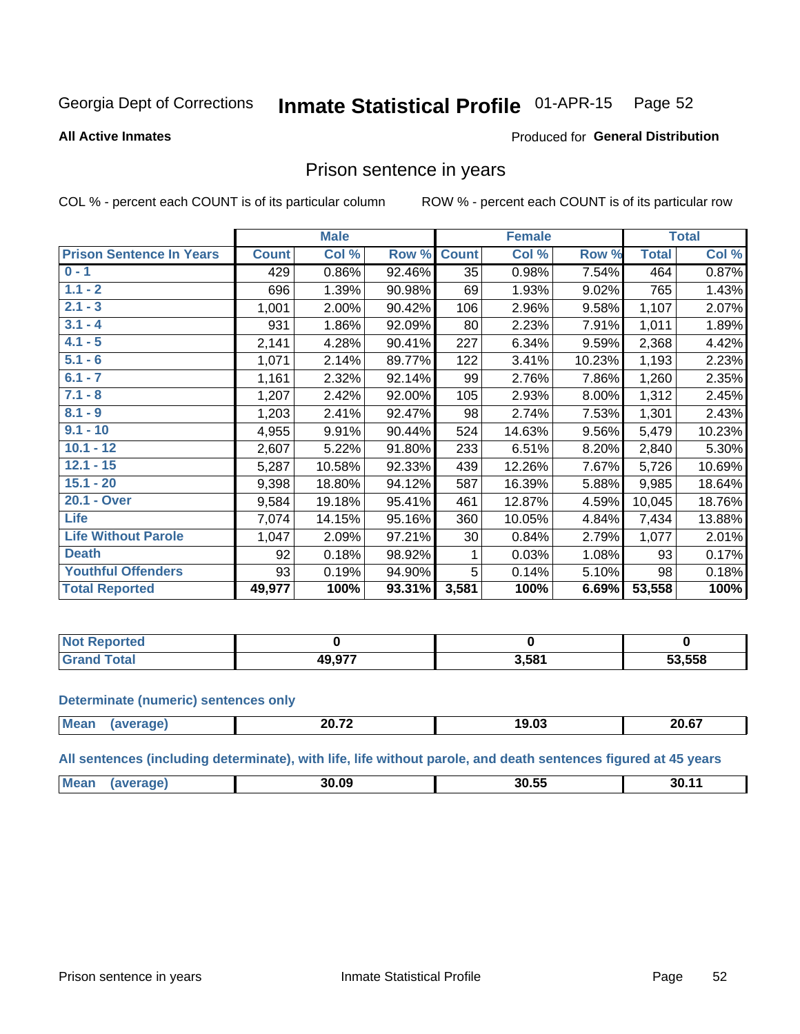Georgia Dept of Corrections **Inmate Statistical Profile** 01-APR-15

**All Active Inmates**

Produced for **General Distribution**

## Prison sentence in years

COL % - percent each COUNT is of its particular column ROW % - percent each COUNT is of its particular row

| | Male | | | Female | | | Total | |
|---|---|---|---|---|---|---|---|---|
| **Prison Sentence In Years** | **Count** | **Col %** | **Row %** | **Count** | **Col %** | **Row %** | **Total** | **Col %** |
| 0 - 1 | 429 | 0.86% | 92.46% | 35 | 0.98% | 7.54% | 464 | 0.87% |
| 1.1 - 2 | 696 | 1.39% | 90.98% | 69 | 1.93% | 9.02% | 765 | 1.43% |
| 2.1 - 3 | 1,001 | 2.00% | 90.42% | 106 | 2.96% | 9.58% | 1,107 | 2.07% |
| 3.1 - 4 | 931 | 1.86% | 92.09% | 80 | 2.23% | 7.91% | 1,011 | 1.89% |
| 4.1 - 5 | 2,141 | 4.28% | 90.41% | 227 | 6.34% | 9.59% | 2,368 | 4.42% |
| 5.1 - 6 | 1,071 | 2.14% | 89.77% | 122 | 3.41% | 10.23% | 1,193 | 2.23% |
| 6.1 - 7 | 1,161 | 2.32% | 92.14% | 99 | 2.76% | 7.86% | 1,260 | 2.35% |
| 7.1 - 8 | 1,207 | 2.42% | 92.00% | 105 | 2.93% | 8.00% | 1,312 | 2.45% |
| 8.1 - 9 | 1,203 | 2.41% | 92.47% | 98 | 2.74% | 7.53% | 1,301 | 2.43% |
| 9.1 - 10 | 4,955 | 9.91% | 90.44% | 524 | 14.63% | 9.56% | 5,479 | 10.23% |
| 10.1 - 12 | 2,607 | 5.22% | 91.80% | 233 | 6.51% | 8.20% | 2,840 | 5.30% |
| 12.1 - 15 | 5,287 | 10.58% | 92.33% | 439 | 12.26% | 7.67% | 5,726 | 10.69% |
| 15.1 - 20 | 9,398 | 18.80% | 94.12% | 587 | 16.39% | 5.88% | 9,985 | 18.64% |
| 20.1 - Over | 9,584 | 19.18% | 95.41% | 461 | 12.87% | 4.59% | 10,045 | 18.76% |
| Life | 7,074 | 14.15% | 95.16% | 360 | 10.05% | 4.84% | 7,434 | 13.88% |
| Life Without Parole | 1,047 | 2.09% | 97.21% | 30 | 0.84% | 2.79% | 1,077 | 2.01% |
| Death | 92 | 0.18% | 98.92% | 1 | 0.03% | 1.08% | 93 | 0.17% |
| Youthful Offenders | 93 | 0.19% | 94.90% | 5 | 0.14% | 5.10% | 98 | 0.18% |
| **Total Reported** | **49,977** | **100%** | **93.31%** | **3,581** | **100%** | **6.69%** | **53,558** | **100%** |

| | Male | Female | Total |
|---|---|---|---|
| Not Reported | 0 | 0 | 0 |
| Grand Total | 49,977 | 3,581 | 53,558 |

**Determinate (numeric) sentences only**

| | Male | Female | Total |
|---|---|---|---|
| Mean (average) | 20.72 | 19.03 | 20.67 |

**All sentences (including determinate), with life, life without parole, and death sentences figured at 45 years**

| | Male | Female | Total |
|---|---|---|---|
| Mean (average) | 30.09 | 30.55 | 30.11 |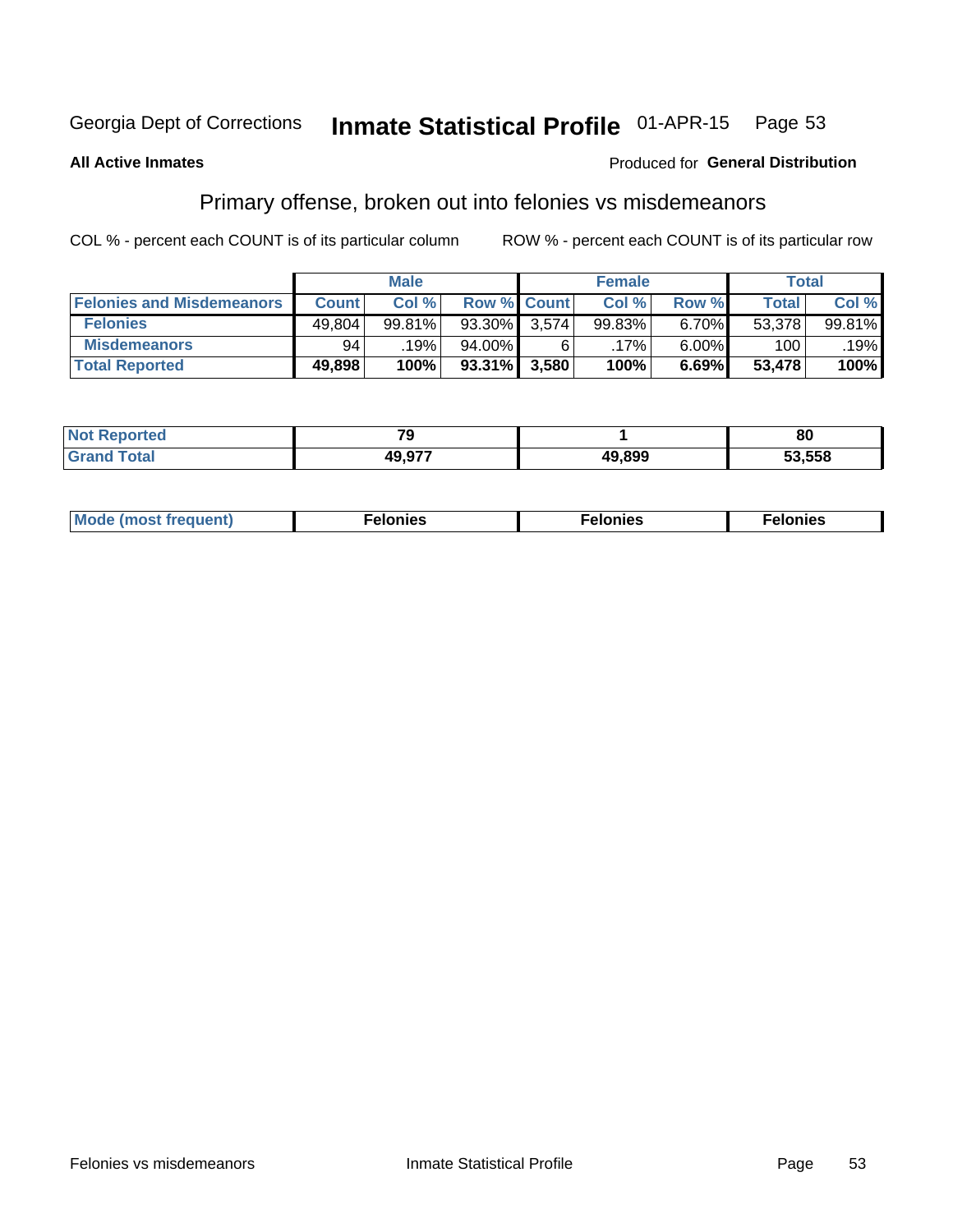Georgia Dept of Corrections **Inmate Statistical Profile** 01-APR-15

**All Active Inmates**

Produced for **General Distribution**

## Primary offense, broken out into felonies vs misdemeanors

COL % - percent each COUNT is of its particular column ROW % - percent each COUNT is of its particular row

| | Male | | | Female | | | Total | |
|---|---|---|---|---|---|---|---|---|
| **Felonies and Misdemeanors** | **Count** | **Col %** | **Row %** | **Count** | **Col %** | **Row %** | **Total** | **Col %** |
| **Felonies** | 49,804 | 99.81% | 93.30% | 3,574 | 99.83% | 6.70% | 53,378 | 99.81% |
| **Misdemeanors** | 94 | .19% | 94.00% | 6 | .17% | 6.00% | 100 | .19% |
| **Total Reported** | **49,898** | **100%** | **93.31%** | **3,580** | **100%** | **6.69%** | **53,478** | **100%** |

| | Male | Female | Total |
|---|---|---|---|
| **Not Reported** | **79** | **1** | **80** |
| **Grand Total** | **49,977** | **49,899** | **53,558** |

| | Male | Female | Total |
|---|---|---|---|
| **Mode (most frequent)** | **Felonies** | **Felonies** | **Felonies** |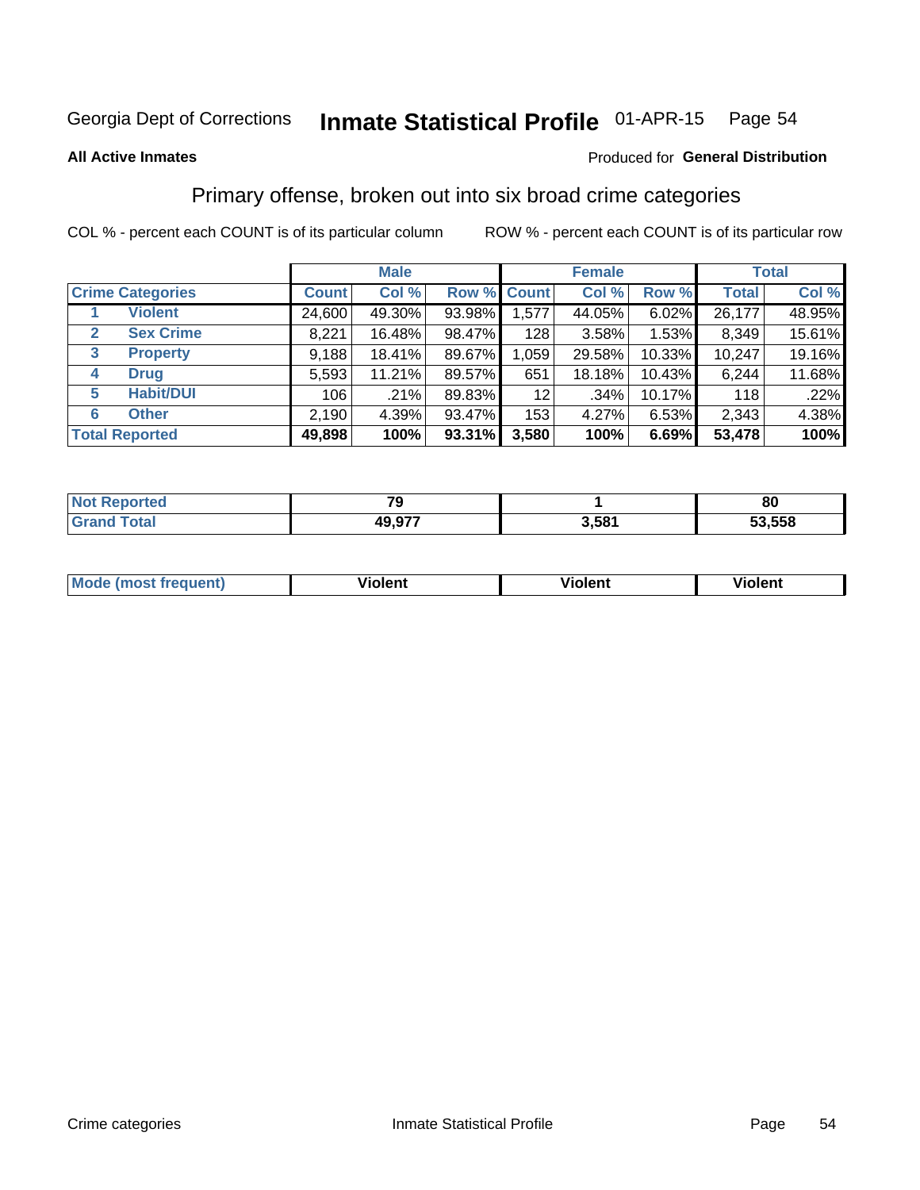Georgia Dept of Corrections **Inmate Statistical Profile** 01-APR-15

**All Active Inmates**

Produced for **General Distribution**

## Primary offense, broken out into six broad crime categories

COL % - percent each COUNT is of its particular column

ROW % - percent each COUNT is of its particular row

| | | Male | | | Female | | | Total | |
|---|---|---|---|---|---|---|---|---|---|
| **Crime Categories** | | **Count** | **Col %** | **Row %** | **Count** | **Col %** | **Row %** | **Total** | **Col %** |
| 1 | **Violent** | 24,600 | 49.30% | 93.98% | 1,577 | 44.05% | 6.02% | 26,177 | 48.95% |
| 2 | **Sex Crime** | 8,221 | 16.48% | 98.47% | 128 | 3.58% | 1.53% | 8,349 | 15.61% |
| 3 | **Property** | 9,188 | 18.41% | 89.67% | 1,059 | 29.58% | 10.33% | 10,247 | 19.16% |
| 4 | **Drug** | 5,593 | 11.21% | 89.57% | 651 | 18.18% | 10.43% | 6,244 | 11.68% |
| 5 | **Habit/DUI** | 106 | .21% | 89.83% | 12 | .34% | 10.17% | 118 | .22% |
| 6 | **Other** | 2,190 | 4.39% | 93.47% | 153 | 4.27% | 6.53% | 2,343 | 4.38% |
| **Total Reported** | | **49,898** | **100%** | **93.31%** | **3,580** | **100%** | **6.69%** | **53,478** | **100%** |

| | Male | Female | Total |
|---|---|---|---|
| **Not Reported** | **79** | **1** | **80** |
| **Grand Total** | **49,977** | **3,581** | **53,558** |

| | Male | Female | Total |
|---|---|---|---|
| **Mode (most frequent)** | **Violent** | **Violent** | **Violent** |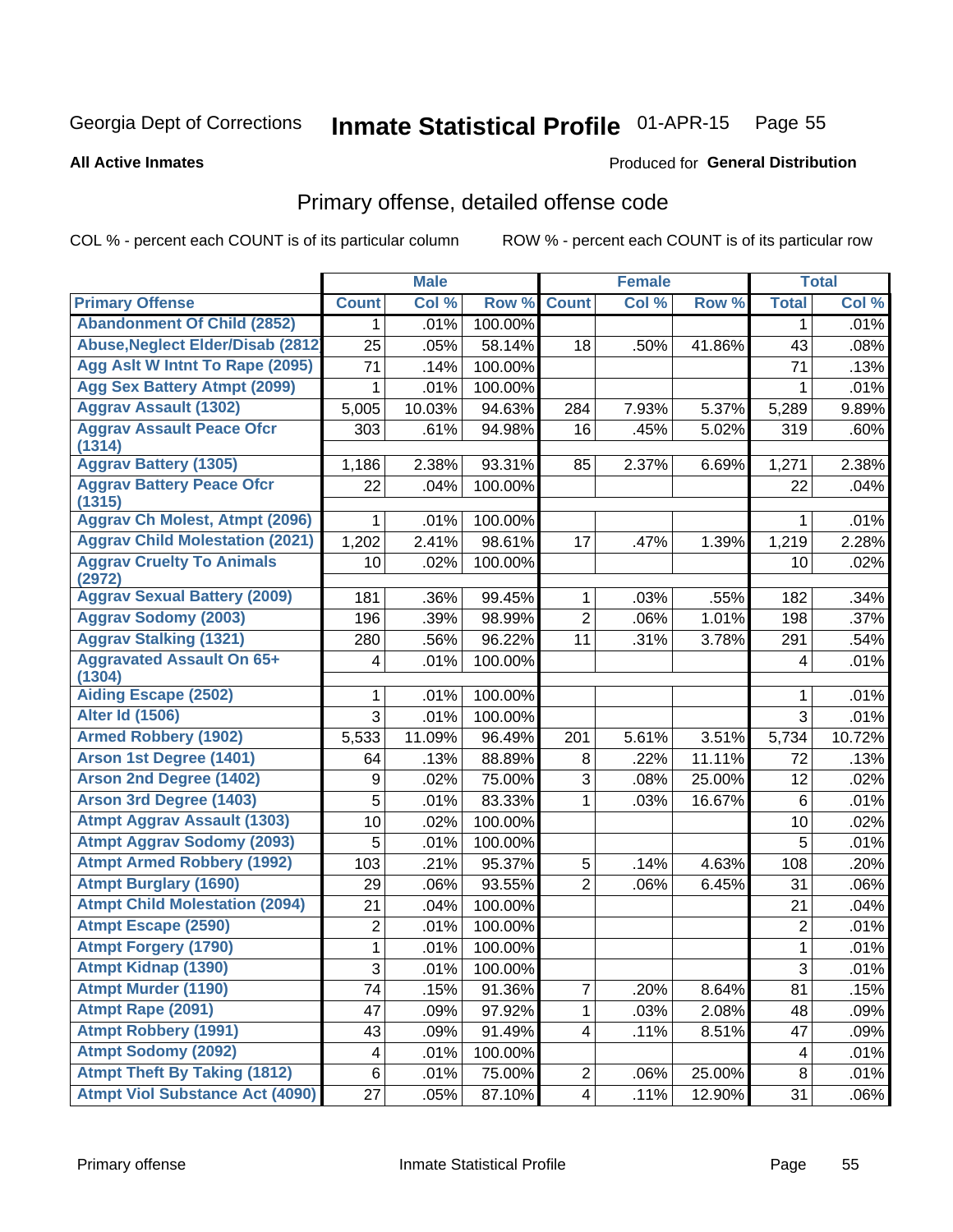Georgia Dept of Corrections **Inmate Statistical Profile** 01-APR-15

**All Active Inmates**

Produced for **General Distribution**

## Primary offense, detailed offense code

COL % - percent each COUNT is of its particular column ROW % - percent each COUNT is of its particular row

| | Male | | | Female | | | Total | |
|---|---|---|---|---|---|---|---|---|
| Primary Offense | Count | Col % | Row % | Count | Col % | Row % | Total | Col % |
| Abandonment Of Child (2852) | 1 | .01% | 100.00% | | | | 1 | .01% |
| Abuse,Neglect Elder/Disab (2812 | 25 | .05% | 58.14% | 18 | .50% | 41.86% | 43 | .08% |
| Agg Aslt W Intnt To Rape (2095) | 71 | .14% | 100.00% | | | | 71 | .13% |
| Agg Sex Battery Atmpt (2099) | 1 | .01% | 100.00% | | | | 1 | .01% |
| Aggrav Assault (1302) | 5,005 | 10.03% | 94.63% | 284 | 7.93% | 5.37% | 5,289 | 9.89% |
| Aggrav Assault Peace Ofcr (1314) | 303 | .61% | 94.98% | 16 | .45% | 5.02% | 319 | .60% |
| Aggrav Battery (1305) | 1,186 | 2.38% | 93.31% | 85 | 2.37% | 6.69% | 1,271 | 2.38% |
| Aggrav Battery Peace Ofcr (1315) | 22 | .04% | 100.00% | | | | 22 | .04% |
| Aggrav Ch Molest, Atmpt (2096) | 1 | .01% | 100.00% | | | | 1 | .01% |
| Aggrav Child Molestation (2021) | 1,202 | 2.41% | 98.61% | 17 | .47% | 1.39% | 1,219 | 2.28% |
| Aggrav Cruelty To Animals (2972) | 10 | .02% | 100.00% | | | | 10 | .02% |
| Aggrav Sexual Battery (2009) | 181 | .36% | 99.45% | 1 | .03% | .55% | 182 | .34% |
| Aggrav Sodomy (2003) | 196 | .39% | 98.99% | 2 | .06% | 1.01% | 198 | .37% |
| Aggrav Stalking (1321) | 280 | .56% | 96.22% | 11 | .31% | 3.78% | 291 | .54% |
| Aggravated Assault On 65+ (1304) | 4 | .01% | 100.00% | | | | 4 | .01% |
| Aiding Escape (2502) | 1 | .01% | 100.00% | | | | 1 | .01% |
| Alter Id (1506) | 3 | .01% | 100.00% | | | | 3 | .01% |
| Armed Robbery (1902) | 5,533 | 11.09% | 96.49% | 201 | 5.61% | 3.51% | 5,734 | 10.72% |
| Arson 1st Degree (1401) | 64 | .13% | 88.89% | 8 | .22% | 11.11% | 72 | .13% |
| Arson 2nd Degree (1402) | 9 | .02% | 75.00% | 3 | .08% | 25.00% | 12 | .02% |
| Arson 3rd Degree (1403) | 5 | .01% | 83.33% | 1 | .03% | 16.67% | 6 | .01% |
| Atmpt Aggrav Assault (1303) | 10 | .02% | 100.00% | | | | 10 | .02% |
| Atmpt Aggrav Sodomy (2093) | 5 | .01% | 100.00% | | | | 5 | .01% |
| Atmpt Armed Robbery (1992) | 103 | .21% | 95.37% | 5 | .14% | 4.63% | 108 | .20% |
| Atmpt Burglary (1690) | 29 | .06% | 93.55% | 2 | .06% | 6.45% | 31 | .06% |
| Atmpt Child Molestation (2094) | 21 | .04% | 100.00% | | | | 21 | .04% |
| Atmpt Escape (2590) | 2 | .01% | 100.00% | | | | 2 | .01% |
| Atmpt Forgery (1790) | 1 | .01% | 100.00% | | | | 1 | .01% |
| Atmpt Kidnap (1390) | 3 | .01% | 100.00% | | | | 3 | .01% |
| Atmpt Murder (1190) | 74 | .15% | 91.36% | 7 | .20% | 8.64% | 81 | .15% |
| Atmpt Rape (2091) | 47 | .09% | 97.92% | 1 | .03% | 2.08% | 48 | .09% |
| Atmpt Robbery (1991) | 43 | .09% | 91.49% | 4 | .11% | 8.51% | 47 | .09% |
| Atmpt Sodomy (2092) | 4 | .01% | 100.00% | | | | 4 | .01% |
| Atmpt Theft By Taking (1812) | 6 | .01% | 75.00% | 2 | .06% | 25.00% | 8 | .01% |
| Atmpt Viol Substance Act (4090) | 27 | .05% | 87.10% | 4 | .11% | 12.90% | 31 | .06% |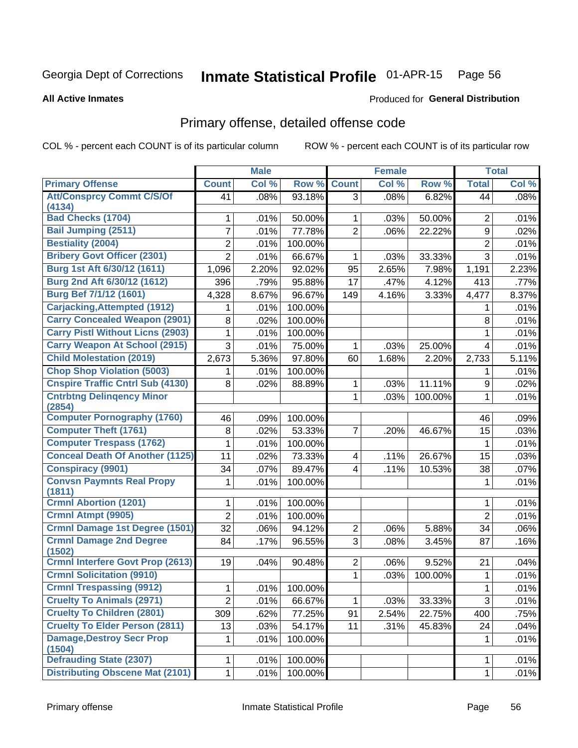Georgia Dept of Corrections **Inmate Statistical Profile** 01-APR-15

**All Active Inmates**

Produced for **General Distribution**

## Primary offense, detailed offense code

COL % - percent each COUNT is of its particular column ROW % - percent each COUNT is of its particular row

| | Male | | | Female | | | Total | |
|---|---|---|---|---|---|---|---|---|
| **Primary Offense** | **Count** | **Col %** | **Row %** | **Count** | **Col %** | **Row %** | **Total** | **Col %** |
| **Att/Consprcy Commt C/S/Of (4134)** | 41 | .08% | 93.18% | 3 | .08% | 6.82% | 44 | .08% |
| **Bad Checks (1704)** | 1 | .01% | 50.00% | 1 | .03% | 50.00% | 2 | .01% |
| **Bail Jumping (2511)** | 7 | .01% | 77.78% | 2 | .06% | 22.22% | 9 | .02% |
| **Bestiality (2004)** | 2 | .01% | 100.00% | | | | 2 | .01% |
| **Bribery Govt Officer (2301)** | 2 | .01% | 66.67% | 1 | .03% | 33.33% | 3 | .01% |
| **Burg 1st Aft 6/30/12 (1611)** | 1,096 | 2.20% | 92.02% | 95 | 2.65% | 7.98% | 1,191 | 2.23% |
| **Burg 2nd Aft 6/30/12 (1612)** | 396 | .79% | 95.88% | 17 | .47% | 4.12% | 413 | .77% |
| **Burg Bef 7/1/12 (1601)** | 4,328 | 8.67% | 96.67% | 149 | 4.16% | 3.33% | 4,477 | 8.37% |
| **Carjacking,Attempted (1912)** | 1 | .01% | 100.00% | | | | 1 | .01% |
| **Carry Concealed Weapon (2901)** | 8 | .02% | 100.00% | | | | 8 | .01% |
| **Carry Pistl Without Licns (2903)** | 1 | .01% | 100.00% | | | | 1 | .01% |
| **Carry Weapon At School (2915)** | 3 | .01% | 75.00% | 1 | .03% | 25.00% | 4 | .01% |
| **Child Molestation (2019)** | 2,673 | 5.36% | 97.80% | 60 | 1.68% | 2.20% | 2,733 | 5.11% |
| **Chop Shop Violation (5003)** | 1 | .01% | 100.00% | | | | 1 | .01% |
| **Cnspire Traffic Cntrl Sub (4130)** | 8 | .02% | 88.89% | 1 | .03% | 11.11% | 9 | .02% |
| **Cntrbtng Delinqency Minor (2854)** | | | | 1 | .03% | 100.00% | 1 | .01% |
| **Computer Pornography (1760)** | 46 | .09% | 100.00% | | | | 46 | .09% |
| **Computer Theft (1761)** | 8 | .02% | 53.33% | 7 | .20% | 46.67% | 15 | .03% |
| **Computer Trespass (1762)** | 1 | .01% | 100.00% | | | | 1 | .01% |
| **Conceal Death Of Another (1125)** | 11 | .02% | 73.33% | 4 | .11% | 26.67% | 15 | .03% |
| **Conspiracy (9901)** | 34 | .07% | 89.47% | 4 | .11% | 10.53% | 38 | .07% |
| **Convsn Paymnts Real Propy (1811)** | 1 | .01% | 100.00% | | | | 1 | .01% |
| **Crmnl Abortion (1201)** | 1 | .01% | 100.00% | | | | 1 | .01% |
| **Crmnl Atmpt (9905)** | 2 | .01% | 100.00% | | | | 2 | .01% |
| **Crmnl Damage 1st Degree (1501)** | 32 | .06% | 94.12% | 2 | .06% | 5.88% | 34 | .06% |
| **Crmnl Damage 2nd Degree (1502)** | 84 | .17% | 96.55% | 3 | .08% | 3.45% | 87 | .16% |
| **Crmnl Interfere Govt Prop (2613)** | 19 | .04% | 90.48% | 2 | .06% | 9.52% | 21 | .04% |
| **Crmnl Solicitation (9910)** | | | | 1 | .03% | 100.00% | 1 | .01% |
| **Crmnl Trespassing (9912)** | 1 | .01% | 100.00% | | | | 1 | .01% |
| **Cruelty To Animals (2971)** | 2 | .01% | 66.67% | 1 | .03% | 33.33% | 3 | .01% |
| **Cruelty To Children (2801)** | 309 | .62% | 77.25% | 91 | 2.54% | 22.75% | 400 | .75% |
| **Cruelty To Elder Person (2811)** | 13 | .03% | 54.17% | 11 | .31% | 45.83% | 24 | .04% |
| **Damage,Destroy Secr Prop (1504)** | 1 | .01% | 100.00% | | | | 1 | .01% |
| **Defrauding State (2307)** | 1 | .01% | 100.00% | | | | 1 | .01% |
| **Distributing Obscene Mat (2101)** | 1 | .01% | 100.00% | | | | 1 | .01% |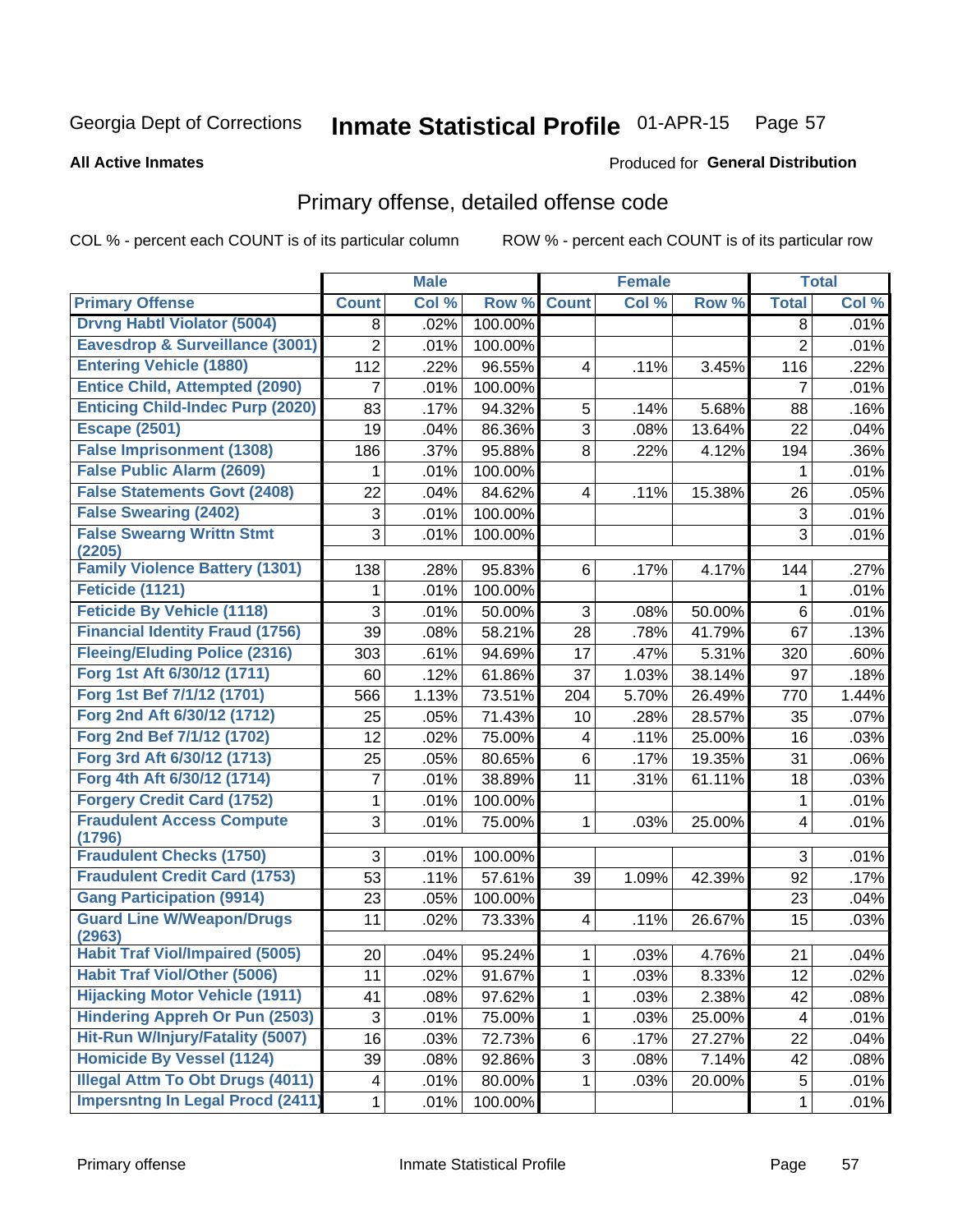Georgia Dept of Corrections **Inmate Statistical Profile** 01-APR-15

**All Active Inmates** Produced for **General Distribution**

## Primary offense, detailed offense code

COL % - percent each COUNT is of its particular column ROW % - percent each COUNT is of its particular row

| | Male | | | Female | | | Total | |
|---|---|---|---|---|---|---|---|---|
| **Primary Offense** | **Count** | **Col %** | **Row %** | **Count** | **Col %** | **Row %** | **Total** | **Col %** |
| Drvng Habtl Violator (5004) | 8 | .02% | 100.00% | | | | 8 | .01% |
| Eavesdrop & Surveillance (3001) | 2 | .01% | 100.00% | | | | 2 | .01% |
| Entering Vehicle (1880) | 112 | .22% | 96.55% | 4 | .11% | 3.45% | 116 | .22% |
| Entice Child, Attempted (2090) | 7 | .01% | 100.00% | | | | 7 | .01% |
| Enticing Child-Indec Purp (2020) | 83 | .17% | 94.32% | 5 | .14% | 5.68% | 88 | .16% |
| Escape (2501) | 19 | .04% | 86.36% | 3 | .08% | 13.64% | 22 | .04% |
| False Imprisonment (1308) | 186 | .37% | 95.88% | 8 | .22% | 4.12% | 194 | .36% |
| False Public Alarm (2609) | 1 | .01% | 100.00% | | | | 1 | .01% |
| False Statements Govt (2408) | 22 | .04% | 84.62% | 4 | .11% | 15.38% | 26 | .05% |
| False Swearing (2402) | 3 | .01% | 100.00% | | | | 3 | .01% |
| False Swearng Writtn Stmt (2205) | 3 | .01% | 100.00% | | | | 3 | .01% |
| Family Violence Battery (1301) | 138 | .28% | 95.83% | 6 | .17% | 4.17% | 144 | .27% |
| Feticide (1121) | 1 | .01% | 100.00% | | | | 1 | .01% |
| Feticide By Vehicle (1118) | 3 | .01% | 50.00% | 3 | .08% | 50.00% | 6 | .01% |
| Financial Identity Fraud (1756) | 39 | .08% | 58.21% | 28 | .78% | 41.79% | 67 | .13% |
| Fleeing/Eluding Police (2316) | 303 | .61% | 94.69% | 17 | .47% | 5.31% | 320 | .60% |
| Forg 1st Aft 6/30/12 (1711) | 60 | .12% | 61.86% | 37 | 1.03% | 38.14% | 97 | .18% |
| Forg 1st Bef 7/1/12 (1701) | 566 | 1.13% | 73.51% | 204 | 5.70% | 26.49% | 770 | 1.44% |
| Forg 2nd Aft 6/30/12 (1712) | 25 | .05% | 71.43% | 10 | .28% | 28.57% | 35 | .07% |
| Forg 2nd Bef 7/1/12 (1702) | 12 | .02% | 75.00% | 4 | .11% | 25.00% | 16 | .03% |
| Forg 3rd Aft 6/30/12 (1713) | 25 | .05% | 80.65% | 6 | .17% | 19.35% | 31 | .06% |
| Forg 4th Aft 6/30/12 (1714) | 7 | .01% | 38.89% | 11 | .31% | 61.11% | 18 | .03% |
| Forgery Credit Card (1752) | 1 | .01% | 100.00% | | | | 1 | .01% |
| Fraudulent Access Compute (1796) | 3 | .01% | 75.00% | 1 | .03% | 25.00% | 4 | .01% |
| Fraudulent Checks (1750) | 3 | .01% | 100.00% | | | | 3 | .01% |
| Fraudulent Credit Card (1753) | 53 | .11% | 57.61% | 39 | 1.09% | 42.39% | 92 | .17% |
| Gang Participation (9914) | 23 | .05% | 100.00% | | | | 23 | .04% |
| Guard Line W/Weapon/Drugs (2963) | 11 | .02% | 73.33% | 4 | .11% | 26.67% | 15 | .03% |
| Habit Traf Viol/Impaired (5005) | 20 | .04% | 95.24% | 1 | .03% | 4.76% | 21 | .04% |
| Habit Traf Viol/Other (5006) | 11 | .02% | 91.67% | 1 | .03% | 8.33% | 12 | .02% |
| Hijacking Motor Vehicle (1911) | 41 | .08% | 97.62% | 1 | .03% | 2.38% | 42 | .08% |
| Hindering Appreh Or Pun (2503) | 3 | .01% | 75.00% | 1 | .03% | 25.00% | 4 | .01% |
| Hit-Run W/Injury/Fatality (5007) | 16 | .03% | 72.73% | 6 | .17% | 27.27% | 22 | .04% |
| Homicide By Vessel (1124) | 39 | .08% | 92.86% | 3 | .08% | 7.14% | 42 | .08% |
| Illegal Attm To Obt Drugs (4011) | 4 | .01% | 80.00% | 1 | .03% | 20.00% | 5 | .01% |
| Impersntng In Legal Procd (2411) | 1 | .01% | 100.00% | | | | 1 | .01% |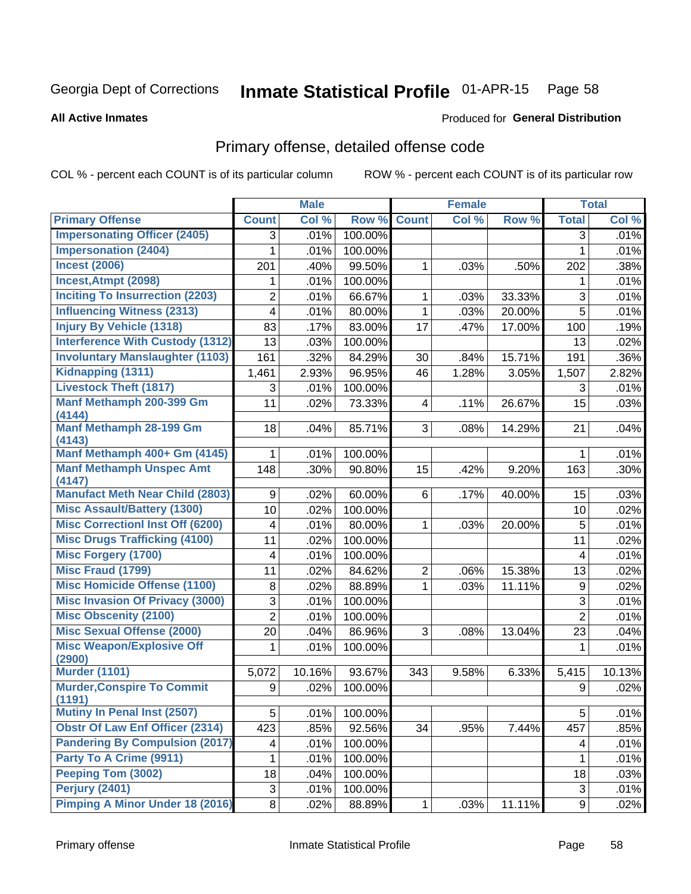Georgia Dept of Corrections **Inmate Statistical Profile** 01-APR-15

**All Active Inmates** Produced for **General Distribution**

## Primary offense, detailed offense code

COL % - percent each COUNT is of its particular column    ROW % - percent each COUNT is of its particular row

| | Male | | | Female | | | Total | |
|---|---|---|---|---|---|---|---|---|
| **Primary Offense** | **Count** | **Col %** | **Row %** | **Count** | **Col %** | **Row %** | **Total** | **Col %** |
| Impersonating Officer (2405) | 3 | .01% | 100.00% | | | | 3 | .01% |
| Impersonation (2404) | 1 | .01% | 100.00% | | | | 1 | .01% |
| Incest (2006) | 201 | .40% | 99.50% | 1 | .03% | .50% | 202 | .38% |
| Incest,Atmpt (2098) | 1 | .01% | 100.00% | | | | 1 | .01% |
| Inciting To Insurrection (2203) | 2 | .01% | 66.67% | 1 | .03% | 33.33% | 3 | .01% |
| Influencing Witness (2313) | 4 | .01% | 80.00% | 1 | .03% | 20.00% | 5 | .01% |
| Injury By Vehicle (1318) | 83 | .17% | 83.00% | 17 | .47% | 17.00% | 100 | .19% |
| Interference With Custody (1312) | 13 | .03% | 100.00% | | | | 13 | .02% |
| Involuntary Manslaughter (1103) | 161 | .32% | 84.29% | 30 | .84% | 15.71% | 191 | .36% |
| Kidnapping (1311) | 1,461 | 2.93% | 96.95% | 46 | 1.28% | 3.05% | 1,507 | 2.82% |
| Livestock Theft (1817) | 3 | .01% | 100.00% | | | | 3 | .01% |
| Manf Methamph 200-399 Gm (4144) | 11 | .02% | 73.33% | 4 | .11% | 26.67% | 15 | .03% |
| Manf Methamph 28-199 Gm (4143) | 18 | .04% | 85.71% | 3 | .08% | 14.29% | 21 | .04% |
| Manf Methamph 400+ Gm (4145) | 1 | .01% | 100.00% | | | | 1 | .01% |
| Manf Methamph Unspec Amt (4147) | 148 | .30% | 90.80% | 15 | .42% | 9.20% | 163 | .30% |
| Manufact Meth Near Child (2803) | 9 | .02% | 60.00% | 6 | .17% | 40.00% | 15 | .03% |
| Misc Assault/Battery (1300) | 10 | .02% | 100.00% | | | | 10 | .02% |
| Misc Correctionl Inst Off (6200) | 4 | .01% | 80.00% | 1 | .03% | 20.00% | 5 | .01% |
| Misc Drugs Trafficking (4100) | 11 | .02% | 100.00% | | | | 11 | .02% |
| Misc Forgery (1700) | 4 | .01% | 100.00% | | | | 4 | .01% |
| Misc Fraud (1799) | 11 | .02% | 84.62% | 2 | .06% | 15.38% | 13 | .02% |
| Misc Homicide Offense (1100) | 8 | .02% | 88.89% | 1 | .03% | 11.11% | 9 | .02% |
| Misc Invasion Of Privacy (3000) | 3 | .01% | 100.00% | | | | 3 | .01% |
| Misc Obscenity (2100) | 2 | .01% | 100.00% | | | | 2 | .01% |
| Misc Sexual Offense (2000) | 20 | .04% | 86.96% | 3 | .08% | 13.04% | 23 | .04% |
| Misc Weapon/Explosive Off (2900) | 1 | .01% | 100.00% | | | | 1 | .01% |
| Murder (1101) | 5,072 | 10.16% | 93.67% | 343 | 9.58% | 6.33% | 5,415 | 10.13% |
| Murder,Conspire To Commit (1191) | 9 | .02% | 100.00% | | | | 9 | .02% |
| Mutiny In Penal Inst (2507) | 5 | .01% | 100.00% | | | | 5 | .01% |
| Obstr Of Law Enf Officer (2314) | 423 | .85% | 92.56% | 34 | .95% | 7.44% | 457 | .85% |
| Pandering By Compulsion (2017) | 4 | .01% | 100.00% | | | | 4 | .01% |
| Party To A Crime (9911) | 1 | .01% | 100.00% | | | | 1 | .01% |
| Peeping Tom (3002) | 18 | .04% | 100.00% | | | | 18 | .03% |
| Perjury (2401) | 3 | .01% | 100.00% | | | | 3 | .01% |
| Pimping A Minor Under 18 (2016) | 8 | .02% | 88.89% | 1 | .03% | 11.11% | 9 | .02% |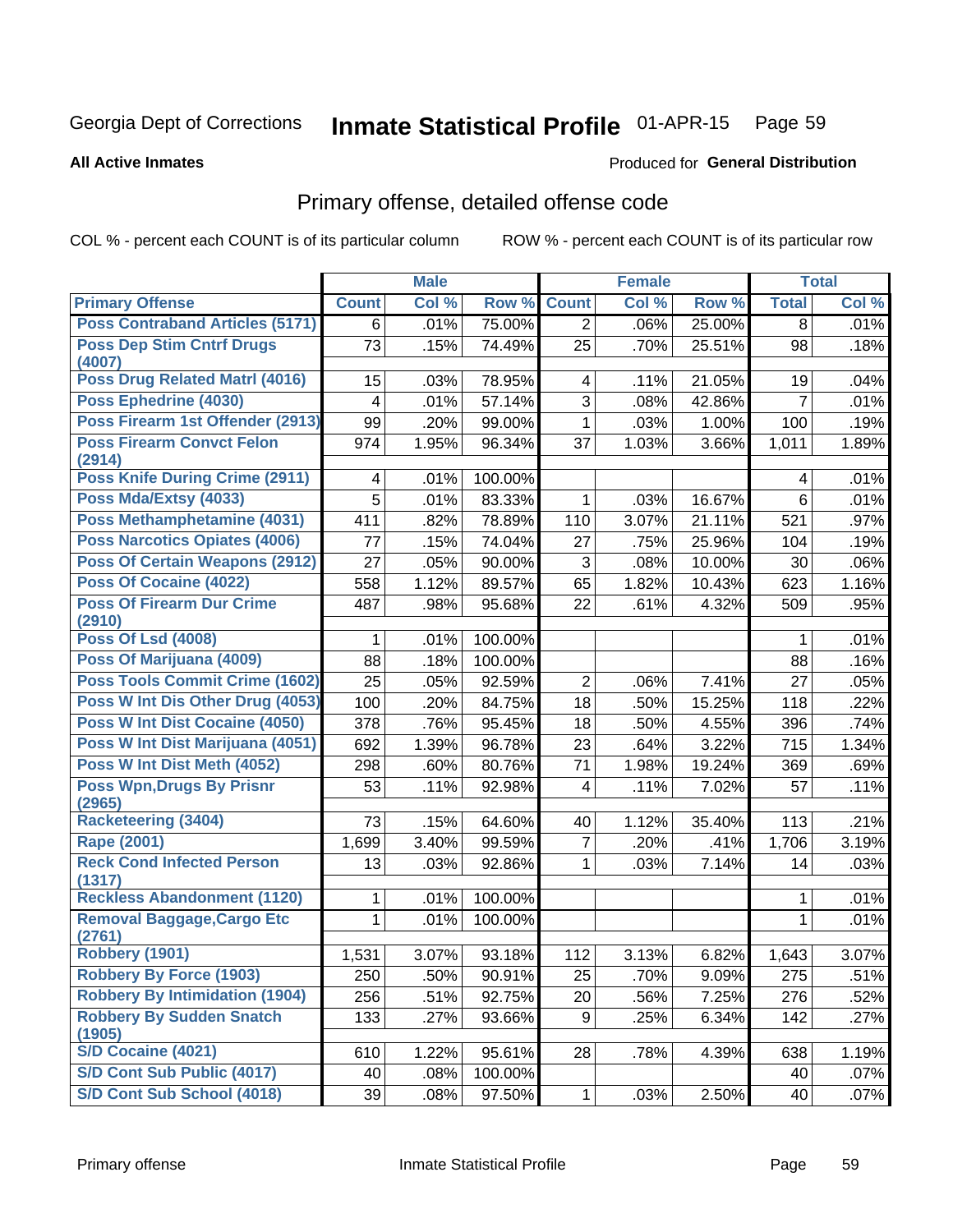Georgia Dept of Corrections **Inmate Statistical Profile** 01-APR-15

**All Active Inmates**

Produced for **General Distribution**

## Primary offense, detailed offense code

COL % - percent each COUNT is of its particular column ROW % - percent each COUNT is of its particular row

| | Male | | | Female | | | Total | |
|---|---|---|---|---|---|---|---|---|
| **Primary Offense** | **Count** | **Col %** | **Row %** | **Count** | **Col %** | **Row %** | **Total** | **Col %** |
| Poss Contraband Articles (5171) | 6 | .01% | 75.00% | 2 | .06% | 25.00% | 8 | .01% |
| Poss Dep Stim Cntrf Drugs (4007) | 73 | .15% | 74.49% | 25 | .70% | 25.51% | 98 | .18% |
| Poss Drug Related Matrl (4016) | 15 | .03% | 78.95% | 4 | .11% | 21.05% | 19 | .04% |
| Poss Ephedrine (4030) | 4 | .01% | 57.14% | 3 | .08% | 42.86% | 7 | .01% |
| Poss Firearm 1st Offender (2913) | 99 | .20% | 99.00% | 1 | .03% | 1.00% | 100 | .19% |
| Poss Firearm Convct Felon (2914) | 974 | 1.95% | 96.34% | 37 | 1.03% | 3.66% | 1,011 | 1.89% |
| Poss Knife During Crime (2911) | 4 | .01% | 100.00% | | | | 4 | .01% |
| Poss Mda/Extsy (4033) | 5 | .01% | 83.33% | 1 | .03% | 16.67% | 6 | .01% |
| Poss Methamphetamine (4031) | 411 | .82% | 78.89% | 110 | 3.07% | 21.11% | 521 | .97% |
| Poss Narcotics Opiates (4006) | 77 | .15% | 74.04% | 27 | .75% | 25.96% | 104 | .19% |
| Poss Of Certain Weapons (2912) | 27 | .05% | 90.00% | 3 | .08% | 10.00% | 30 | .06% |
| Poss Of Cocaine (4022) | 558 | 1.12% | 89.57% | 65 | 1.82% | 10.43% | 623 | 1.16% |
| Poss Of Firearm Dur Crime (2910) | 487 | .98% | 95.68% | 22 | .61% | 4.32% | 509 | .95% |
| Poss Of Lsd (4008) | 1 | .01% | 100.00% | | | | 1 | .01% |
| Poss Of Marijuana (4009) | 88 | .18% | 100.00% | | | | 88 | .16% |
| Poss Tools Commit Crime (1602) | 25 | .05% | 92.59% | 2 | .06% | 7.41% | 27 | .05% |
| Poss W Int Dis Other Drug (4053) | 100 | .20% | 84.75% | 18 | .50% | 15.25% | 118 | .22% |
| Poss W Int Dist Cocaine (4050) | 378 | .76% | 95.45% | 18 | .50% | 4.55% | 396 | .74% |
| Poss W Int Dist Marijuana (4051) | 692 | 1.39% | 96.78% | 23 | .64% | 3.22% | 715 | 1.34% |
| Poss W Int Dist Meth (4052) | 298 | .60% | 80.76% | 71 | 1.98% | 19.24% | 369 | .69% |
| Poss Wpn,Drugs By Prisnr (2965) | 53 | .11% | 92.98% | 4 | .11% | 7.02% | 57 | .11% |
| Racketeering (3404) | 73 | .15% | 64.60% | 40 | 1.12% | 35.40% | 113 | .21% |
| Rape (2001) | 1,699 | 3.40% | 99.59% | 7 | .20% | .41% | 1,706 | 3.19% |
| Reck Cond Infected Person (1317) | 13 | .03% | 92.86% | 1 | .03% | 7.14% | 14 | .03% |
| Reckless Abandonment (1120) | 1 | .01% | 100.00% | | | | 1 | .01% |
| Removal Baggage,Cargo Etc (2761) | 1 | .01% | 100.00% | | | | 1 | .01% |
| Robbery (1901) | 1,531 | 3.07% | 93.18% | 112 | 3.13% | 6.82% | 1,643 | 3.07% |
| Robbery By Force (1903) | 250 | .50% | 90.91% | 25 | .70% | 9.09% | 275 | .51% |
| Robbery By Intimidation (1904) | 256 | .51% | 92.75% | 20 | .56% | 7.25% | 276 | .52% |
| Robbery By Sudden Snatch (1905) | 133 | .27% | 93.66% | 9 | .25% | 6.34% | 142 | .27% |
| S/D Cocaine (4021) | 610 | 1.22% | 95.61% | 28 | .78% | 4.39% | 638 | 1.19% |
| S/D Cont Sub Public (4017) | 40 | .08% | 100.00% | | | | 40 | .07% |
| S/D Cont Sub School (4018) | 39 | .08% | 97.50% | 1 | .03% | 2.50% | 40 | .07% |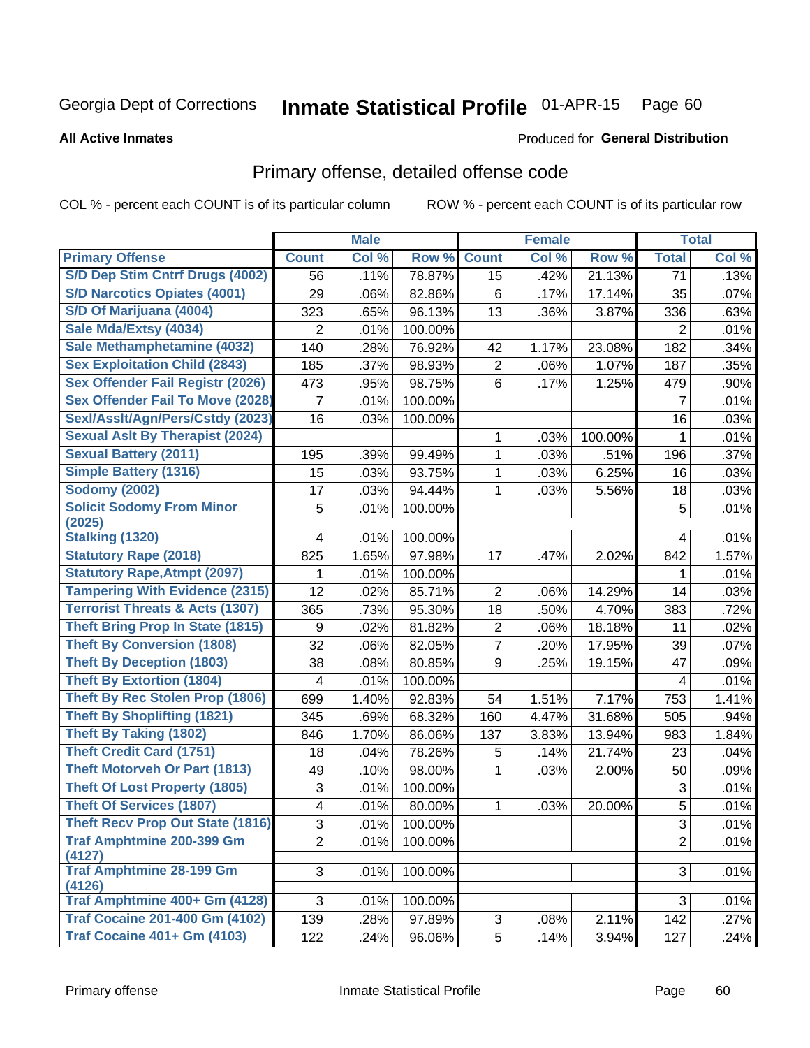Georgia Dept of Corrections **Inmate Statistical Profile** 01-APR-15 Page 60

**All Active Inmates**

Produced for **General Distribution**

## Primary offense, detailed offense code

COL % - percent each COUNT is of its particular column ROW % - percent each COUNT is of its particular row

| | Male | | | Female | | | Total | |
|---|---|---|---|---|---|---|---|---|
| Primary Offense | Count | Col % | Row % | Count | Col % | Row % | Total | Col % |
| S/D Dep Stim Cntrf Drugs (4002) | 56 | .11% | 78.87% | 15 | .42% | 21.13% | 71 | .13% |
| S/D Narcotics Opiates (4001) | 29 | .06% | 82.86% | 6 | .17% | 17.14% | 35 | .07% |
| S/D Of Marijuana (4004) | 323 | .65% | 96.13% | 13 | .36% | 3.87% | 336 | .63% |
| Sale Mda/Extsy (4034) | 2 | .01% | 100.00% | | | | 2 | .01% |
| Sale Methamphetamine (4032) | 140 | .28% | 76.92% | 42 | 1.17% | 23.08% | 182 | .34% |
| Sex Exploitation Child (2843) | 185 | .37% | 98.93% | 2 | .06% | 1.07% | 187 | .35% |
| Sex Offender Fail Registr (2026) | 473 | .95% | 98.75% | 6 | .17% | 1.25% | 479 | .90% |
| Sex Offender Fail To Move (2028) | 7 | .01% | 100.00% | | | | 7 | .01% |
| Sexl/Asslt/Agn/Pers/Cstdy (2023) | 16 | .03% | 100.00% | | | | 16 | .03% |
| Sexual Aslt By Therapist (2024) | | | | 1 | .03% | 100.00% | 1 | .01% |
| Sexual Battery (2011) | 195 | .39% | 99.49% | 1 | .03% | .51% | 196 | .37% |
| Simple Battery (1316) | 15 | .03% | 93.75% | 1 | .03% | 6.25% | 16 | .03% |
| Sodomy (2002) | 17 | .03% | 94.44% | 1 | .03% | 5.56% | 18 | .03% |
| Solicit Sodomy From Minor (2025) | 5 | .01% | 100.00% | | | | 5 | .01% |
| Stalking (1320) | 4 | .01% | 100.00% | | | | 4 | .01% |
| Statutory Rape (2018) | 825 | 1.65% | 97.98% | 17 | .47% | 2.02% | 842 | 1.57% |
| Statutory Rape,Atmpt (2097) | 1 | .01% | 100.00% | | | | 1 | .01% |
| Tampering With Evidence (2315) | 12 | .02% | 85.71% | 2 | .06% | 14.29% | 14 | .03% |
| Terrorist Threats & Acts (1307) | 365 | .73% | 95.30% | 18 | .50% | 4.70% | 383 | .72% |
| Theft Bring Prop In State (1815) | 9 | .02% | 81.82% | 2 | .06% | 18.18% | 11 | .02% |
| Theft By Conversion (1808) | 32 | .06% | 82.05% | 7 | .20% | 17.95% | 39 | .07% |
| Theft By Deception (1803) | 38 | .08% | 80.85% | 9 | .25% | 19.15% | 47 | .09% |
| Theft By Extortion (1804) | 4 | .01% | 100.00% | | | | 4 | .01% |
| Theft By Rec Stolen Prop (1806) | 699 | 1.40% | 92.83% | 54 | 1.51% | 7.17% | 753 | 1.41% |
| Theft By Shoplifting (1821) | 345 | .69% | 68.32% | 160 | 4.47% | 31.68% | 505 | .94% |
| Theft By Taking (1802) | 846 | 1.70% | 86.06% | 137 | 3.83% | 13.94% | 983 | 1.84% |
| Theft Credit Card (1751) | 18 | .04% | 78.26% | 5 | .14% | 21.74% | 23 | .04% |
| Theft Motorveh Or Part (1813) | 49 | .10% | 98.00% | 1 | .03% | 2.00% | 50 | .09% |
| Theft Of Lost Property (1805) | 3 | .01% | 100.00% | | | | 3 | .01% |
| Theft Of Services (1807) | 4 | .01% | 80.00% | 1 | .03% | 20.00% | 5 | .01% |
| Theft Recv Prop Out State (1816) | 3 | .01% | 100.00% | | | | 3 | .01% |
| Traf Amphtmine 200-399 Gm (4127) | 2 | .01% | 100.00% | | | | 2 | .01% |
| Traf Amphtmine 28-199 Gm (4126) | 3 | .01% | 100.00% | | | | 3 | .01% |
| Traf Amphtmine 400+ Gm (4128) | 3 | .01% | 100.00% | | | | 3 | .01% |
| Traf Cocaine 201-400 Gm (4102) | 139 | .28% | 97.89% | 3 | .08% | 2.11% | 142 | .27% |
| Traf Cocaine 401+ Gm (4103) | 122 | .24% | 96.06% | 5 | .14% | 3.94% | 127 | .24% |

Primary offense Inmate Statistical Profile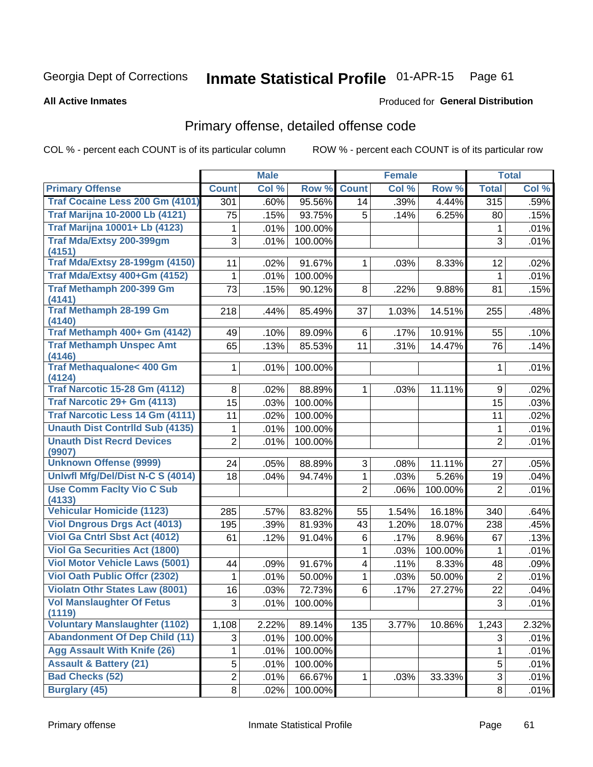Georgia Dept of Corrections

# Inmate Statistical Profile 01-APR-15

**All Active Inmates**

Produced for **General Distribution**

## Primary offense, detailed offense code

COL % - percent each COUNT is of its particular column

ROW % - percent each COUNT is of its particular row

| | Male | | | Female | | | Total | |
|---|---|---|---|---|---|---|---|---|
| **Primary Offense** | **Count** | **Col %** | **Row %** | **Count** | **Col %** | **Row %** | **Total** | **Col %** |
| **Traf Cocaine Less 200 Gm (4101)** | 301 | .60% | 95.56% | 14 | .39% | 4.44% | 315 | .59% |
| **Traf Marijna 10-2000 Lb (4121)** | 75 | .15% | 93.75% | 5 | .14% | 6.25% | 80 | .15% |
| **Traf Marijna 10001+ Lb (4123)** | 1 | .01% | 100.00% | | | | 1 | .01% |
| **Traf Mda/Extsy 200-399gm (4151)** | 3 | .01% | 100.00% | | | | 3 | .01% |
| **Traf Mda/Extsy 28-199gm (4150)** | 11 | .02% | 91.67% | 1 | .03% | 8.33% | 12 | .02% |
| **Traf Mda/Extsy 400+Gm (4152)** | 1 | .01% | 100.00% | | | | 1 | .01% |
| **Traf Methamph 200-399 Gm (4141)** | 73 | .15% | 90.12% | 8 | .22% | 9.88% | 81 | .15% |
| **Traf Methamph 28-199 Gm (4140)** | 218 | .44% | 85.49% | 37 | 1.03% | 14.51% | 255 | .48% |
| **Traf Methamph 400+ Gm (4142)** | 49 | .10% | 89.09% | 6 | .17% | 10.91% | 55 | .10% |
| **Traf Methamph Unspec Amt (4146)** | 65 | .13% | 85.53% | 11 | .31% | 14.47% | 76 | .14% |
| **Traf Methaqualone< 400 Gm (4124)** | 1 | .01% | 100.00% | | | | 1 | .01% |
| **Traf Narcotic 15-28 Gm (4112)** | 8 | .02% | 88.89% | 1 | .03% | 11.11% | 9 | .02% |
| **Traf Narcotic 29+ Gm (4113)** | 15 | .03% | 100.00% | | | | 15 | .03% |
| **Traf Narcotic Less 14 Gm (4111)** | 11 | .02% | 100.00% | | | | 11 | .02% |
| **Unauth Dist Contrlld Sub (4135)** | 1 | .01% | 100.00% | | | | 1 | .01% |
| **Unauth Dist Recrd Devices (9907)** | 2 | .01% | 100.00% | | | | 2 | .01% |
| **Unknown Offense (9999)** | 24 | .05% | 88.89% | 3 | .08% | 11.11% | 27 | .05% |
| **Unlwfl Mfg/Del/Dist N-C S (4014)** | 18 | .04% | 94.74% | 1 | .03% | 5.26% | 19 | .04% |
| **Use Comm Faclty Vio C Sub (4133)** | | | | 2 | .06% | 100.00% | 2 | .01% |
| **Vehicular Homicide (1123)** | 285 | .57% | 83.82% | 55 | 1.54% | 16.18% | 340 | .64% |
| **Viol Dngrous Drgs Act (4013)** | 195 | .39% | 81.93% | 43 | 1.20% | 18.07% | 238 | .45% |
| **Viol Ga Cntrl Sbst Act (4012)** | 61 | .12% | 91.04% | 6 | .17% | 8.96% | 67 | .13% |
| **Viol Ga Securities Act (1800)** | | | | 1 | .03% | 100.00% | 1 | .01% |
| **Viol Motor Vehicle Laws (5001)** | 44 | .09% | 91.67% | 4 | .11% | 8.33% | 48 | .09% |
| **Viol Oath Public Offcr (2302)** | 1 | .01% | 50.00% | 1 | .03% | 50.00% | 2 | .01% |
| **Violatn Othr States Law (8001)** | 16 | .03% | 72.73% | 6 | .17% | 27.27% | 22 | .04% |
| **Vol Manslaughter Of Fetus (1119)** | 3 | .01% | 100.00% | | | | 3 | .01% |
| **Voluntary Manslaughter (1102)** | 1,108 | 2.22% | 89.14% | 135 | 3.77% | 10.86% | 1,243 | 2.32% |
| **Abandonment Of Dep Child (11)** | 3 | .01% | 100.00% | | | | 3 | .01% |
| **Agg Assault With Knife (26)** | 1 | .01% | 100.00% | | | | 1 | .01% |
| **Assault & Battery (21)** | 5 | .01% | 100.00% | | | | 5 | .01% |
| **Bad Checks (52)** | 2 | .01% | 66.67% | 1 | .03% | 33.33% | 3 | .01% |
| **Burglary (45)** | 8 | .02% | 100.00% | | | | 8 | .01% |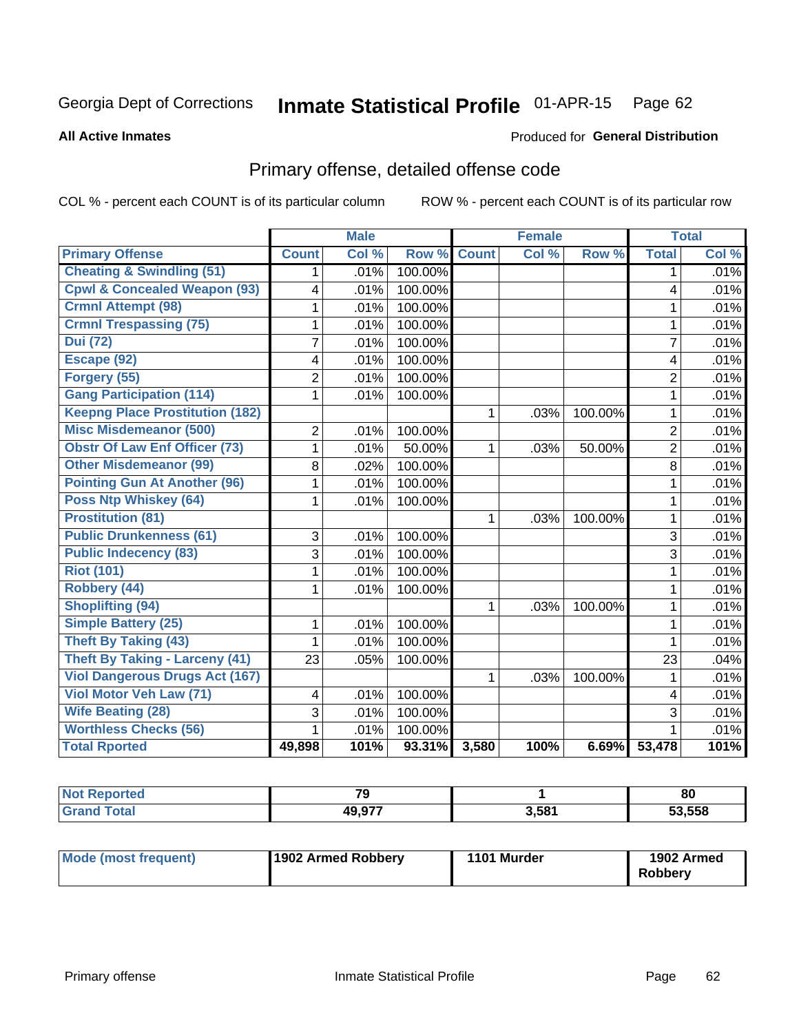Georgia Dept of Corrections **Inmate Statistical Profile** 01-APR-15

**All Active Inmates**

Produced for **General Distribution**

## Primary offense, detailed offense code

COL % - percent each COUNT is of its particular column ROW % - percent each COUNT is of its particular row

| | Male | | | Female | | | Total | |
|---|---|---|---|---|---|---|---|---|
| **Primary Offense** | **Count** | **Col %** | **Row %** | **Count** | **Col %** | **Row %** | **Total** | **Col %** |
| **Cheating & Swindling (51)** | 1 | .01% | 100.00% | | | | 1 | .01% |
| **Cpwl & Concealed Weapon (93)** | 4 | .01% | 100.00% | | | | 4 | .01% |
| **Crmnl Attempt (98)** | 1 | .01% | 100.00% | | | | 1 | .01% |
| **Crmnl Trespassing (75)** | 1 | .01% | 100.00% | | | | 1 | .01% |
| **Dui (72)** | 7 | .01% | 100.00% | | | | 7 | .01% |
| **Escape (92)** | 4 | .01% | 100.00% | | | | 4 | .01% |
| **Forgery (55)** | 2 | .01% | 100.00% | | | | 2 | .01% |
| **Gang Participation (114)** | 1 | .01% | 100.00% | | | | 1 | .01% |
| **Keepng Place Prostitution (182)** | | | | 1 | .03% | 100.00% | 1 | .01% |
| **Misc Misdemeanor (500)** | 2 | .01% | 100.00% | | | | 2 | .01% |
| **Obstr Of Law Enf Officer (73)** | 1 | .01% | 50.00% | 1 | .03% | 50.00% | 2 | .01% |
| **Other Misdemeanor (99)** | 8 | .02% | 100.00% | | | | 8 | .01% |
| **Pointing Gun At Another (96)** | 1 | .01% | 100.00% | | | | 1 | .01% |
| **Poss Ntp Whiskey (64)** | 1 | .01% | 100.00% | | | | 1 | .01% |
| **Prostitution (81)** | | | | 1 | .03% | 100.00% | 1 | .01% |
| **Public Drunkenness (61)** | 3 | .01% | 100.00% | | | | 3 | .01% |
| **Public Indecency (83)** | 3 | .01% | 100.00% | | | | 3 | .01% |
| **Riot (101)** | 1 | .01% | 100.00% | | | | 1 | .01% |
| **Robbery (44)** | 1 | .01% | 100.00% | | | | 1 | .01% |
| **Shoplifting (94)** | | | | 1 | .03% | 100.00% | 1 | .01% |
| **Simple Battery (25)** | 1 | .01% | 100.00% | | | | 1 | .01% |
| **Theft By Taking (43)** | 1 | .01% | 100.00% | | | | 1 | .01% |
| **Theft By Taking - Larceny (41)** | 23 | .05% | 100.00% | | | | 23 | .04% |
| **Viol Dangerous Drugs Act (167)** | | | | 1 | .03% | 100.00% | 1 | .01% |
| **Viol Motor Veh Law (71)** | 4 | .01% | 100.00% | | | | 4 | .01% |
| **Wife Beating (28)** | 3 | .01% | 100.00% | | | | 3 | .01% |
| **Worthless Checks (56)** | 1 | .01% | 100.00% | | | | 1 | .01% |
| **Total Rported** | **49,898** | **101%** | **93.31%** | **3,580** | **100%** | **6.69%** | **53,478** | **101%** |

| | Male | Female | Total |
|---|---|---|---|
| **Not Reported** | **79** | **1** | **80** |
| **Grand Total** | **49,977** | **3,581** | **53,558** |

| | Male | Female | Total |
|---|---|---|---|
| **Mode (most frequent)** | **1902 Armed Robbery** | **1101 Murder** | **1902 Armed Robbery** |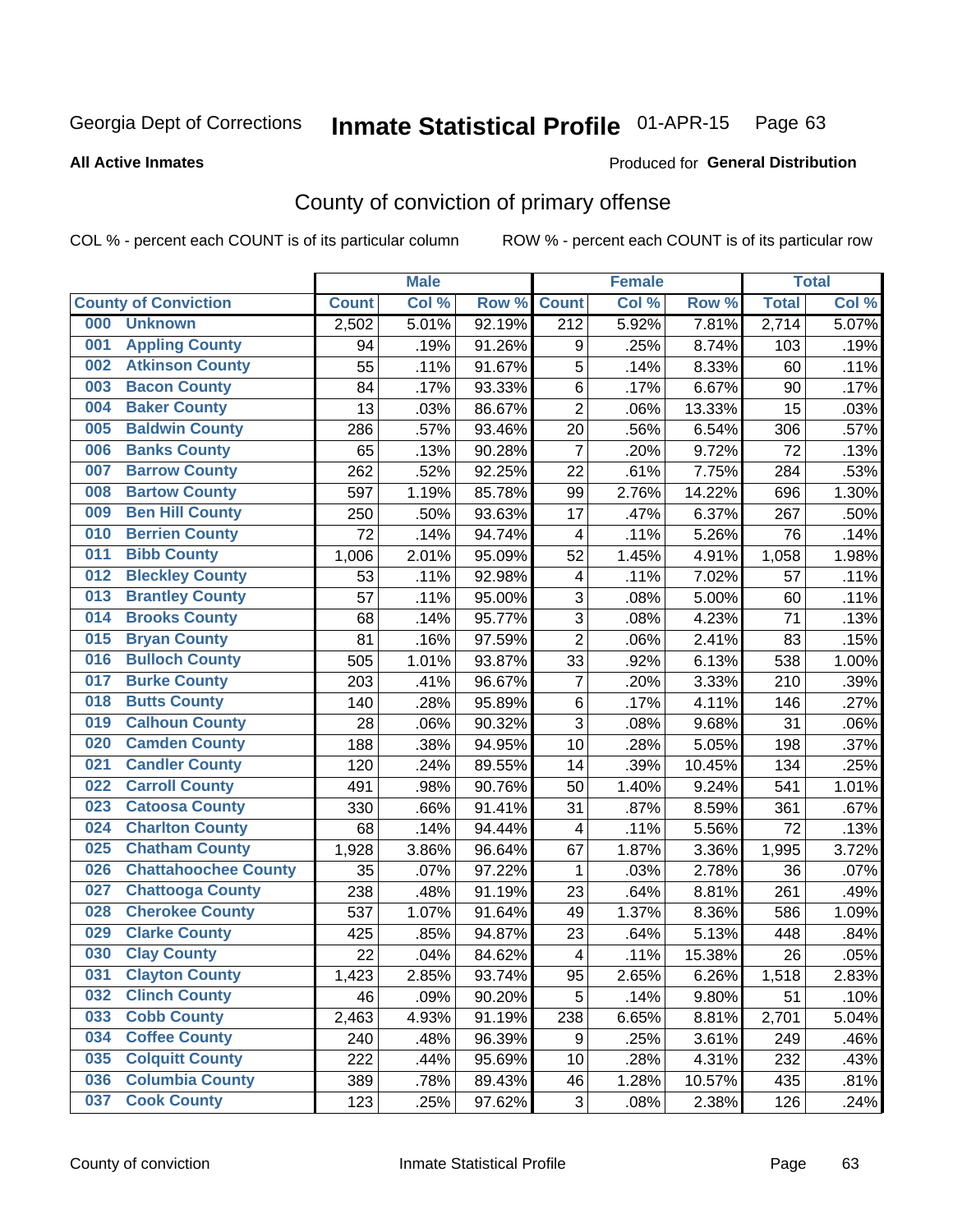Georgia Dept of Corrections **Inmate Statistical Profile** 01-APR-15 Page 63

**All Active Inmates**

Produced for **General Distribution**

# County of conviction of primary offense

COL % - percent each COUNT is of its particular column ROW % - percent each COUNT is of its particular row

| County of Conviction | Male | | | Female | | | Total | |
|---|---|---|---|---|---|---|---|---|
| | Count | Col % | Row % | Count | Col % | Row % | Total | Col % |
| 000 Unknown | 2,502 | 5.01% | 92.19% | 212 | 5.92% | 7.81% | 2,714 | 5.07% |
| 001 Appling County | 94 | .19% | 91.26% | 9 | .25% | 8.74% | 103 | .19% |
| 002 Atkinson County | 55 | .11% | 91.67% | 5 | .14% | 8.33% | 60 | .11% |
| 003 Bacon County | 84 | .17% | 93.33% | 6 | .17% | 6.67% | 90 | .17% |
| 004 Baker County | 13 | .03% | 86.67% | 2 | .06% | 13.33% | 15 | .03% |
| 005 Baldwin County | 286 | .57% | 93.46% | 20 | .56% | 6.54% | 306 | .57% |
| 006 Banks County | 65 | .13% | 90.28% | 7 | .20% | 9.72% | 72 | .13% |
| 007 Barrow County | 262 | .52% | 92.25% | 22 | .61% | 7.75% | 284 | .53% |
| 008 Bartow County | 597 | 1.19% | 85.78% | 99 | 2.76% | 14.22% | 696 | 1.30% |
| 009 Ben Hill County | 250 | .50% | 93.63% | 17 | .47% | 6.37% | 267 | .50% |
| 010 Berrien County | 72 | .14% | 94.74% | 4 | .11% | 5.26% | 76 | .14% |
| 011 Bibb County | 1,006 | 2.01% | 95.09% | 52 | 1.45% | 4.91% | 1,058 | 1.98% |
| 012 Bleckley County | 53 | .11% | 92.98% | 4 | .11% | 7.02% | 57 | .11% |
| 013 Brantley County | 57 | .11% | 95.00% | 3 | .08% | 5.00% | 60 | .11% |
| 014 Brooks County | 68 | .14% | 95.77% | 3 | .08% | 4.23% | 71 | .13% |
| 015 Bryan County | 81 | .16% | 97.59% | 2 | .06% | 2.41% | 83 | .15% |
| 016 Bulloch County | 505 | 1.01% | 93.87% | 33 | .92% | 6.13% | 538 | 1.00% |
| 017 Burke County | 203 | .41% | 96.67% | 7 | .20% | 3.33% | 210 | .39% |
| 018 Butts County | 140 | .28% | 95.89% | 6 | .17% | 4.11% | 146 | .27% |
| 019 Calhoun County | 28 | .06% | 90.32% | 3 | .08% | 9.68% | 31 | .06% |
| 020 Camden County | 188 | .38% | 94.95% | 10 | .28% | 5.05% | 198 | .37% |
| 021 Candler County | 120 | .24% | 89.55% | 14 | .39% | 10.45% | 134 | .25% |
| 022 Carroll County | 491 | .98% | 90.76% | 50 | 1.40% | 9.24% | 541 | 1.01% |
| 023 Catoosa County | 330 | .66% | 91.41% | 31 | .87% | 8.59% | 361 | .67% |
| 024 Charlton County | 68 | .14% | 94.44% | 4 | .11% | 5.56% | 72 | .13% |
| 025 Chatham County | 1,928 | 3.86% | 96.64% | 67 | 1.87% | 3.36% | 1,995 | 3.72% |
| 026 Chattahoochee County | 35 | .07% | 97.22% | 1 | .03% | 2.78% | 36 | .07% |
| 027 Chattooga County | 238 | .48% | 91.19% | 23 | .64% | 8.81% | 261 | .49% |
| 028 Cherokee County | 537 | 1.07% | 91.64% | 49 | 1.37% | 8.36% | 586 | 1.09% |
| 029 Clarke County | 425 | .85% | 94.87% | 23 | .64% | 5.13% | 448 | .84% |
| 030 Clay County | 22 | .04% | 84.62% | 4 | .11% | 15.38% | 26 | .05% |
| 031 Clayton County | 1,423 | 2.85% | 93.74% | 95 | 2.65% | 6.26% | 1,518 | 2.83% |
| 032 Clinch County | 46 | .09% | 90.20% | 5 | .14% | 9.80% | 51 | .10% |
| 033 Cobb County | 2,463 | 4.93% | 91.19% | 238 | 6.65% | 8.81% | 2,701 | 5.04% |
| 034 Coffee County | 240 | .48% | 96.39% | 9 | .25% | 3.61% | 249 | .46% |
| 035 Colquitt County | 222 | .44% | 95.69% | 10 | .28% | 4.31% | 232 | .43% |
| 036 Columbia County | 389 | .78% | 89.43% | 46 | 1.28% | 10.57% | 435 | .81% |
| 037 Cook County | 123 | .25% | 97.62% | 3 | .08% | 2.38% | 126 | .24% |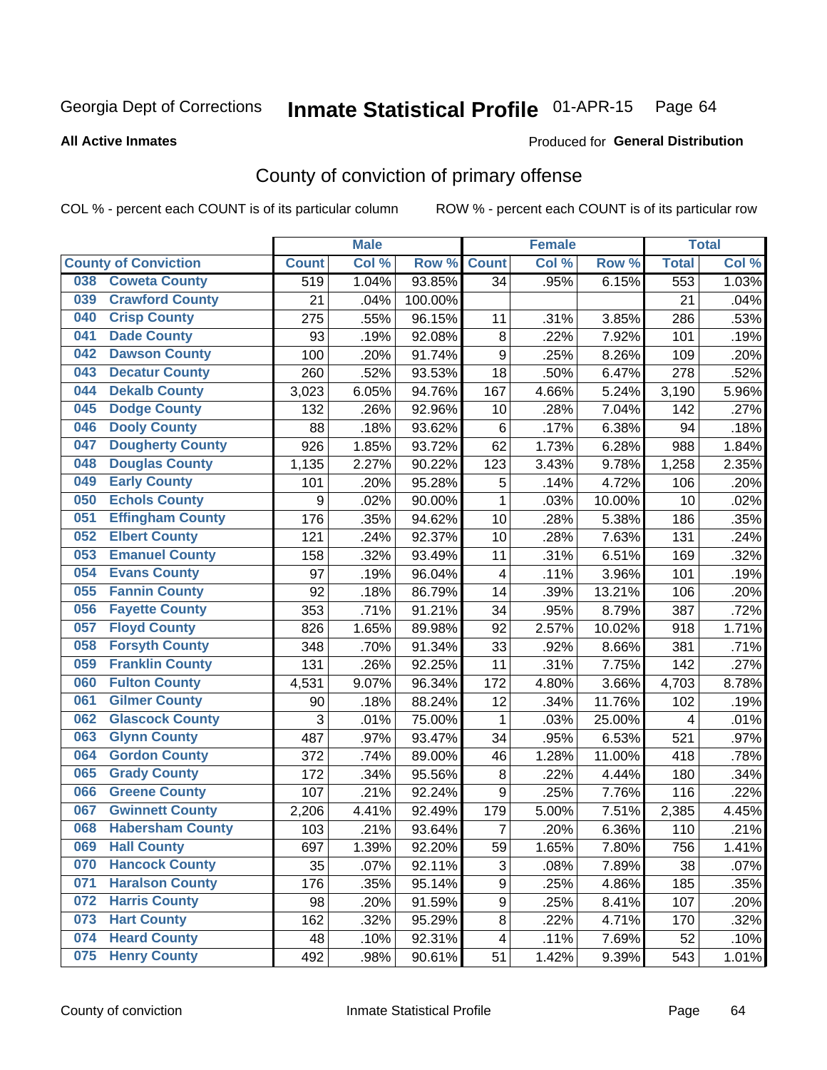Georgia Dept of Corrections

# Inmate Statistical Profile 01-APR-15

**All Active Inmates**

Produced for **General Distribution**

## County of conviction of primary offense

COL % - percent each COUNT is of its particular column

ROW % - percent each COUNT is of its particular row

| County of Conviction | | Male | | | Female | | | Total | |
|---|---|---|---|---|---|---|---|---|---|
| | | Count | Col % | Row % | Count | Col % | Row % | Total | Col % |
| 038 | Coweta County | 519 | 1.04% | 93.85% | 34 | .95% | 6.15% | 553 | 1.03% |
| 039 | Crawford County | 21 | .04% | 100.00% | | | | 21 | .04% |
| 040 | Crisp County | 275 | .55% | 96.15% | 11 | .31% | 3.85% | 286 | .53% |
| 041 | Dade County | 93 | .19% | 92.08% | 8 | .22% | 7.92% | 101 | .19% |
| 042 | Dawson County | 100 | .20% | 91.74% | 9 | .25% | 8.26% | 109 | .20% |
| 043 | Decatur County | 260 | .52% | 93.53% | 18 | .50% | 6.47% | 278 | .52% |
| 044 | Dekalb County | 3,023 | 6.05% | 94.76% | 167 | 4.66% | 5.24% | 3,190 | 5.96% |
| 045 | Dodge County | 132 | .26% | 92.96% | 10 | .28% | 7.04% | 142 | .27% |
| 046 | Dooly County | 88 | .18% | 93.62% | 6 | .17% | 6.38% | 94 | .18% |
| 047 | Dougherty County | 926 | 1.85% | 93.72% | 62 | 1.73% | 6.28% | 988 | 1.84% |
| 048 | Douglas County | 1,135 | 2.27% | 90.22% | 123 | 3.43% | 9.78% | 1,258 | 2.35% |
| 049 | Early County | 101 | .20% | 95.28% | 5 | .14% | 4.72% | 106 | .20% |
| 050 | Echols County | 9 | .02% | 90.00% | 1 | .03% | 10.00% | 10 | .02% |
| 051 | Effingham County | 176 | .35% | 94.62% | 10 | .28% | 5.38% | 186 | .35% |
| 052 | Elbert County | 121 | .24% | 92.37% | 10 | .28% | 7.63% | 131 | .24% |
| 053 | Emanuel County | 158 | .32% | 93.49% | 11 | .31% | 6.51% | 169 | .32% |
| 054 | Evans County | 97 | .19% | 96.04% | 4 | .11% | 3.96% | 101 | .19% |
| 055 | Fannin County | 92 | .18% | 86.79% | 14 | .39% | 13.21% | 106 | .20% |
| 056 | Fayette County | 353 | .71% | 91.21% | 34 | .95% | 8.79% | 387 | .72% |
| 057 | Floyd County | 826 | 1.65% | 89.98% | 92 | 2.57% | 10.02% | 918 | 1.71% |
| 058 | Forsyth County | 348 | .70% | 91.34% | 33 | .92% | 8.66% | 381 | .71% |
| 059 | Franklin County | 131 | .26% | 92.25% | 11 | .31% | 7.75% | 142 | .27% |
| 060 | Fulton County | 4,531 | 9.07% | 96.34% | 172 | 4.80% | 3.66% | 4,703 | 8.78% |
| 061 | Gilmer County | 90 | .18% | 88.24% | 12 | .34% | 11.76% | 102 | .19% |
| 062 | Glascock County | 3 | .01% | 75.00% | 1 | .03% | 25.00% | 4 | .01% |
| 063 | Glynn County | 487 | .97% | 93.47% | 34 | .95% | 6.53% | 521 | .97% |
| 064 | Gordon County | 372 | .74% | 89.00% | 46 | 1.28% | 11.00% | 418 | .78% |
| 065 | Grady County | 172 | .34% | 95.56% | 8 | .22% | 4.44% | 180 | .34% |
| 066 | Greene County | 107 | .21% | 92.24% | 9 | .25% | 7.76% | 116 | .22% |
| 067 | Gwinnett County | 2,206 | 4.41% | 92.49% | 179 | 5.00% | 7.51% | 2,385 | 4.45% |
| 068 | Habersham County | 103 | .21% | 93.64% | 7 | .20% | 6.36% | 110 | .21% |
| 069 | Hall County | 697 | 1.39% | 92.20% | 59 | 1.65% | 7.80% | 756 | 1.41% |
| 070 | Hancock County | 35 | .07% | 92.11% | 3 | .08% | 7.89% | 38 | .07% |
| 071 | Haralson County | 176 | .35% | 95.14% | 9 | .25% | 4.86% | 185 | .35% |
| 072 | Harris County | 98 | .20% | 91.59% | 9 | .25% | 8.41% | 107 | .20% |
| 073 | Hart County | 162 | .32% | 95.29% | 8 | .22% | 4.71% | 170 | .32% |
| 074 | Heard County | 48 | .10% | 92.31% | 4 | .11% | 7.69% | 52 | .10% |
| 075 | Henry County | 492 | .98% | 90.61% | 51 | 1.42% | 9.39% | 543 | 1.01% |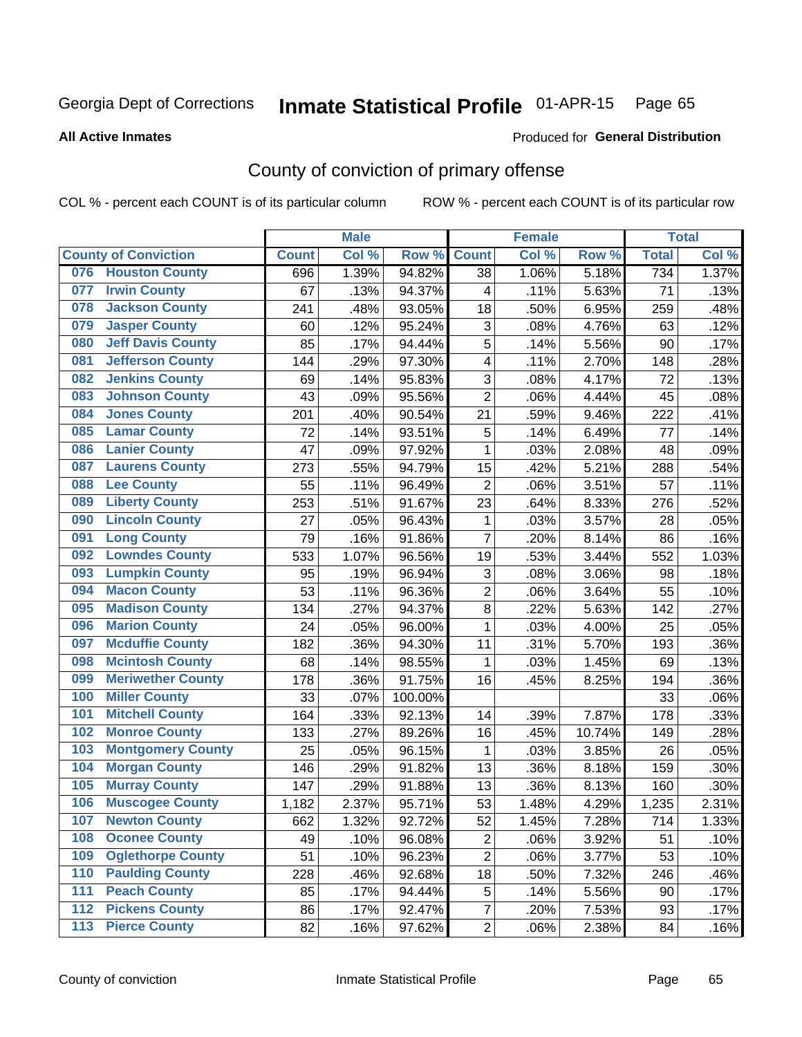Georgia Dept of Corrections **Inmate Statistical Profile** 01-APR-15 Page 65

**All Active Inmates**

Produced for **General Distribution**

## County of conviction of primary offense

COL % - percent each COUNT is of its particular column     ROW % - percent each COUNT is of its particular row

| County of Conviction | Male | | | Female | | | Total | |
|---|---|---|---|---|---|---|---|---|
| | Count | Col % | Row % | Count | Col % | Row % | Total | Col % |
| 076 Houston County | 696 | 1.39% | 94.82% | 38 | 1.06% | 5.18% | 734 | 1.37% |
| 077 Irwin County | 67 | .13% | 94.37% | 4 | .11% | 5.63% | 71 | .13% |
| 078 Jackson County | 241 | .48% | 93.05% | 18 | .50% | 6.95% | 259 | .48% |
| 079 Jasper County | 60 | .12% | 95.24% | 3 | .08% | 4.76% | 63 | .12% |
| 080 Jeff Davis County | 85 | .17% | 94.44% | 5 | .14% | 5.56% | 90 | .17% |
| 081 Jefferson County | 144 | .29% | 97.30% | 4 | .11% | 2.70% | 148 | .28% |
| 082 Jenkins County | 69 | .14% | 95.83% | 3 | .08% | 4.17% | 72 | .13% |
| 083 Johnson County | 43 | .09% | 95.56% | 2 | .06% | 4.44% | 45 | .08% |
| 084 Jones County | 201 | .40% | 90.54% | 21 | .59% | 9.46% | 222 | .41% |
| 085 Lamar County | 72 | .14% | 93.51% | 5 | .14% | 6.49% | 77 | .14% |
| 086 Lanier County | 47 | .09% | 97.92% | 1 | .03% | 2.08% | 48 | .09% |
| 087 Laurens County | 273 | .55% | 94.79% | 15 | .42% | 5.21% | 288 | .54% |
| 088 Lee County | 55 | .11% | 96.49% | 2 | .06% | 3.51% | 57 | .11% |
| 089 Liberty County | 253 | .51% | 91.67% | 23 | .64% | 8.33% | 276 | .52% |
| 090 Lincoln County | 27 | .05% | 96.43% | 1 | .03% | 3.57% | 28 | .05% |
| 091 Long County | 79 | .16% | 91.86% | 7 | .20% | 8.14% | 86 | .16% |
| 092 Lowndes County | 533 | 1.07% | 96.56% | 19 | .53% | 3.44% | 552 | 1.03% |
| 093 Lumpkin County | 95 | .19% | 96.94% | 3 | .08% | 3.06% | 98 | .18% |
| 094 Macon County | 53 | .11% | 96.36% | 2 | .06% | 3.64% | 55 | .10% |
| 095 Madison County | 134 | .27% | 94.37% | 8 | .22% | 5.63% | 142 | .27% |
| 096 Marion County | 24 | .05% | 96.00% | 1 | .03% | 4.00% | 25 | .05% |
| 097 Mcduffie County | 182 | .36% | 94.30% | 11 | .31% | 5.70% | 193 | .36% |
| 098 Mcintosh County | 68 | .14% | 98.55% | 1 | .03% | 1.45% | 69 | .13% |
| 099 Meriwether County | 178 | .36% | 91.75% | 16 | .45% | 8.25% | 194 | .36% |
| 100 Miller County | 33 | .07% | 100.00% | | | | 33 | .06% |
| 101 Mitchell County | 164 | .33% | 92.13% | 14 | .39% | 7.87% | 178 | .33% |
| 102 Monroe County | 133 | .27% | 89.26% | 16 | .45% | 10.74% | 149 | .28% |
| 103 Montgomery County | 25 | .05% | 96.15% | 1 | .03% | 3.85% | 26 | .05% |
| 104 Morgan County | 146 | .29% | 91.82% | 13 | .36% | 8.18% | 159 | .30% |
| 105 Murray County | 147 | .29% | 91.88% | 13 | .36% | 8.13% | 160 | .30% |
| 106 Muscogee County | 1,182 | 2.37% | 95.71% | 53 | 1.48% | 4.29% | 1,235 | 2.31% |
| 107 Newton County | 662 | 1.32% | 92.72% | 52 | 1.45% | 7.28% | 714 | 1.33% |
| 108 Oconee County | 49 | .10% | 96.08% | 2 | .06% | 3.92% | 51 | .10% |
| 109 Oglethorpe County | 51 | .10% | 96.23% | 2 | .06% | 3.77% | 53 | .10% |
| 110 Paulding County | 228 | .46% | 92.68% | 18 | .50% | 7.32% | 246 | .46% |
| 111 Peach County | 85 | .17% | 94.44% | 5 | .14% | 5.56% | 90 | .17% |
| 112 Pickens County | 86 | .17% | 92.47% | 7 | .20% | 7.53% | 93 | .17% |
| 113 Pierce County | 82 | .16% | 97.62% | 2 | .06% | 2.38% | 84 | .16% |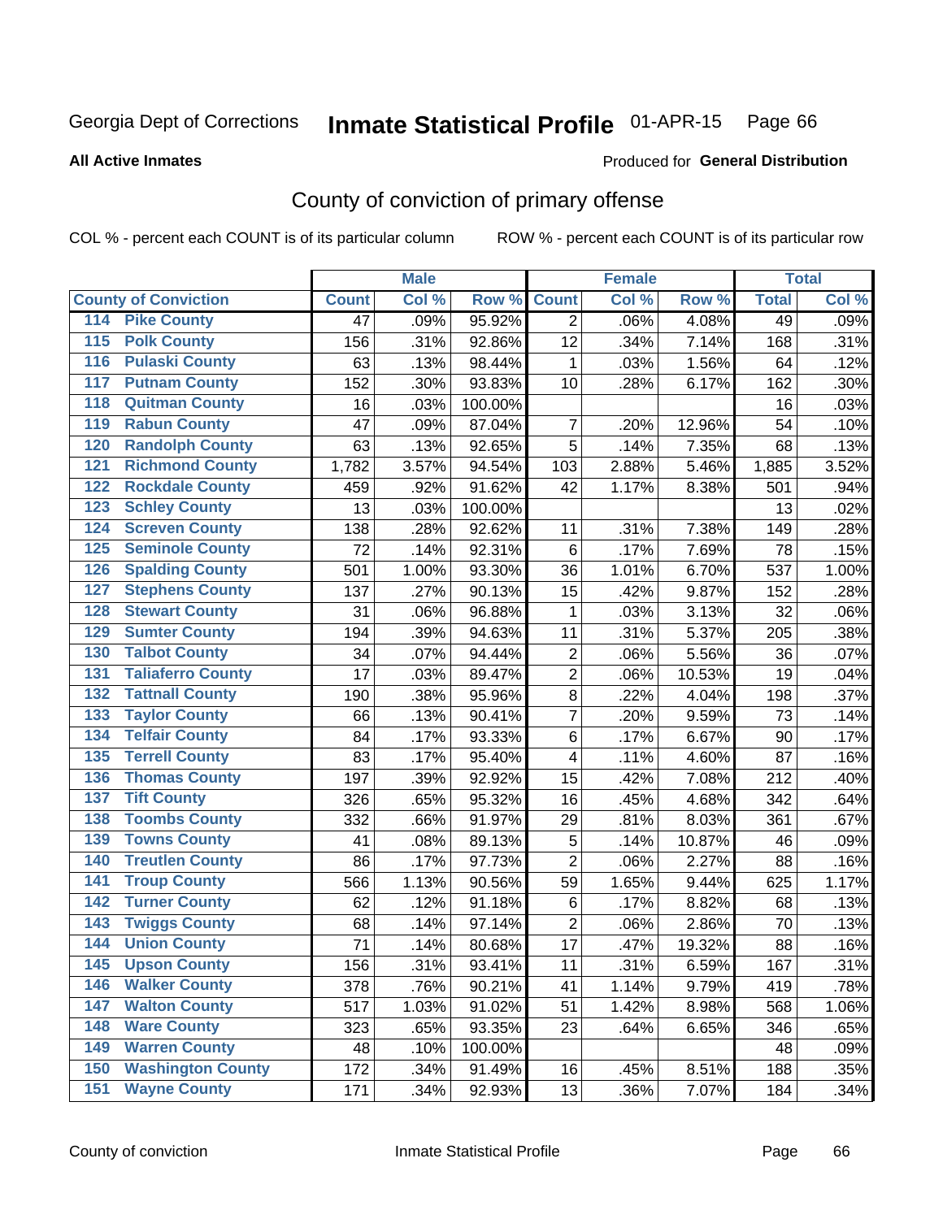Georgia Dept of Corrections **Inmate Statistical Profile** 01-APR-15 Page 66

**All Active Inmates**

Produced for **General Distribution**

## County of conviction of primary offense

COL % - percent each COUNT is of its particular column ROW % - percent each COUNT is of its particular row

| County of Conviction | Male | | | Female | | | Total | |
|---|---|---|---|---|---|---|---|---|
| | Count | Col % | Row % | Count | Col % | Row % | Total | Col % |
| 114 Pike County | 47 | .09% | 95.92% | 2 | .06% | 4.08% | 49 | .09% |
| 115 Polk County | 156 | .31% | 92.86% | 12 | .34% | 7.14% | 168 | .31% |
| 116 Pulaski County | 63 | .13% | 98.44% | 1 | .03% | 1.56% | 64 | .12% |
| 117 Putnam County | 152 | .30% | 93.83% | 10 | .28% | 6.17% | 162 | .30% |
| 118 Quitman County | 16 | .03% | 100.00% | | | | 16 | .03% |
| 119 Rabun County | 47 | .09% | 87.04% | 7 | .20% | 12.96% | 54 | .10% |
| 120 Randolph County | 63 | .13% | 92.65% | 5 | .14% | 7.35% | 68 | .13% |
| 121 Richmond County | 1,782 | 3.57% | 94.54% | 103 | 2.88% | 5.46% | 1,885 | 3.52% |
| 122 Rockdale County | 459 | .92% | 91.62% | 42 | 1.17% | 8.38% | 501 | .94% |
| 123 Schley County | 13 | .03% | 100.00% | | | | 13 | .02% |
| 124 Screven County | 138 | .28% | 92.62% | 11 | .31% | 7.38% | 149 | .28% |
| 125 Seminole County | 72 | .14% | 92.31% | 6 | .17% | 7.69% | 78 | .15% |
| 126 Spalding County | 501 | 1.00% | 93.30% | 36 | 1.01% | 6.70% | 537 | 1.00% |
| 127 Stephens County | 137 | .27% | 90.13% | 15 | .42% | 9.87% | 152 | .28% |
| 128 Stewart County | 31 | .06% | 96.88% | 1 | .03% | 3.13% | 32 | .06% |
| 129 Sumter County | 194 | .39% | 94.63% | 11 | .31% | 5.37% | 205 | .38% |
| 130 Talbot County | 34 | .07% | 94.44% | 2 | .06% | 5.56% | 36 | .07% |
| 131 Taliaferro County | 17 | .03% | 89.47% | 2 | .06% | 10.53% | 19 | .04% |
| 132 Tattnall County | 190 | .38% | 95.96% | 8 | .22% | 4.04% | 198 | .37% |
| 133 Taylor County | 66 | .13% | 90.41% | 7 | .20% | 9.59% | 73 | .14% |
| 134 Telfair County | 84 | .17% | 93.33% | 6 | .17% | 6.67% | 90 | .17% |
| 135 Terrell County | 83 | .17% | 95.40% | 4 | .11% | 4.60% | 87 | .16% |
| 136 Thomas County | 197 | .39% | 92.92% | 15 | .42% | 7.08% | 212 | .40% |
| 137 Tift County | 326 | .65% | 95.32% | 16 | .45% | 4.68% | 342 | .64% |
| 138 Toombs County | 332 | .66% | 91.97% | 29 | .81% | 8.03% | 361 | .67% |
| 139 Towns County | 41 | .08% | 89.13% | 5 | .14% | 10.87% | 46 | .09% |
| 140 Treutlen County | 86 | .17% | 97.73% | 2 | .06% | 2.27% | 88 | .16% |
| 141 Troup County | 566 | 1.13% | 90.56% | 59 | 1.65% | 9.44% | 625 | 1.17% |
| 142 Turner County | 62 | .12% | 91.18% | 6 | .17% | 8.82% | 68 | .13% |
| 143 Twiggs County | 68 | .14% | 97.14% | 2 | .06% | 2.86% | 70 | .13% |
| 144 Union County | 71 | .14% | 80.68% | 17 | .47% | 19.32% | 88 | .16% |
| 145 Upson County | 156 | .31% | 93.41% | 11 | .31% | 6.59% | 167 | .31% |
| 146 Walker County | 378 | .76% | 90.21% | 41 | 1.14% | 9.79% | 419 | .78% |
| 147 Walton County | 517 | 1.03% | 91.02% | 51 | 1.42% | 8.98% | 568 | 1.06% |
| 148 Ware County | 323 | .65% | 93.35% | 23 | .64% | 6.65% | 346 | .65% |
| 149 Warren County | 48 | .10% | 100.00% | | | | 48 | .09% |
| 150 Washington County | 172 | .34% | 91.49% | 16 | .45% | 8.51% | 188 | .35% |
| 151 Wayne County | 171 | .34% | 92.93% | 13 | .36% | 7.07% | 184 | .34% |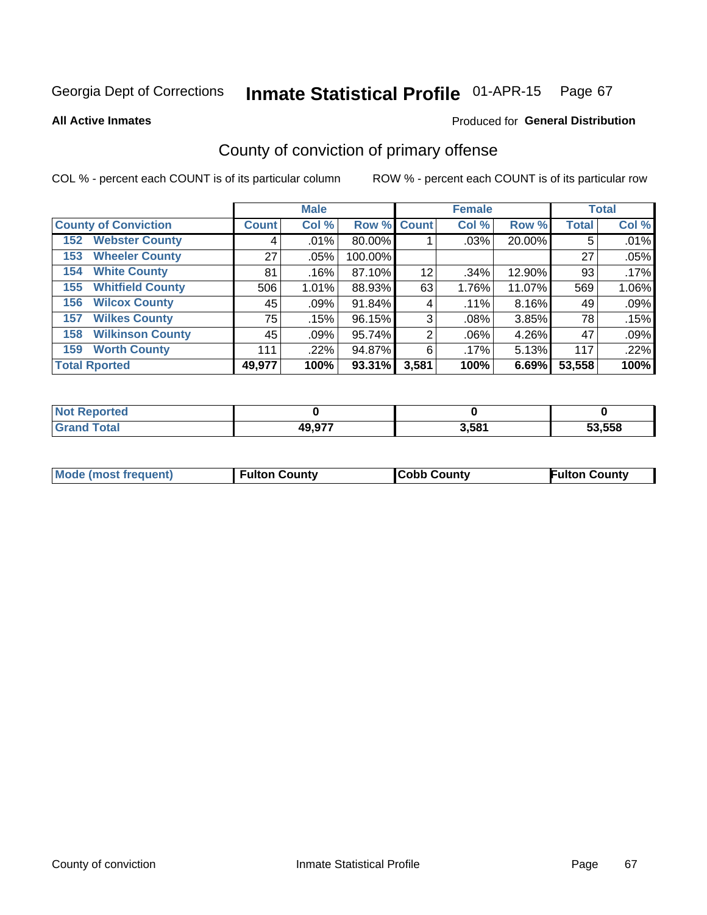Georgia Dept of Corrections **Inmate Statistical Profile** 01-APR-15

**All Active Inmates**

Produced for **General Distribution**

## County of conviction of primary offense

COL % - percent each COUNT is of its particular column

ROW % - percent each COUNT is of its particular row

| County of Conviction | Male | | | Female | | | Total | |
|---|---|---|---|---|---|---|---|---|
| | Count | Col % | Row % | Count | Col % | Row % | Total | Col % |
| 152 Webster County | 4 | .01% | 80.00% | 1 | .03% | 20.00% | 5 | .01% |
| 153 Wheeler County | 27 | .05% | 100.00% | | | | 27 | .05% |
| 154 White County | 81 | .16% | 87.10% | 12 | .34% | 12.90% | 93 | .17% |
| 155 Whitfield County | 506 | 1.01% | 88.93% | 63 | 1.76% | 11.07% | 569 | 1.06% |
| 156 Wilcox County | 45 | .09% | 91.84% | 4 | .11% | 8.16% | 49 | .09% |
| 157 Wilkes County | 75 | .15% | 96.15% | 3 | .08% | 3.85% | 78 | .15% |
| 158 Wilkinson County | 45 | .09% | 95.74% | 2 | .06% | 4.26% | 47 | .09% |
| 159 Worth County | 111 | .22% | 94.87% | 6 | .17% | 5.13% | 117 | .22% |
| **Total Rported** | **49,977** | **100%** | **93.31%** | **3,581** | **100%** | **6.69%** | **53,558** | **100%** |

| | Male | Female | Total |
|---|---|---|---|
| Not Reported | 0 | 0 | 0 |
| Grand Total | 49,977 | 3,581 | 53,558 |

| | Male | Female | Total |
|---|---|---|---|
| Mode (most frequent) | Fulton County | Cobb County | Fulton County |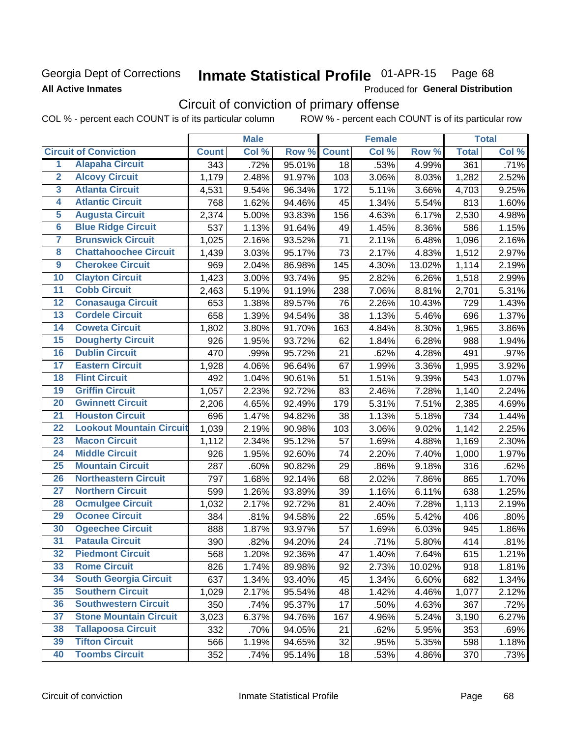Georgia Dept of Corrections **Inmate Statistical Profile** 01-APR-15 Page 68

**All Active Inmates**

Produced for **General Distribution**

## Circuit of conviction of primary offense

COL % - percent each COUNT is of its particular column ROW % - percent each COUNT is of its particular row

| Circuit of Conviction | | Male | | | Female | | | Total | |
|---|---|---|---|---|---|---|---|---|---|
| | | Count | Col % | Row % | Count | Col % | Row % | Total | Col % |
| 1 | Alapaha Circuit | 343 | .72% | 95.01% | 18 | .53% | 4.99% | 361 | .71% |
| 2 | Alcovy Circuit | 1,179 | 2.48% | 91.97% | 103 | 3.06% | 8.03% | 1,282 | 2.52% |
| 3 | Atlanta Circuit | 4,531 | 9.54% | 96.34% | 172 | 5.11% | 3.66% | 4,703 | 9.25% |
| 4 | Atlantic Circuit | 768 | 1.62% | 94.46% | 45 | 1.34% | 5.54% | 813 | 1.60% |
| 5 | Augusta Circuit | 2,374 | 5.00% | 93.83% | 156 | 4.63% | 6.17% | 2,530 | 4.98% |
| 6 | Blue Ridge Circuit | 537 | 1.13% | 91.64% | 49 | 1.45% | 8.36% | 586 | 1.15% |
| 7 | Brunswick Circuit | 1,025 | 2.16% | 93.52% | 71 | 2.11% | 6.48% | 1,096 | 2.16% |
| 8 | Chattahoochee Circuit | 1,439 | 3.03% | 95.17% | 73 | 2.17% | 4.83% | 1,512 | 2.97% |
| 9 | Cherokee Circuit | 969 | 2.04% | 86.98% | 145 | 4.30% | 13.02% | 1,114 | 2.19% |
| 10 | Clayton Circuit | 1,423 | 3.00% | 93.74% | 95 | 2.82% | 6.26% | 1,518 | 2.99% |
| 11 | Cobb Circuit | 2,463 | 5.19% | 91.19% | 238 | 7.06% | 8.81% | 2,701 | 5.31% |
| 12 | Conasauga Circuit | 653 | 1.38% | 89.57% | 76 | 2.26% | 10.43% | 729 | 1.43% |
| 13 | Cordele Circuit | 658 | 1.39% | 94.54% | 38 | 1.13% | 5.46% | 696 | 1.37% |
| 14 | Coweta Circuit | 1,802 | 3.80% | 91.70% | 163 | 4.84% | 8.30% | 1,965 | 3.86% |
| 15 | Dougherty Circuit | 926 | 1.95% | 93.72% | 62 | 1.84% | 6.28% | 988 | 1.94% |
| 16 | Dublin Circuit | 470 | .99% | 95.72% | 21 | .62% | 4.28% | 491 | .97% |
| 17 | Eastern Circuit | 1,928 | 4.06% | 96.64% | 67 | 1.99% | 3.36% | 1,995 | 3.92% |
| 18 | Flint Circuit | 492 | 1.04% | 90.61% | 51 | 1.51% | 9.39% | 543 | 1.07% |
| 19 | Griffin Circuit | 1,057 | 2.23% | 92.72% | 83 | 2.46% | 7.28% | 1,140 | 2.24% |
| 20 | Gwinnett Circuit | 2,206 | 4.65% | 92.49% | 179 | 5.31% | 7.51% | 2,385 | 4.69% |
| 21 | Houston Circuit | 696 | 1.47% | 94.82% | 38 | 1.13% | 5.18% | 734 | 1.44% |
| 22 | Lookout Mountain Circuit | 1,039 | 2.19% | 90.98% | 103 | 3.06% | 9.02% | 1,142 | 2.25% |
| 23 | Macon Circuit | 1,112 | 2.34% | 95.12% | 57 | 1.69% | 4.88% | 1,169 | 2.30% |
| 24 | Middle Circuit | 926 | 1.95% | 92.60% | 74 | 2.20% | 7.40% | 1,000 | 1.97% |
| 25 | Mountain Circuit | 287 | .60% | 90.82% | 29 | .86% | 9.18% | 316 | .62% |
| 26 | Northeastern Circuit | 797 | 1.68% | 92.14% | 68 | 2.02% | 7.86% | 865 | 1.70% |
| 27 | Northern Circuit | 599 | 1.26% | 93.89% | 39 | 1.16% | 6.11% | 638 | 1.25% |
| 28 | Ocmulgee Circuit | 1,032 | 2.17% | 92.72% | 81 | 2.40% | 7.28% | 1,113 | 2.19% |
| 29 | Oconee Circuit | 384 | .81% | 94.58% | 22 | .65% | 5.42% | 406 | .80% |
| 30 | Ogeechee Circuit | 888 | 1.87% | 93.97% | 57 | 1.69% | 6.03% | 945 | 1.86% |
| 31 | Pataula Circuit | 390 | .82% | 94.20% | 24 | .71% | 5.80% | 414 | .81% |
| 32 | Piedmont Circuit | 568 | 1.20% | 92.36% | 47 | 1.40% | 7.64% | 615 | 1.21% |
| 33 | Rome Circuit | 826 | 1.74% | 89.98% | 92 | 2.73% | 10.02% | 918 | 1.81% |
| 34 | South Georgia Circuit | 637 | 1.34% | 93.40% | 45 | 1.34% | 6.60% | 682 | 1.34% |
| 35 | Southern Circuit | 1,029 | 2.17% | 95.54% | 48 | 1.42% | 4.46% | 1,077 | 2.12% |
| 36 | Southwestern Circuit | 350 | .74% | 95.37% | 17 | .50% | 4.63% | 367 | .72% |
| 37 | Stone Mountain Circuit | 3,023 | 6.37% | 94.76% | 167 | 4.96% | 5.24% | 3,190 | 6.27% |
| 38 | Tallapoosa Circuit | 332 | .70% | 94.05% | 21 | .62% | 5.95% | 353 | .69% |
| 39 | Tifton Circuit | 566 | 1.19% | 94.65% | 32 | .95% | 5.35% | 598 | 1.18% |
| 40 | Toombs Circuit | 352 | .74% | 95.14% | 18 | .53% | 4.86% | 370 | .73% |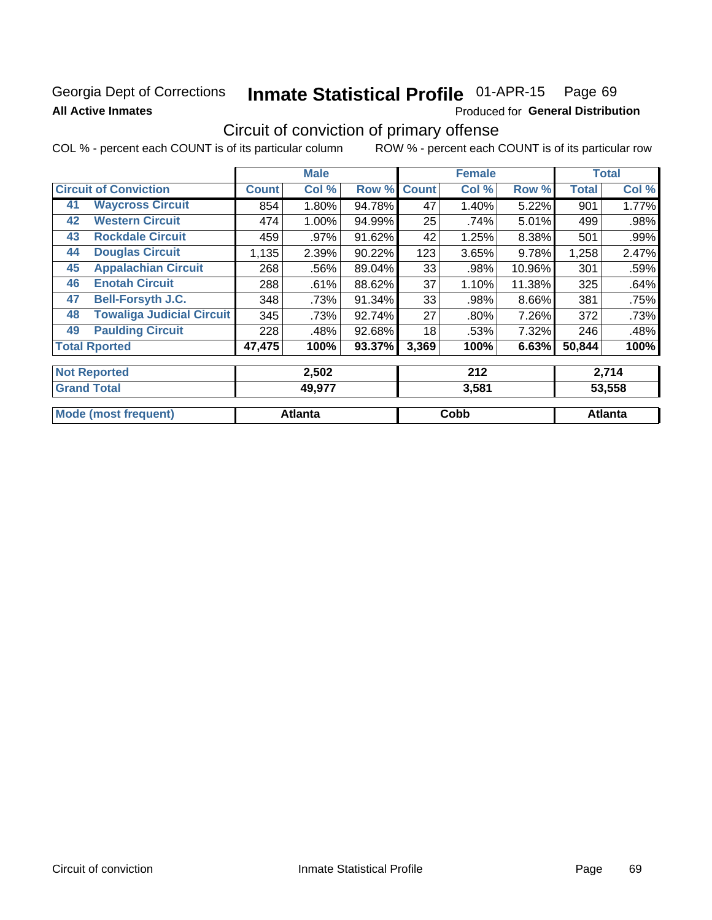Georgia Dept of Corrections **Inmate Statistical Profile** 01-APR-15 Page 69

**All Active Inmates** Produced for **General Distribution**

## Circuit of conviction of primary offense

COL % - percent each COUNT is of its particular column ROW % - percent each COUNT is of its particular row

| | | Male | | | Female | | | Total | |
|---|---|---|---|---|---|---|---|---|---|
| Circuit of Conviction | | Count | Col % | Row % | Count | Col % | Row % | Total | Col % |
| 41 | Waycross Circuit | 854 | 1.80% | 94.78% | 47 | 1.40% | 5.22% | 901 | 1.77% |
| 42 | Western Circuit | 474 | 1.00% | 94.99% | 25 | .74% | 5.01% | 499 | .98% |
| 43 | Rockdale Circuit | 459 | .97% | 91.62% | 42 | 1.25% | 8.38% | 501 | .99% |
| 44 | Douglas Circuit | 1,135 | 2.39% | 90.22% | 123 | 3.65% | 9.78% | 1,258 | 2.47% |
| 45 | Appalachian Circuit | 268 | .56% | 89.04% | 33 | .98% | 10.96% | 301 | .59% |
| 46 | Enotah Circuit | 288 | .61% | 88.62% | 37 | 1.10% | 11.38% | 325 | .64% |
| 47 | Bell-Forsyth J.C. | 348 | .73% | 91.34% | 33 | .98% | 8.66% | 381 | .75% |
| 48 | Towaliga Judicial Circuit | 345 | .73% | 92.74% | 27 | .80% | 7.26% | 372 | .73% |
| 49 | Paulding Circuit | 228 | .48% | 92.68% | 18 | .53% | 7.32% | 246 | .48% |
| Total Rported | | 47,475 | 100% | 93.37% | 3,369 | 100% | 6.63% | 50,844 | 100% |
| Not Reported | | 2,502 | | | 212 | | | 2,714 | |
| Grand Total | | 49,977 | | | 3,581 | | | 53,558 | |
| Mode (most frequent) | | Atlanta | | | Cobb | | | Atlanta | |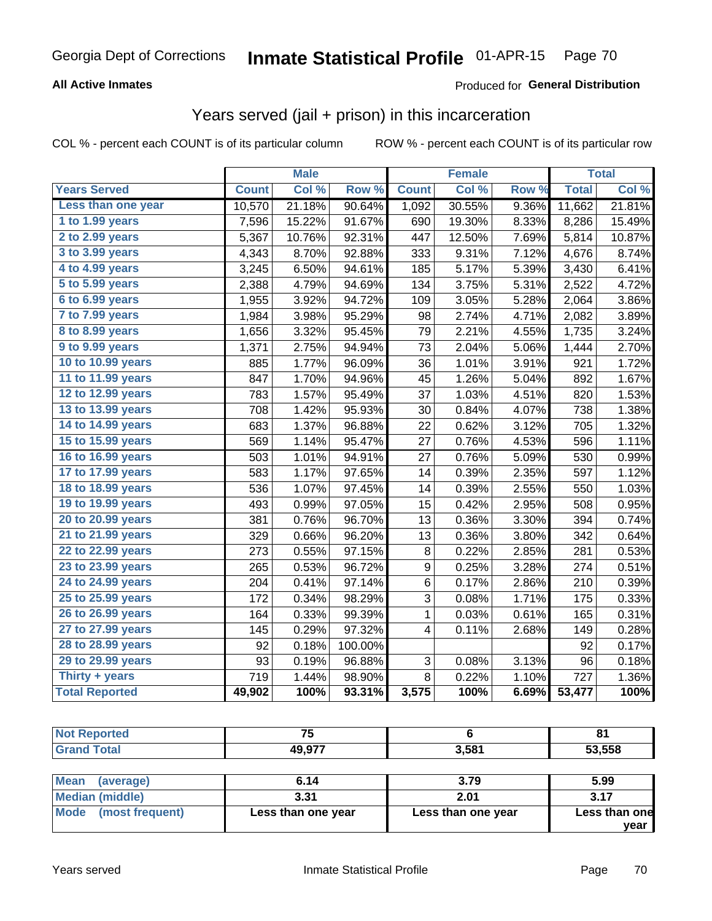Georgia Dept of Corrections **Inmate Statistical Profile** 01-APR-15

**All Active Inmates**

Produced for **General Distribution**

## Years served (jail + prison) in this incarceration

COL % - percent each COUNT is of its particular column ROW % - percent each COUNT is of its particular row

| | Male | | | Female | | | Total | |
|---|---|---|---|---|---|---|---|---|
| **Years Served** | **Count** | **Col %** | **Row %** | **Count** | **Col %** | **Row %** | **Total** | **Col %** |
| Less than one year | 10,570 | 21.18% | 90.64% | 1,092 | 30.55% | 9.36% | 11,662 | 21.81% |
| 1 to 1.99 years | 7,596 | 15.22% | 91.67% | 690 | 19.30% | 8.33% | 8,286 | 15.49% |
| 2 to 2.99 years | 5,367 | 10.76% | 92.31% | 447 | 12.50% | 7.69% | 5,814 | 10.87% |
| 3 to 3.99 years | 4,343 | 8.70% | 92.88% | 333 | 9.31% | 7.12% | 4,676 | 8.74% |
| 4 to 4.99 years | 3,245 | 6.50% | 94.61% | 185 | 5.17% | 5.39% | 3,430 | 6.41% |
| 5 to 5.99 years | 2,388 | 4.79% | 94.69% | 134 | 3.75% | 5.31% | 2,522 | 4.72% |
| 6 to 6.99 years | 1,955 | 3.92% | 94.72% | 109 | 3.05% | 5.28% | 2,064 | 3.86% |
| 7 to 7.99 years | 1,984 | 3.98% | 95.29% | 98 | 2.74% | 4.71% | 2,082 | 3.89% |
| 8 to 8.99 years | 1,656 | 3.32% | 95.45% | 79 | 2.21% | 4.55% | 1,735 | 3.24% |
| 9 to 9.99 years | 1,371 | 2.75% | 94.94% | 73 | 2.04% | 5.06% | 1,444 | 2.70% |
| 10 to 10.99 years | 885 | 1.77% | 96.09% | 36 | 1.01% | 3.91% | 921 | 1.72% |
| 11 to 11.99 years | 847 | 1.70% | 94.96% | 45 | 1.26% | 5.04% | 892 | 1.67% |
| 12 to 12.99 years | 783 | 1.57% | 95.49% | 37 | 1.03% | 4.51% | 820 | 1.53% |
| 13 to 13.99 years | 708 | 1.42% | 95.93% | 30 | 0.84% | 4.07% | 738 | 1.38% |
| 14 to 14.99 years | 683 | 1.37% | 96.88% | 22 | 0.62% | 3.12% | 705 | 1.32% |
| 15 to 15.99 years | 569 | 1.14% | 95.47% | 27 | 0.76% | 4.53% | 596 | 1.11% |
| 16 to 16.99 years | 503 | 1.01% | 94.91% | 27 | 0.76% | 5.09% | 530 | 0.99% |
| 17 to 17.99 years | 583 | 1.17% | 97.65% | 14 | 0.39% | 2.35% | 597 | 1.12% |
| 18 to 18.99 years | 536 | 1.07% | 97.45% | 14 | 0.39% | 2.55% | 550 | 1.03% |
| 19 to 19.99 years | 493 | 0.99% | 97.05% | 15 | 0.42% | 2.95% | 508 | 0.95% |
| 20 to 20.99 years | 381 | 0.76% | 96.70% | 13 | 0.36% | 3.30% | 394 | 0.74% |
| 21 to 21.99 years | 329 | 0.66% | 96.20% | 13 | 0.36% | 3.80% | 342 | 0.64% |
| 22 to 22.99 years | 273 | 0.55% | 97.15% | 8 | 0.22% | 2.85% | 281 | 0.53% |
| 23 to 23.99 years | 265 | 0.53% | 96.72% | 9 | 0.25% | 3.28% | 274 | 0.51% |
| 24 to 24.99 years | 204 | 0.41% | 97.14% | 6 | 0.17% | 2.86% | 210 | 0.39% |
| 25 to 25.99 years | 172 | 0.34% | 98.29% | 3 | 0.08% | 1.71% | 175 | 0.33% |
| 26 to 26.99 years | 164 | 0.33% | 99.39% | 1 | 0.03% | 0.61% | 165 | 0.31% |
| 27 to 27.99 years | 145 | 0.29% | 97.32% | 4 | 0.11% | 2.68% | 149 | 0.28% |
| 28 to 28.99 years | 92 | 0.18% | 100.00% | | | | 92 | 0.17% |
| 29 to 29.99 years | 93 | 0.19% | 96.88% | 3 | 0.08% | 3.13% | 96 | 0.18% |
| Thirty + years | 719 | 1.44% | 98.90% | 8 | 0.22% | 1.10% | 727 | 1.36% |
| **Total Reported** | **49,902** | **100%** | **93.31%** | **3,575** | **100%** | **6.69%** | **53,477** | **100%** |

| | Male | Female | Total |
|---|---|---|---|
| Not Reported | **75** | **6** | **81** |
| Grand Total | **49,977** | **3,581** | **53,558** |

| | Male | Female | Total |
|---|---|---|---|
| Mean (average) | **6.14** | **3.79** | **5.99** |
| Median (middle) | **3.31** | **2.01** | **3.17** |
| Mode (most frequent) | **Less than one year** | **Less than one year** | **Less than one year** |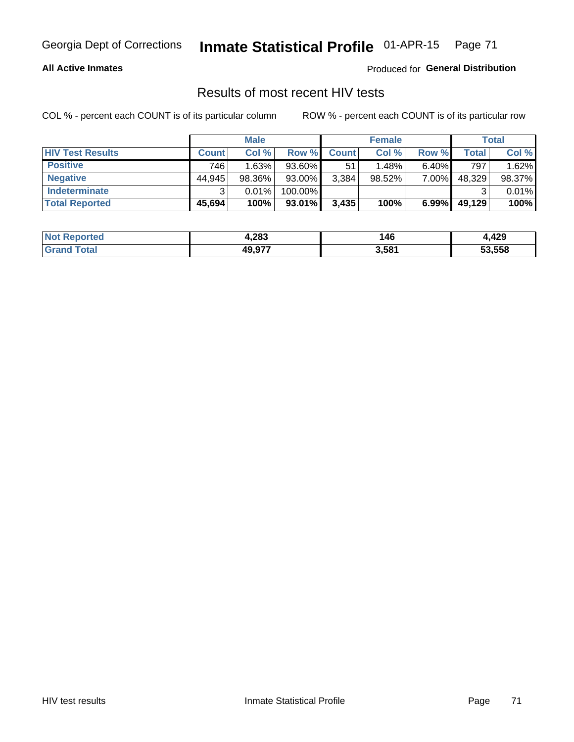Georgia Dept of Corrections **Inmate Statistical Profile** 01-APR-15

**All Active Inmates**

Produced for **General Distribution**

## Results of most recent HIV tests

COL % - percent each COUNT is of its particular column

ROW % - percent each COUNT is of its particular row

| | Male | | | Female | | | Total | |
|---|---|---|---|---|---|---|---|---|
| **HIV Test Results** | **Count** | **Col %** | **Row %** | **Count** | **Col %** | **Row %** | **Total** | **Col %** |
| **Positive** | 746 | 1.63% | 93.60% | 51 | 1.48% | 6.40% | 797 | 1.62% |
| **Negative** | 44,945 | 98.36% | 93.00% | 3,384 | 98.52% | 7.00% | 48,329 | 98.37% |
| **Indeterminate** | 3 | 0.01% | 100.00% | | | | 3 | 0.01% |
| **Total Reported** | **45,694** | **100%** | **93.01%** | **3,435** | **100%** | **6.99%** | **49,129** | **100%** |

| | Male | Female | Total |
|---|---|---|---|
| **Not Reported** | **4,283** | **146** | **4,429** |
| **Grand Total** | **49,977** | **3,581** | **53,558** |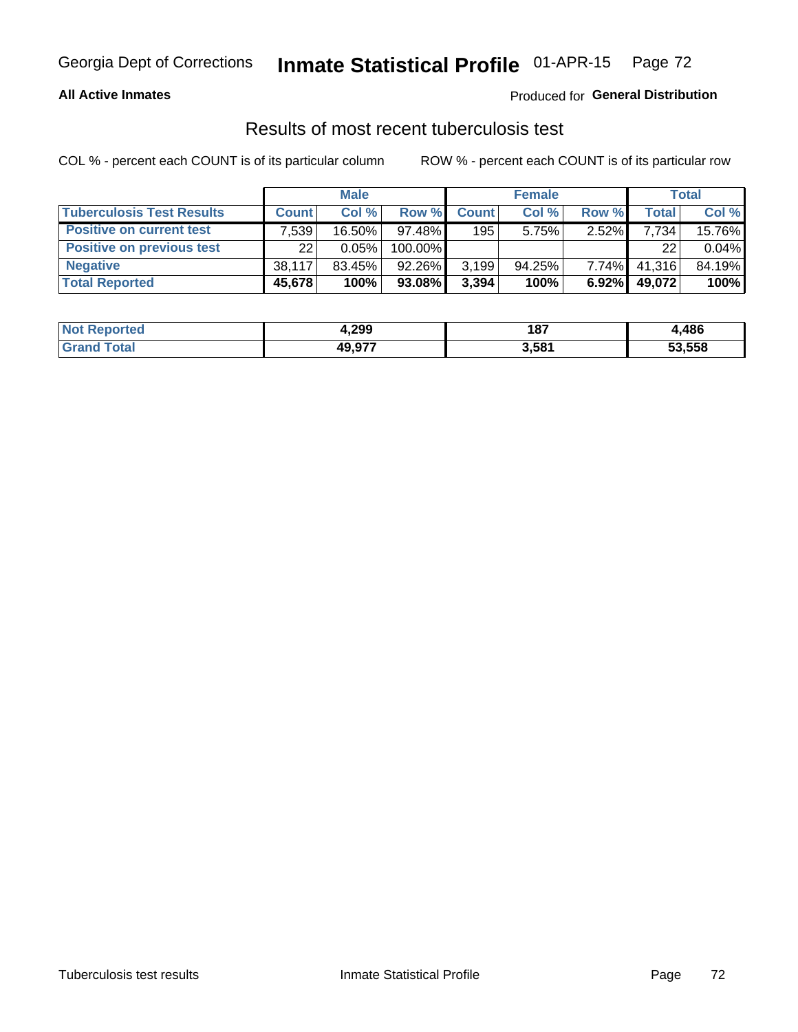Georgia Dept of Corrections **Inmate Statistical Profile** 01-APR-15

**All Active Inmates**

Produced for **General Distribution**

## Results of most recent tuberculosis test

COL % - percent each COUNT is of its particular column

ROW % - percent each COUNT is of its particular row

| | Male | | | Female | | | Total | |
|---|---|---|---|---|---|---|---|---|
| **Tuberculosis Test Results** | **Count** | **Col %** | **Row %** | **Count** | **Col %** | **Row %** | **Total** | **Col %** |
| **Positive on current test** | 7,539 | 16.50% | 97.48% | 195 | 5.75% | 2.52% | 7,734 | 15.76% |
| **Positive on previous test** | 22 | 0.05% | 100.00% | | | | 22 | 0.04% |
| **Negative** | 38,117 | 83.45% | 92.26% | 3,199 | 94.25% | 7.74% | 41,316 | 84.19% |
| **Total Reported** | **45,678** | **100%** | **93.08%** | **3,394** | **100%** | **6.92%** | **49,072** | **100%** |

| | Male | Female | Total |
|---|---|---|---|
| **Not Reported** | **4,299** | **187** | **4,486** |
| **Grand Total** | **49,977** | **3,581** | **53,558** |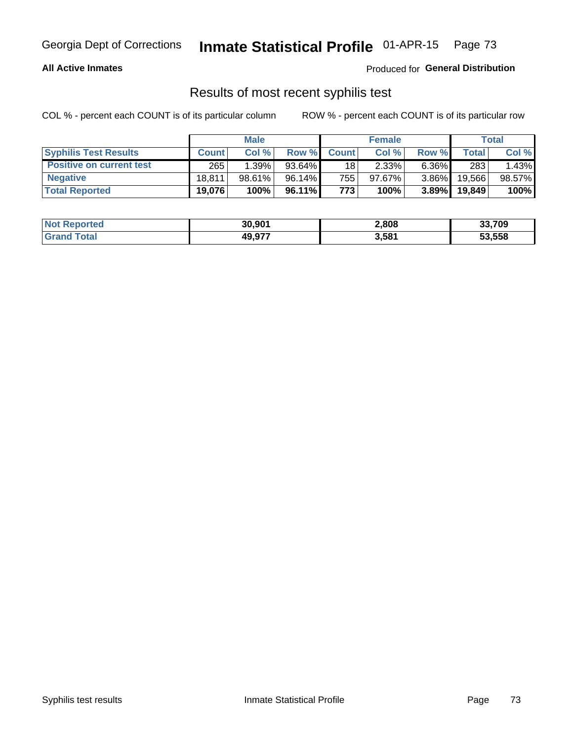**All Active Inmates**

Produced for **General Distribution**

## Results of most recent syphilis test

COL % - percent each COUNT is of its particular column

ROW % - percent each COUNT is of its particular row

| | Male | | | Female | | | Total | |
|---|---|---|---|---|---|---|---|---|
| **Syphilis Test Results** | **Count** | **Col %** | **Row %** | **Count** | **Col %** | **Row %** | **Total** | **Col %** |
| **Positive on current test** | 265 | 1.39% | 93.64% | 18 | 2.33% | 6.36% | 283 | 1.43% |
| **Negative** | 18,811 | 98.61% | 96.14% | 755 | 97.67% | 3.86% | 19,566 | 98.57% |
| **Total Reported** | **19,076** | **100%** | **96.11%** | **773** | **100%** | **3.89%** | **19,849** | **100%** |

| | Male | Female | Total |
|---|---|---|---|
| **Not Reported** | **30,901** | **2,808** | **33,709** |
| **Grand Total** | **49,977** | **3,581** | **53,558** |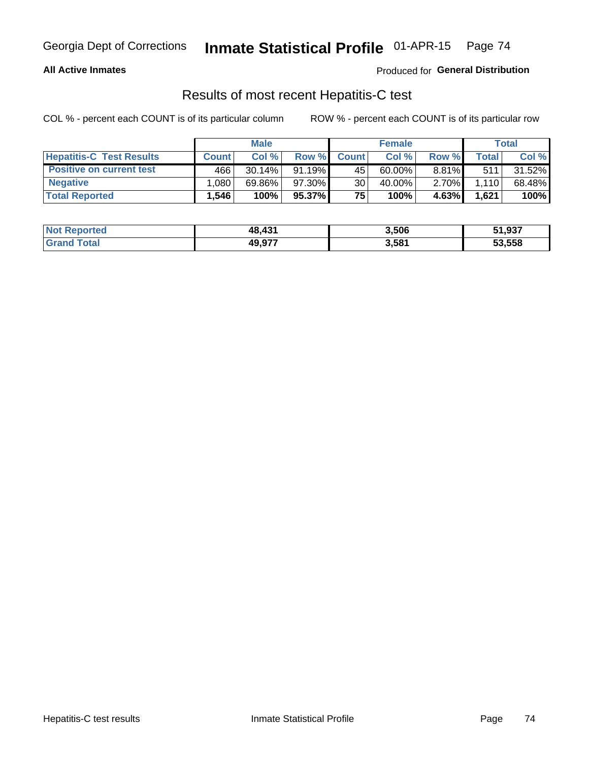Georgia Dept of Corrections **Inmate Statistical Profile** 01-APR-15

**All Active Inmates**

Produced for **General Distribution**

## Results of most recent Hepatitis-C test

COL % - percent each COUNT is of its particular column     ROW % - percent each COUNT is of its particular row

| | Male | | | Female | | | Total | |
|---|---|---|---|---|---|---|---|---|
| **Hepatitis-C Test Results** | **Count** | **Col %** | **Row %** | **Count** | **Col %** | **Row %** | **Total** | **Col %** |
| **Positive on current test** | 466 | 30.14% | 91.19% | 45 | 60.00% | 8.81% | 511 | 31.52% |
| **Negative** | 1,080 | 69.86% | 97.30% | 30 | 40.00% | 2.70% | 1,110 | 68.48% |
| **Total Reported** | **1,546** | **100%** | **95.37%** | **75** | **100%** | **4.63%** | **1,621** | **100%** |

| | Male | Female | Total |
|---|---|---|---|
| **Not Reported** | **48,431** | **3,506** | **51,937** |
| **Grand Total** | **49,977** | **3,581** | **53,558** |

Hepatitis-C test results     Inmate Statistical Profile